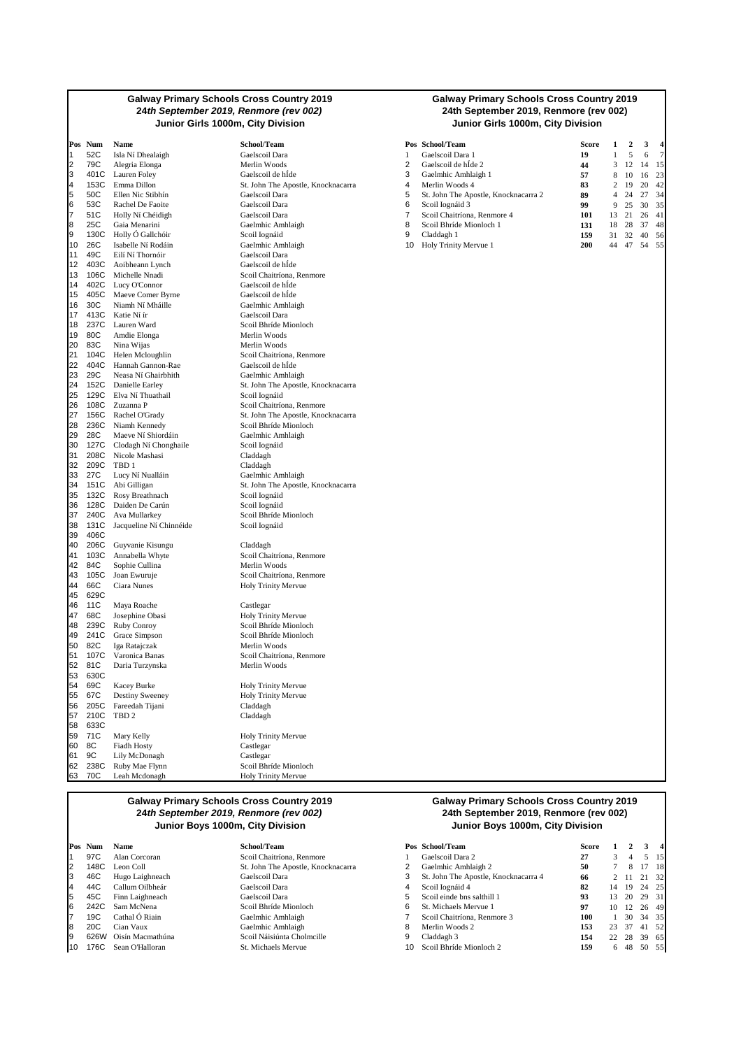## Galway Primary Schools Cross Country 2019
### *24th September 2019, Renmore (rev 002)*
### Junior Girls 1000m, City Division

| Pos | Num | Name | School/Team |
|---|---|---|---|
| 1 | 52C | Isla Ní Dhealaigh | Gaelscoil Dara |
| 2 | 79C | Alegria Elonga | Merlin Woods |
| 3 | 401C | Lauren Foley | Gaelscoil de hÍde |
| 4 | 153C | Emma Dillon | St. John The Apostle, Knocknacarra |
| 5 | 50C | Ellen Nic Stibhín | Gaelscoil Dara |
| 6 | 53C | Rachel De Faoite | Gaelscoil Dara |
| 7 | 51C | Holly Ní Chéidigh | Gaelscoil Dara |
| 8 | 25C | Gaia Menarini | Gaelmhic Amhlaigh |
| 9 | 130C | Holly Ó Gallchóir | Scoil Iognáid |
| 10 | 26C | Isabelle Ní Rodáin | Gaelmhic Amhlaigh |
| 11 | 49C | Eilí Ní Thornóir | Gaelscoil Dara |
| 12 | 403C | Aoibheann Lynch | Gaelscoil de hÍde |
| 13 | 106C | Michelle Nnadi | Scoil Chaitríona, Renmore |
| 14 | 402C | Lucy O'Connor | Gaelscoil de hÍde |
| 15 | 405C | Maeve Comer Byrne | Gaelscoil de hÍde |
| 16 | 30C | Niamh Ní Mháille | Gaelmhic Amhlaigh |
| 17 | 413C | Katie Ní ír | Gaelscoil Dara |
| 18 | 237C | Lauren Ward | Scoil Bhríde Mionloch |
| 19 | 80C | Amdie Elonga | Merlin Woods |
| 20 | 83C | Nina Wijas | Merlin Woods |
| 21 | 104C | Helen Mcloughlin | Scoil Chaitríona, Renmore |
| 22 | 404C | Hannah Gannon-Rae | Gaelscoil de hÍde |
| 23 | 29C | Neasa Ní Ghairbhith | Gaelmhic Amhlaigh |
| 24 | 152C | Danielle Earley | St. John The Apostle, Knocknacarra |
| 25 | 129C | Elva Ní Thuathail | Scoil Iognáid |
| 26 | 108C | Zuzanna P | Scoil Chaitríona, Renmore |
| 27 | 156C | Rachel O'Grady | St. John The Apostle, Knocknacarra |
| 28 | 236C | Niamh Kennedy | Scoil Bhríde Mionloch |
| 29 | 28C | Maeve Ní Shiordáin | Gaelmhic Amhlaigh |
| 30 | 127C | Clodagh Ní Chonghaile | Scoil Iognáid |
| 31 | 208C | Nicole Mashasi | Claddagh |
| 32 | 209C | TBD 1 | Claddagh |
| 33 | 27C | Lucy Ní Nualláin | Gaelmhic Amhlaigh |
| 34 | 151C | Abi Gilligan | St. John The Apostle, Knocknacarra |
| 35 | 132C | Rosy Breathnach | Scoil Iognáid |
| 36 | 128C | Daiden De Carún | Scoil Iognáid |
| 37 | 240C | Ava Mullarkey | Scoil Bhríde Mionloch |
| 38 | 131C | Jacqueline Ní Chinnéide | Scoil Iognáid |
| 39 | 406C | | |
| 40 | 206C | Guyvanie Kisungu | Claddagh |
| 41 | 103C | Annabella Whyte | Scoil Chaitríona, Renmore |
| 42 | 84C | Sophie Cullina | Merlin Woods |
| 43 | 105C | Joan Ewuruje | Scoil Chaitríona, Renmore |
| 44 | 66C | Ciara Nunes | Holy Trinity Mervue |
| 45 | 629C | | |
| 46 | 11C | Maya Roache | Castlegar |
| 47 | 68C | Josephine Obasi | Holy Trinity Mervue |
| 48 | 239C | Ruby Conroy | Scoil Bhríde Mionloch |
| 49 | 241C | Grace Simpson | Scoil Bhríde Mionloch |
| 50 | 82C | Iga Ratajczak | Merlin Woods |
| 51 | 107C | Varonica Banas | Scoil Chaitríona, Renmore |
| 52 | 81C | Daria Turzynska | Merlin Woods |
| 53 | 630C | | |
| 54 | 69C | Kacey Burke | Holy Trinity Mervue |
| 55 | 67C | Destiny Sweeney | Holy Trinity Mervue |
| 56 | 205C | Fareedah Tijani | Claddagh |
| 57 | 210C | TBD 2 | Claddagh |
| 58 | 633C | | |
| 59 | 71C | Mary Kelly | Holy Trinity Mervue |
| 60 | 8C | Fiadh Hosty | Castlegar |
| 61 | 9C | Lily McDonagh | Castlegar |
| 62 | 238C | Ruby Mae Flynn | Scoil Bhríde Mionloch |
| 63 | 70C | Leah Mcdonagh | Holy Trinity Mervue |

## Galway Primary Schools Cross Country 2019
### 24th September 2019, Renmore (rev 002)
### Junior Girls 1000m, City Division

| Pos | School/Team | Score | 1 | 2 | 3 | 4 |
|---|---|---|---|---|---|---|
| 1 | Gaelscoil Dara 1 | **19** | 1 | 5 | 6 | 7 |
| 2 | Gaelscoil de hÍde 2 | **44** | 3 | 12 | 14 | 15 |
| 3 | Gaelmhic Amhlaigh 1 | **57** | 8 | 10 | 16 | 23 |
| 4 | Merlin Woods 4 | **83** | 2 | 19 | 20 | 42 |
| 5 | St. John The Apostle, Knocknacarra 2 | **89** | 4 | 24 | 27 | 34 |
| 6 | Scoil Iognáid 3 | **99** | 9 | 25 | 30 | 35 |
| 7 | Scoil Chaitríona, Renmore 4 | **101** | 13 | 21 | 26 | 41 |
| 8 | Scoil Bhríde Mionloch 1 | **131** | 18 | 28 | 37 | 48 |
| 9 | Claddagh 1 | **159** | 31 | 32 | 40 | 56 |
| 10 | Holy Trinity Mervue 1 | **200** | 44 | 47 | 54 | 55 |

## Galway Primary Schools Cross Country 2019
### *24th September 2019, Renmore (rev 002)*
### Junior Boys 1000m, City Division

| Pos | Num | Name | School/Team |
|---|---|---|---|
| 1 | 97C | Alan Corcoran | Scoil Chaitríona, Renmore |
| 2 | 148C | Leon Coll | St. John The Apostle, Knocknacarra |
| 3 | 46C | Hugo Laighneach | Gaelscoil Dara |
| 4 | 44C | Callum Oilbheár | Gaelscoil Dara |
| 5 | 45C | Finn Laighneach | Gaelscoil Dara |
| 6 | 242C | Sam McNena | Scoil Bhríde Mionloch |
| 7 | 19C | Cathal Ó Riain | Gaelmhic Amhlaigh |
| 8 | 20C | Cian Vaux | Gaelmhic Amhlaigh |
| 9 | 626W | Oisín Macmathúna | Scoil Náisiúnta Cholmcille |
| 10 | 176C | Sean O'Halloran | St. Michaels Mervue |

## Galway Primary Schools Cross Country 2019
### 24th September 2019, Renmore (rev 002)
### Junior Boys 1000m, City Division

| Pos | School/Team | Score | 1 | 2 | 3 | 4 |
|---|---|---|---|---|---|---|
| 1 | Gaelscoil Dara 2 | **27** | 3 | 4 | 5 | 15 |
| 2 | Gaelmhic Amhlaigh 2 | **50** | 7 | 8 | 17 | 18 |
| 3 | St. John The Apostle, Knocknacarra 4 | **66** | 2 | 11 | 21 | 32 |
| 4 | Scoil Iognáid 4 | **82** | 14 | 19 | 24 | 25 |
| 5 | Scoil einde bns salthill 1 | **93** | 13 | 20 | 29 | 31 |
| 6 | St. Michaels Mervue 1 | **97** | 10 | 12 | 26 | 49 |
| 7 | Scoil Chaitríona, Renmore 3 | **100** | 1 | 30 | 34 | 35 |
| 8 | Merlin Woods 2 | **153** | 23 | 37 | 41 | 52 |
| 9 | Claddagh 3 | **154** | 22 | 28 | 39 | 65 |
| 10 | Scoil Bhríde Mionloch 2 | **159** | 6 | 48 | 50 | 55 |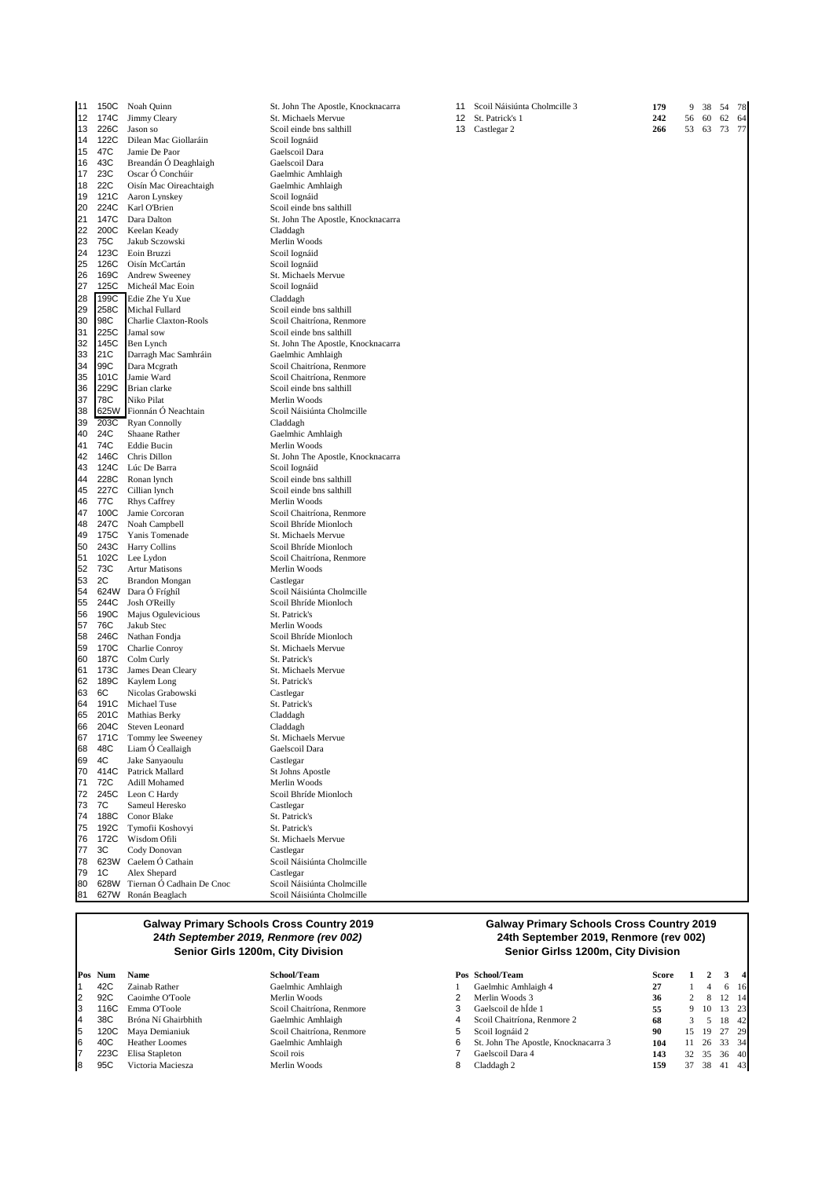| Pos | Num | Name | School/Team |
|---|---|---|---|
| 11 | 150C | Noah Quinn | St. John The Apostle, Knocknacarra |
| 12 | 174C | Jimmy Cleary | St. Michaels Mervue |
| 13 | 226C | Jason so | Scoil einde bns salthill |
| 14 | 122C | Dilean Mac Giollaráin | Scoil Iognáid |
| 15 | 47C | Jamie De Paor | Gaelscoil Dara |
| 16 | 43C | Breandán Ó Deaghlaigh | Gaelscoil Dara |
| 17 | 23C | Oscar Ó Conchúir | Gaelmhic Amhlaigh |
| 18 | 22C | Oisín Mac Oireachtaigh | Gaelmhic Amhlaigh |
| 19 | 121C | Aaron Lynskey | Scoil Iognáid |
| 20 | 224C | Karl O'Brien | Scoil einde bns salthill |
| 21 | 147C | Dara Dalton | St. John The Apostle, Knocknacarra |
| 22 | 200C | Keelan Keady | Claddagh |
| 23 | 75C | Jakub Sczowski | Merlin Woods |
| 24 | 123C | Eoin Bruzzi | Scoil Iognáid |
| 25 | 126C | Oisín McCartán | Scoil Iognáid |
| 26 | 169C | Andrew Sweeney | St. Michaels Mervue |
| 27 | 125C | Micheál Mac Eoin | Scoil Iognáid |
| 28 | 199C | Edie Zhe Yu Xue | Claddagh |
| 29 | 258C | Michal Fullard | Scoil einde bns salthill |
| 30 | 98C | Charlie Claxton-Rools | Scoil Chaitríona, Renmore |
| 31 | 225C | Jamal sow | Scoil einde bns salthill |
| 32 | 145C | Ben Lynch | St. John The Apostle, Knocknacarra |
| 33 | 21C | Darragh Mac Samhráin | Gaelmhic Amhlaigh |
| 34 | 99C | Dara Mcgrath | Scoil Chaitríona, Renmore |
| 35 | 101C | Jamie Ward | Scoil Chaitríona, Renmore |
| 36 | 229C | Brian clarke | Scoil einde bns salthill |
| 37 | 78C | Niko Pilat | Merlin Woods |
| 38 | 625W | Fionnán Ó Neachtain | Scoil Náisiúnta Cholmcille |
| 39 | 203C | Ryan Connolly | Claddagh |
| 40 | 24C | Shaane Rather | Gaelmhic Amhlaigh |
| 41 | 74C | Eddie Bucin | Merlin Woods |
| 42 | 146C | Chris Dillon | St. John The Apostle, Knocknacarra |
| 43 | 124C | Lúc De Barra | Scoil Iognáid |
| 44 | 228C | Ronan lynch | Scoil einde bns salthill |
| 45 | 227C | Cillian lynch | Scoil einde bns salthill |
| 46 | 77C | Rhys Caffrey | Merlin Woods |
| 47 | 100C | Jamie Corcoran | Scoil Chaitríona, Renmore |
| 48 | 247C | Noah Campbell | Scoil Bhríde Mionloch |
| 49 | 175C | Yanis Tomenade | St. Michaels Mervue |
| 50 | 243C | Harry Collins | Scoil Bhríde Mionloch |
| 51 | 102C | Lee Lydon | Scoil Chaitríona, Renmore |
| 52 | 73C | Artur Matisons | Merlin Woods |
| 53 | 2C | Brandon Mongan | Castlegar |
| 54 | 624W | Dara Ó Fríghil | Scoil Náisiúnta Cholmcille |
| 55 | 244C | Josh O'Reilly | Scoil Bhríde Mionloch |
| 56 | 190C | Majus Ogulevicious | St. Patrick's |
| 57 | 76C | Jakub Stec | Merlin Woods |
| 58 | 246C | Nathan Fondja | Scoil Bhríde Mionloch |
| 59 | 170C | Charlie Conroy | St. Michaels Mervue |
| 60 | 187C | Colm Curly | St. Patrick's |
| 61 | 173C | James Dean Cleary | St. Michaels Mervue |
| 62 | 189C | Kaylem Long | St. Patrick's |
| 63 | 6C | Nicolas Grabowski | Castlegar |
| 64 | 191C | Michael Tuse | St. Patrick's |
| 65 | 201C | Mathias Berky | Claddagh |
| 66 | 204C | Steven Leonard | Claddagh |
| 67 | 171C | Tommy lee Sweeney | St. Michaels Mervue |
| 68 | 48C | Liam Ó Ceallaigh | Gaelscoil Dara |
| 69 | 4C | Jake Sanyaoulu | Castlegar |
| 70 | 414C | Patrick Mallard | St Johns Apostle |
| 71 | 72C | Adill Mohamed | Merlin Woods |
| 72 | 245C | Leon C Hardy | Scoil Bhríde Mionloch |
| 73 | 7C | Sameul Heresko | Castlegar |
| 74 | 188C | Conor Blake | St. Patrick's |
| 75 | 192C | Tymofii Koshovyi | St. Patrick's |
| 76 | 172C | Wisdom Ofili | St. Michaels Mervue |
| 77 | 3C | Cody Donovan | Castlegar |
| 78 | 623W | Caelem Ó Cathain | Scoil Náisiúnta Cholmcille |
| 79 | 1C | Alex Shepard | Castlegar |
| 80 | 628W | Tiernan Ó Cadhain De Cnoc | Scoil Náisiúnta Cholmcille |
| 81 | 627W | Ronán Beaglach | Scoil Náisiúnta Cholmcille |

| Pos | School/Team | Score | 1 | 2 | 3 | 4 |
|---|---|---|---|---|---|---|
| 11 | Scoil Náisiúnta Cholmcille 3 | 179 | 9 | 38 | 54 | 78 |
| 12 | St. Patrick's 1 | 242 | 56 | 60 | 62 | 64 |
| 13 | Castlegar 2 | 266 | 53 | 63 | 73 | 77 |

## Galway Primary Schools Cross Country 2019
### *24th September 2019, Renmore (rev 002)*
### Senior Girls 1200m, City Division

| Pos | Num | Name | School/Team |
|---|---|---|---|
| 1 | 42C | Zainab Rather | Gaelmhic Amhlaigh |
| 2 | 92C | Caoimhe O'Toole | Merlin Woods |
| 3 | 116C | Emma O'Toole | Scoil Chaitríona, Renmore |
| 4 | 38C | Bróna Ní Ghairbhith | Gaelmhic Amhlaigh |
| 5 | 120C | Maya Demianiuk | Scoil Chaitríona, Renmore |
| 6 | 40C | Heather Loomes | Gaelmhic Amhlaigh |
| 7 | 223C | Elisa Stapleton | Scoil rois |
| 8 | 95C | Victoria Maciesza | Merlin Woods |

## Galway Primary Schools Cross Country 2019
### 24th September 2019, Renmore (rev 002)
### Senior Girlss 1200m, City Division

| Pos | School/Team | Score | 1 | 2 | 3 | 4 |
|---|---|---|---|---|---|---|
| 1 | Gaelmhic Amhlaigh 4 | 27 | 1 | 4 | 6 | 16 |
| 2 | Merlin Woods 3 | 36 | 2 | 8 | 12 | 14 |
| 3 | Gaelscoil de hÍde 1 | 55 | 9 | 10 | 13 | 23 |
| 4 | Scoil Chaitríona, Renmore 2 | 68 | 3 | 5 | 18 | 42 |
| 5 | Scoil Iognáid 2 | 90 | 15 | 19 | 27 | 29 |
| 6 | St. John The Apostle, Knocknacarra 3 | 104 | 11 | 26 | 33 | 34 |
| 7 | Gaelscoil Dara 4 | 143 | 32 | 35 | 36 | 40 |
| 8 | Claddagh 2 | 159 | 37 | 38 | 41 | 43 |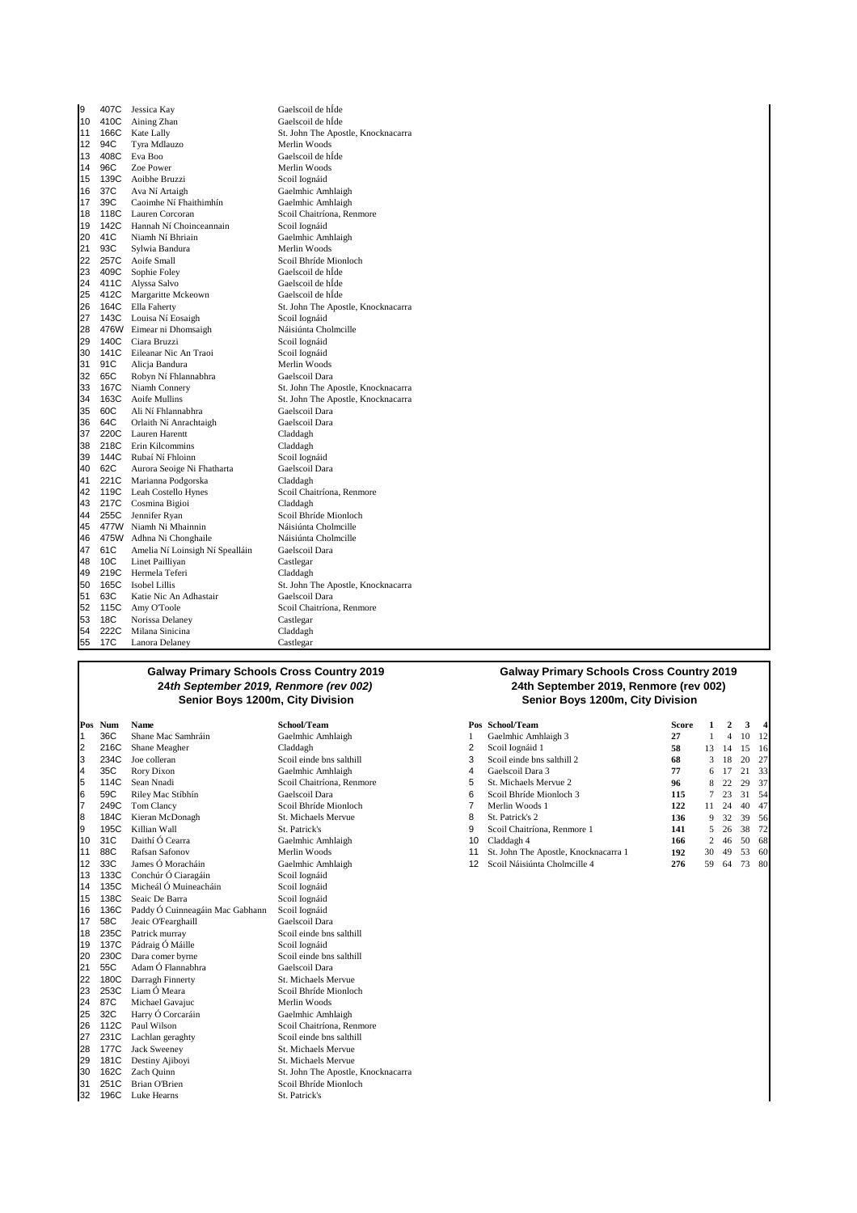| Pos | Num | Name | School/Team |
|---|---|---|---|
| 9 | 407C | Jessica Kay | Gaelscoil de hÍde |
| 10 | 410C | Aining Zhan | Gaelscoil de hÍde |
| 11 | 166C | Kate Lally | St. John The Apostle, Knocknacarra |
| 12 | 94C | Tyra Mdlauzo | Merlin Woods |
| 13 | 408C | Eva Boo | Gaelscoil de hÍde |
| 14 | 96C | Zoe Power | Merlin Woods |
| 15 | 139C | Aoibhe Bruzzi | Scoil Iognáid |
| 16 | 37C | Ava Ní Artaigh | Gaelmhic Amhlaigh |
| 17 | 39C | Caoimhe Ní Fhaithimhín | Gaelmhic Amhlaigh |
| 18 | 118C | Lauren Corcoran | Scoil Chaitríona, Renmore |
| 19 | 142C | Hannah Ní Choinceannain | Scoil Iognáid |
| 20 | 41C | Niamh Ní Bhriain | Gaelmhic Amhlaigh |
| 21 | 93C | Sylwia Bandura | Merlin Woods |
| 22 | 257C | Aoife Small | Scoil Bhríde Mionloch |
| 23 | 409C | Sophie Foley | Gaelscoil de hÍde |
| 24 | 411C | Alyssa Salvo | Gaelscoil de hÍde |
| 25 | 412C | Margaritte Mckeown | Gaelscoil de hÍde |
| 26 | 164C | Ella Faherty | St. John The Apostle, Knocknacarra |
| 27 | 143C | Louisa Ní Eosaigh | Scoil Iognáid |
| 28 | 476W | Eimear ni Dhomsaigh | Náisiúnta Cholmcille |
| 29 | 140C | Ciara Bruzzi | Scoil Iognáid |
| 30 | 141C | Eileanar Nic An Traoi | Scoil Iognáid |
| 31 | 91C | Alicja Bandura | Merlin Woods |
| 32 | 65C | Robyn Ní Fhlannabhra | Gaelscoil Dara |
| 33 | 167C | Niamh Connery | St. John The Apostle, Knocknacarra |
| 34 | 163C | Aoife Mullins | St. John The Apostle, Knocknacarra |
| 35 | 60C | Ali Ní Fhlannabhra | Gaelscoil Dara |
| 36 | 64C | Orlaith Ní Anrachtaigh | Gaelscoil Dara |
| 37 | 220C | Lauren Harentt | Claddagh |
| 38 | 218C | Erin Kilcommins | Claddagh |
| 39 | 144C | Rubaí Ní Fhloinn | Scoil Iognáid |
| 40 | 62C | Aurora Seoige Ni Fhatharta | Gaelscoil Dara |
| 41 | 221C | Marianna Podgorska | Claddagh |
| 42 | 119C | Leah Costello Hynes | Scoil Chaitríona, Renmore |
| 43 | 217C | Cosmina Bigioi | Claddagh |
| 44 | 255C | Jennifer Ryan | Scoil Bhríde Mionloch |
| 45 | 477W | Niamh Ni Mhainnin | Náisiúnta Cholmcille |
| 46 | 475W | Adhna Ni Chonghaile | Náisiúnta Cholmcille |
| 47 | 61C | Amelia Ní Loinsigh Ní Spealláin | Gaelscoil Dara |
| 48 | 10C | Linet Pailliyan | Castlegar |
| 49 | 219C | Hermela Teferi | Claddagh |
| 50 | 165C | Isobel Lillis | St. John The Apostle, Knocknacarra |
| 51 | 63C | Katie Nic An Adhastair | Gaelscoil Dara |
| 52 | 115C | Amy O'Toole | Scoil Chaitríona, Renmore |
| 53 | 18C | Norissa Delaney | Castlegar |
| 54 | 222C | Milana Sinicina | Claddagh |
| 55 | 17C | Lanora Delaney | Castlegar |

## Galway Primary Schools Cross Country 2019
### *24th September 2019, Renmore (rev 002)*
### Senior Boys 1200m, City Division

| Pos | Num | Name | School/Team |
|---|---|---|---|
| 1 | 36C | Shane Mac Samhráin | Gaelmhic Amhlaigh |
| 2 | 216C | Shane Meagher | Claddagh |
| 3 | 234C | Joe colleran | Scoil einde bns salthill |
| 4 | 35C | Rory Dixon | Gaelmhic Amhlaigh |
| 5 | 114C | Sean Nnadi | Scoil Chaitríona, Renmore |
| 6 | 59C | Riley Mac Stíbhín | Gaelscoil Dara |
| 7 | 249C | Tom Clancy | Scoil Bhríde Mionloch |
| 8 | 184C | Kieran McDonagh | St. Michaels Mervue |
| 9 | 195C | Killian Wall | St. Patrick's |
| 10 | 31C | Daithí Ó Cearra | Gaelmhic Amhlaigh |
| 11 | 88C | Rafsan Safonov | Merlin Woods |
| 12 | 33C | James Ó Moracháin | Gaelmhic Amhlaigh |
| 13 | 133C | Conchúr Ó Ciaragáin | Scoil Iognáid |
| 14 | 135C | Mícheál Ó Muineacháin | Scoil Iognáid |
| 15 | 138C | Seaic De Barra | Scoil Iognáid |
| 16 | 136C | Paddy Ó Cuinneagáin Mac Gabhann | Scoil Iognáid |
| 17 | 58C | Jeaic O'Fearghaill | Gaelscoil Dara |
| 18 | 235C | Patrick murray | Scoil einde bns salthill |
| 19 | 137C | Pádraig Ó Máille | Scoil Iognáid |
| 20 | 230C | Dara comer byrne | Scoil einde bns salthill |
| 21 | 55C | Adam Ó Flannabhra | Gaelscoil Dara |
| 22 | 180C | Darragh Finnerty | St. Michaels Mervue |
| 23 | 253C | Liam Ó Meara | Scoil Bhríde Mionloch |
| 24 | 87C | Michael Gavajuc | Merlin Woods |
| 25 | 32C | Harry Ó Corcaráin | Gaelmhic Amhlaigh |
| 26 | 112C | Paul Wilson | Scoil Chaitríona, Renmore |
| 27 | 231C | Lachlan geraghty | Scoil einde bns salthill |
| 28 | 177C | Jack Sweeney | St. Michaels Mervue |
| 29 | 181C | Destiny Ajiboyi | St. Michaels Mervue |
| 30 | 162C | Zach Quinn | St. John The Apostle, Knocknacarra |
| 31 | 251C | Brian O'Brien | Scoil Bhríde Mionloch |
| 32 | 196C | Luke Hearns | St. Patrick's |

## Galway Primary Schools Cross Country 2019
### 24th September 2019, Renmore (rev 002)
### Senior Boys 1200m, City Division

| Pos | School/Team | Score | 1 | 2 | 3 | 4 |
|---|---|---|---|---|---|---|
| 1 | Gaelmhic Amhlaigh 3 | **27** | 1 | 4 | 10 | 12 |
| 2 | Scoil Iognáid 1 | **58** | 13 | 14 | 15 | 16 |
| 3 | Scoil einde bns salthill 2 | **68** | 3 | 18 | 20 | 27 |
| 4 | Gaelscoil Dara 3 | **77** | 6 | 17 | 21 | 33 |
| 5 | St. Michaels Mervue 2 | **96** | 8 | 22 | 29 | 37 |
| 6 | Scoil Bhríde Mionloch 3 | **115** | 7 | 23 | 31 | 54 |
| 7 | Merlin Woods 1 | **122** | 11 | 24 | 40 | 47 |
| 8 | St. Patrick's 2 | **136** | 9 | 32 | 39 | 56 |
| 9 | Scoil Chaitríona, Renmore 1 | **141** | 5 | 26 | 38 | 72 |
| 10 | Claddagh 4 | **166** | 2 | 46 | 50 | 68 |
| 11 | St. John The Apostle, Knocknacarra 1 | **192** | 30 | 49 | 53 | 60 |
| 12 | Scoil Náisiúnta Cholmcille 4 | **276** | 59 | 64 | 73 | 80 |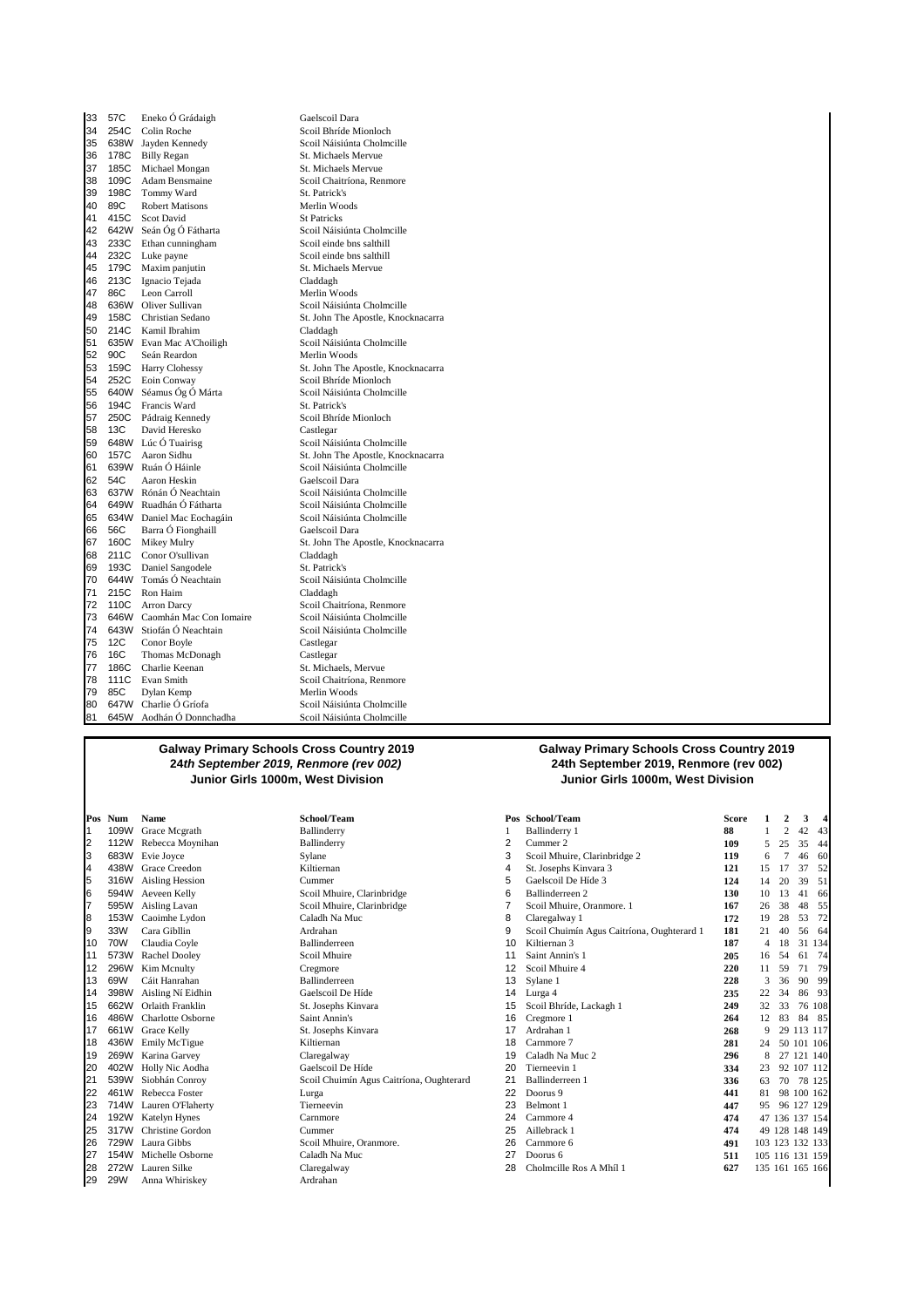| | | | |
|---|---|---|---|
| 33 | 57C | Eneko Ó Grádaigh | Gaelscoil Dara |
| 34 | 254C | Colin Roche | Scoil Bhríde Mionloch |
| 35 | 638W | Jayden Kennedy | Scoil Náisiúnta Cholmcille |
| 36 | 178C | Billy Regan | St. Michaels Mervue |
| 37 | 185C | Michael Mongan | St. Michaels Mervue |
| 38 | 109C | Adam Bensmaine | Scoil Chaitríona, Renmore |
| 39 | 198C | Tommy Ward | St. Patrick's |
| 40 | 89C | Robert Matisons | Merlin Woods |
| 41 | 415C | Scot David | St Patricks |
| 42 | 642W | Seán Óg Ó Fátharta | Scoil Náisiúnta Cholmcille |
| 43 | 233C | Ethan cunningham | Scoil einde bns salthill |
| 44 | 232C | Luke payne | Scoil einde bns salthill |
| 45 | 179C | Maxim panjutin | St. Michaels Mervue |
| 46 | 213C | Ignacio Tejada | Claddagh |
| 47 | 86C | Leon Carroll | Merlin Woods |
| 48 | 636W | Oliver Sullivan | Scoil Náisiúnta Cholmcille |
| 49 | 158C | Christian Sedano | St. John The Apostle, Knocknacarra |
| 50 | 214C | Kamil Ibrahim | Claddagh |
| 51 | 635W | Evan Mac A'Choiligh | Scoil Náisiúnta Cholmcille |
| 52 | 90C | Seán Reardon | Merlin Woods |
| 53 | 159C | Harry Clohessy | St. John The Apostle, Knocknacarra |
| 54 | 252C | Eoin Conway | Scoil Bhríde Mionloch |
| 55 | 640W | Séamus Óg Ó Márta | Scoil Náisiúnta Cholmcille |
| 56 | 194C | Francis Ward | St. Patrick's |
| 57 | 250C | Pádraig Kennedy | Scoil Bhríde Mionloch |
| 58 | 13C | David Heresko | Castlegar |
| 59 | 648W | Lúc Ó Tuairisg | Scoil Náisiúnta Cholmcille |
| 60 | 157C | Aaron Sidhu | St. John The Apostle, Knocknacarra |
| 61 | 639W | Ruán Ó Háinle | Scoil Náisiúnta Cholmcille |
| 62 | 54C | Aaron Heskin | Gaelscoil Dara |
| 63 | 637W | Rónán Ó Neachtain | Scoil Náisiúnta Cholmcille |
| 64 | 649W | Ruadhán Ó Fátharta | Scoil Náisiúnta Cholmcille |
| 65 | 634W | Daniel Mac Eochagáin | Scoil Náisiúnta Cholmcille |
| 66 | 56C | Barra Ó Fionghaill | Gaelscoil Dara |
| 67 | 160C | Mikey Mulry | St. John The Apostle, Knocknacarra |
| 68 | 211C | Conor O'sullivan | Claddagh |
| 69 | 193C | Daniel Sangodele | St. Patrick's |
| 70 | 644W | Tomás Ó Neachtain | Scoil Náisiúnta Cholmcille |
| 71 | 215C | Ron Haim | Claddagh |
| 72 | 110C | Arron Darcy | Scoil Chaitríona, Renmore |
| 73 | 646W | Caomhán Mac Con Iomaire | Scoil Náisiúnta Cholmcille |
| 74 | 643W | Stiofán Ó Neachtain | Scoil Náisiúnta Cholmcille |
| 75 | 12C | Conor Boyle | Castlegar |
| 76 | 16C | Thomas McDonagh | Castlegar |
| 77 | 186C | Charlie Keenan | St. Michaels, Mervue |
| 78 | 111C | Evan Smith | Scoil Chaitríona, Renmore |
| 79 | 85C | Dylan Kemp | Merlin Woods |
| 80 | 647W | Charlie Ó Gríofa | Scoil Náisiúnta Cholmcille |
| 81 | 645W | Aodhán Ó Donnchadha | Scoil Náisiúnta Cholmcille |

## Galway Primary Schools Cross Country 2019
### *24th September 2019, Renmore (rev 002)*
### Junior Girls 1000m, West Division

| Pos | Num | Name | School/Team |
|---|---|---|---|
| 1 | 109W | Grace Mcgrath | Ballinderry |
| 2 | 112W | Rebecca Moynihan | Ballinderry |
| 3 | 683W | Evie Joyce | Sylane |
| 4 | 438W | Grace Creedon | Kiltiernan |
| 5 | 316W | Aisling Hession | Cummer |
| 6 | 594W | Aeveen Kelly | Scoil Mhuire, Clarinbridge |
| 7 | 595W | Aisling Lavan | Scoil Mhuire, Clarinbridge |
| 8 | 153W | Caoimhe Lydon | Caladh Na Muc |
| 9 | 33W | Cara Gibllin | Ardrahan |
| 10 | 70W | Claudia Coyle | Ballinderreen |
| 11 | 573W | Rachel Dooley | Scoil Mhuire |
| 12 | 296W | Kim Mcnulty | Cregmore |
| 13 | 69W | Cáit Hanrahan | Ballinderreen |
| 14 | 398W | Aisling Ní Eidhin | Gaelscoil De Híde |
| 15 | 662W | Orlaith Franklin | St. Josephs Kinvara |
| 16 | 486W | Charlotte Osborne | Saint Annin's |
| 17 | 661W | Grace Kelly | St. Josephs Kinvara |
| 18 | 436W | Emily McTigue | Kiltiernan |
| 19 | 269W | Karina Garvey | Claregalway |
| 20 | 402W | Holly Nic Aodha | Gaelscoil De Híde |
| 21 | 539W | Siobhán Conroy | Scoil Chuimín Agus Caitríona, Oughterard |
| 22 | 461W | Rebecca Foster | Lurga |
| 23 | 714W | Lauren O'Flaherty | Tierneevin |
| 24 | 192W | Katelyn Hynes | Carnmore |
| 25 | 317W | Christine Gordon | Cummer |
| 26 | 729W | Laura Gibbs | Scoil Mhuire, Oranmore. |
| 27 | 154W | Michelle Osborne | Caladh Na Muc |
| 28 | 272W | Lauren Silke | Claregalway |
| 29 | 29W | Anna Whiriskey | Ardrahan |

## Galway Primary Schools Cross Country 2019
### 24th September 2019, Renmore (rev 002)
### Junior Girls 1000m, West Division

| Pos | School/Team | Score | 1 | 2 | 3 | 4 |
|---|---|---|---|---|---|---|
| 1 | Ballinderry 1 | **88** | 1 | 2 | 42 | 43 |
| 2 | Cummer 2 | **109** | 5 | 25 | 35 | 44 |
| 3 | Scoil Mhuire, Clarinbridge 2 | **119** | 6 | 7 | 46 | 60 |
| 4 | St. Josephs Kinvara 3 | **121** | 15 | 17 | 37 | 52 |
| 5 | Gaelscoil De Híde 3 | **124** | 14 | 20 | 39 | 51 |
| 6 | Ballinderreen 2 | **130** | 10 | 13 | 41 | 66 |
| 7 | Scoil Mhuire, Oranmore. 1 | **167** | 26 | 38 | 48 | 55 |
| 8 | Claregalway 1 | **172** | 19 | 28 | 53 | 72 |
| 9 | Scoil Chuimín Agus Caitríona, Oughterard 1 | **181** | 21 | 40 | 56 | 64 |
| 10 | Kiltiernan 3 | **187** | 4 | 18 | 31 | 134 |
| 11 | Saint Annin's 1 | **205** | 16 | 54 | 61 | 74 |
| 12 | Scoil Mhuire 4 | **220** | 11 | 59 | 71 | 79 |
| 13 | Sylane 1 | **228** | 3 | 36 | 90 | 99 |
| 14 | Lurga 4 | **235** | 22 | 34 | 86 | 93 |
| 15 | Scoil Bhríde, Lackagh 1 | **249** | 32 | 33 | 76 | 108 |
| 16 | Cregmore 1 | **264** | 12 | 83 | 84 | 85 |
| 17 | Ardrahan 1 | **268** | 9 | 29 | 113 | 117 |
| 18 | Carnmore 7 | **281** | 24 | 50 | 101 | 106 |
| 19 | Caladh Na Muc 2 | **296** | 8 | 27 | 121 | 140 |
| 20 | Tierneevin 1 | **334** | 23 | 92 | 107 | 112 |
| 21 | Ballinderreen 1 | **336** | 63 | 70 | 78 | 125 |
| 22 | Doorus 9 | **441** | 81 | 98 | 100 | 162 |
| 23 | Belmont 1 | **447** | 95 | 96 | 127 | 129 |
| 24 | Carnmore 4 | **474** | 47 | 136 | 137 | 154 |
| 25 | Aillebrack 1 | **474** | 49 | 128 | 148 | 149 |
| 26 | Carnmore 6 | **491** | 103 | 123 | 132 | 133 |
| 27 | Doorus 6 | **511** | 105 | 116 | 131 | 159 |
| 28 | Cholmcille Ros A Mhíl 1 | **627** | 135 | 161 | 165 | 166 |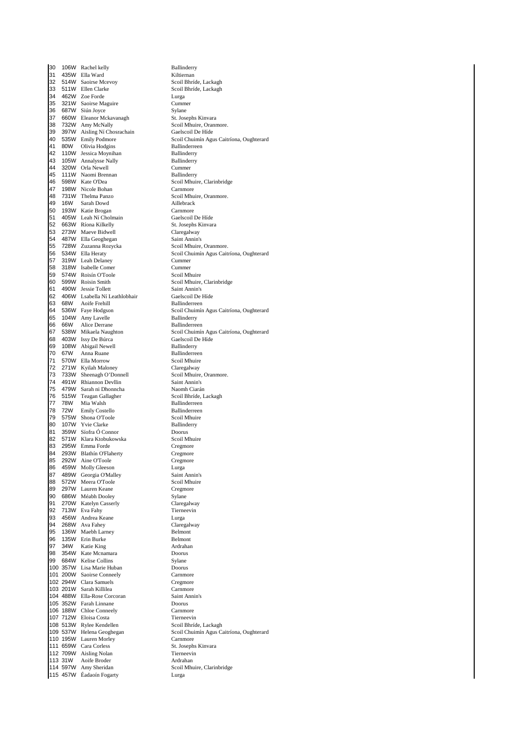| | | | |
|---|---|---|---|
| 30 | 106W | Rachel kelly | Ballinderry |
| 31 | 435W | Ella Ward | Kiltiernan |
| 32 | 514W | Saoirse Mcevoy | Scoil Bhríde, Lackagh |
| 33 | 511W | Ellen Clarke | Scoil Bhríde, Lackagh |
| 34 | 462W | Zoe Forde | Lurga |
| 35 | 321W | Saoirse Maguire | Cummer |
| 36 | 687W | Siún Joyce | Sylane |
| 37 | 660W | Eleanor Mckavanagh | St. Josephs Kinvara |
| 38 | 732W | Amy McNally | Scoil Mhuire, Oranmore. |
| 39 | 397W | Aisling Ní Chosrachain | Gaelscoil De Híde |
| 40 | 535W | Emily Podmore | Scoil Chuimín Agus Caitríona, Oughterard |
| 41 | 80W | Olivia Hodgins | Ballinderreen |
| 42 | 110W | Jessica Moynihan | Ballinderry |
| 43 | 105W | Annalysse Nally | Ballinderry |
| 44 | 320W | Orla Newell | Cummer |
| 45 | 111W | Naomi Brennan | Ballinderry |
| 46 | 598W | Kate O'Dea | Scoil Mhuire, Clarinbridge |
| 47 | 198W | Nicole Bohan | Carnmore |
| 48 | 731W | Thelma Panzo | Scoil Mhuire, Oranmore. |
| 49 | 16W | Sarah Dowd | Aillebrack |
| 50 | 193W | Katie Brogan | Carnmore |
| 51 | 405W | Leah Ní Cholmain | Gaelscoil De Híde |
| 52 | 663W | Ríona Kilkelly | St. Josephs Kinvara |
| 53 | 273W | Maeve Bidwell | Claregalway |
| 54 | 487W | Ella Geoghegan | Saint Annin's |
| 55 | 728W | Zuzanna Rozycka | Scoil Mhuire, Oranmore. |
| 56 | 534W | Ella Heraty | Scoil Chuimín Agus Caitríona, Oughterard |
| 57 | 319W | Leah Delaney | Cummer |
| 58 | 318W | Isabelle Comer | Cummer |
| 59 | 574W | Roisín O'Toole | Scoil Mhuire |
| 60 | 599W | Roisin Smith | Scoil Mhuire, Clarinbridge |
| 61 | 490W | Jessie Tollett | Saint Annin's |
| 62 | 406W | Lsabella Ní Leathlobhair | Gaelscoil De Híde |
| 63 | 68W | Aoife Frehill | Ballinderreen |
| 64 | 536W | Faye Hodgson | Scoil Chuimín Agus Caitríona, Oughterard |
| 65 | 104W | Amy Lavelle | Ballinderry |
| 66 | 66W | Alice Derrane | Ballinderreen |
| 67 | 538W | Mikaela Naughton | Scoil Chuimín Agus Caitríona, Oughterard |
| 68 | 403W | Issy De Búrca | Gaelscoil De Híde |
| 69 | 108W | Abigail Newell | Ballinderry |
| 70 | 67W | Anna Ruane | Ballinderreen |
| 71 | 570W | Ella Morrow | Scoil Mhuire |
| 72 | 271W | Kyilah Maloney | Claregalway |
| 73 | 733W | Sheenagh O'Donnell | Scoil Mhuire, Oranmore. |
| 74 | 491W | Rhiannon Devllin | Saint Annin's |
| 75 | 479W | Sarah ni Dhonncha | Naomh Ciarán |
| 76 | 515W | Teagan Gallagher | Scoil Bhríde, Lackagh |
| 77 | 78W | Mia Walsh | Ballinderreen |
| 78 | 72W | Emily Costello | Ballinderreen |
| 79 | 575W | Shona O'Toole | Scoil Mhuire |
| 80 | 107W | Yvie Clarke | Ballinderry |
| 81 | 359W | Síofra Ó Connor | Doorus |
| 82 | 571W | Klara Ktobukowska | Scoil Mhuire |
| 83 | 295W | Emma Forde | Cregmore |
| 84 | 293W | Blathín O'Flaherty | Cregmore |
| 85 | 292W | Aine O'Toole | Cregmore |
| 86 | 459W | Molly Gleeson | Lurga |
| 87 | 489W | Georgia O'Malley | Saint Annin's |
| 88 | 572W | Meera O'Toole | Scoil Mhuire |
| 89 | 297W | Lauren Keane | Cregmore |
| 90 | 686W | Méabh Dooley | Sylane |
| 91 | 270W | Katelyn Casserly | Claregalway |
| 92 | 713W | Eva Fahy | Tierneevin |
| 93 | 456W | Andrea Keane | Lurga |
| 94 | 268W | Ava Fahey | Claregalway |
| 95 | 136W | Maebh Larney | Belmont |
| 96 | 135W | Erin Burke | Belmont |
| 97 | 34W | Katie King | Ardrahan |
| 98 | 354W | Kate Mcnamara | Doorus |
| 99 | 684W | Kelise Collins | Sylane |
| 100 | 357W | Lisa Marie Huban | Doorus |
| 101 | 200W | Saoirse Conneely | Carnmore |
| 102 | 294W | Clara Samuels | Cregmore |
| 103 | 201W | Sarah Killilea | Carnmore |
| 104 | 488W | Ella-Rose Corcoran | Saint Annin's |
| 105 | 352W | Farah Linnane | Doorus |
| 106 | 188W | Chloe Conneely | Carnmore |
| 107 | 712W | Eloisa Costa | Tierneevin |
| 108 | 513W | Rylee Kendellen | Scoil Bhríde, Lackagh |
| 109 | 537W | Helena Geoghegan | Scoil Chuimín Agus Caitríona, Oughterard |
| 110 | 195W | Lauren Morley | Carnmore |
| 111 | 659W | Cara Corless | St. Josephs Kinvara |
| 112 | 709W | Aisling Nolan | Tierneevin |
| 113 | 31W | Aoife Broder | Ardrahan |
| 114 | 597W | Amy Sheridan | Scoil Mhuire, Clarinbridge |
| 115 | 457W | Éadaoín Fogarty | Lurga |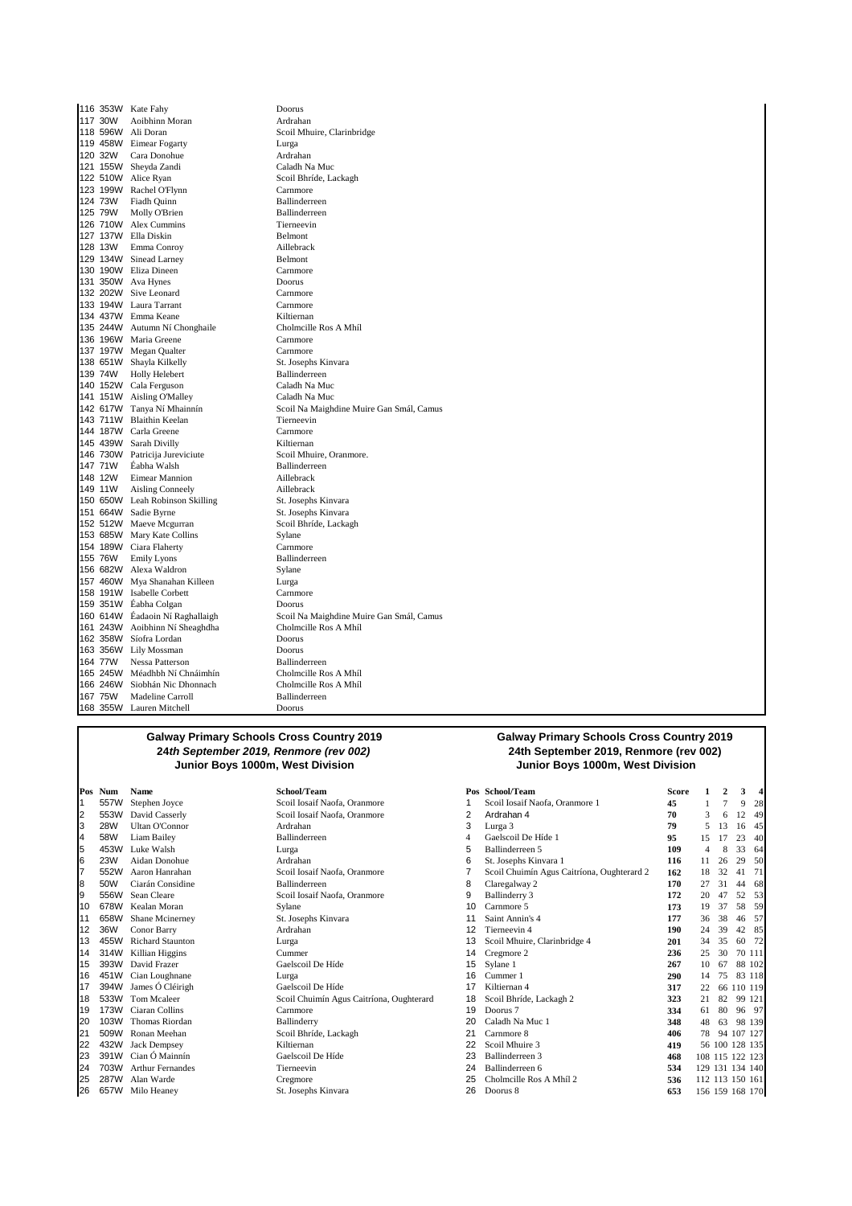| Pos | Num | Name | School/Team |
|---|---|---|---|
| 116 | 353W | Kate Fahy | Doorus |
| 117 | 30W | Aoibhinn Moran | Ardrahan |
| 118 | 596W | Ali Doran | Scoil Mhuire, Clarinbridge |
| 119 | 458W | Eimear Fogarty | Lurga |
| 120 | 32W | Cara Donohue | Ardrahan |
| 121 | 155W | Sheyda Zandi | Caladh Na Muc |
| 122 | 510W | Alice Ryan | Scoil Bhríde, Lackagh |
| 123 | 199W | Rachel O'Flynn | Carnmore |
| 124 | 73W | Fiadh Quinn | Ballinderreen |
| 125 | 79W | Molly O'Brien | Ballinderreen |
| 126 | 710W | Alex Cummins | Tierneevin |
| 127 | 137W | Ella Diskin | Belmont |
| 128 | 13W | Emma Conroy | Aillebrack |
| 129 | 134W | Sinead Larney | Belmont |
| 130 | 190W | Eliza Dineen | Carnmore |
| 131 | 350W | Ava Hynes | Doorus |
| 132 | 202W | Sive Leonard | Carnmore |
| 133 | 194W | Laura Tarrant | Carnmore |
| 134 | 437W | Emma Keane | Kiltiernan |
| 135 | 244W | Autumn Ní Chonghaile | Cholmcille Ros A Mhíl |
| 136 | 196W | Maria Greene | Carnmore |
| 137 | 197W | Megan Qualter | Carnmore |
| 138 | 651W | Shayla Kilkelly | St. Josephs Kinvara |
| 139 | 74W | Holly Helebert | Ballinderreen |
| 140 | 152W | Cala Ferguson | Caladh Na Muc |
| 141 | 151W | Aisling O'Malley | Caladh Na Muc |
| 142 | 617W | Tanya Ní Mhainnín | Scoil Na Maighdine Muire Gan Smál, Camus |
| 143 | 711W | Blaithin Keelan | Tierneevin |
| 144 | 187W | Carla Greene | Carnmore |
| 145 | 439W | Sarah Divilly | Kiltiernan |
| 146 | 730W | Patricija Jureviciute | Scoil Mhuire, Oranmore. |
| 147 | 71W | Éabha Walsh | Ballinderreen |
| 148 | 12W | Eimear Mannion | Aillebrack |
| 149 | 11W | Aisling Conneely | Aillebrack |
| 150 | 650W | Leah Robinson Skilling | St. Josephs Kinvara |
| 151 | 664W | Sadie Byrne | St. Josephs Kinvara |
| 152 | 512W | Maeve Mcgurran | Scoil Bhríde, Lackagh |
| 153 | 685W | Mary Kate Collins | Sylane |
| 154 | 189W | Ciara Flaherty | Carnmore |
| 155 | 76W | Emily Lyons | Ballinderreen |
| 156 | 682W | Alexa Waldron | Sylane |
| 157 | 460W | Mya Shanahan Killeen | Lurga |
| 158 | 191W | Isabelle Corbett | Carnmore |
| 159 | 351W | Éabha Colgan | Doorus |
| 160 | 614W | Éadaoin Ní Raghallaigh | Scoil Na Maighdine Muire Gan Smál, Camus |
| 161 | 243W | Aoibhinn Ní Sheaghdha | Cholmcille Ros A Mhíl |
| 162 | 358W | Síofra Lordan | Doorus |
| 163 | 356W | Lily Mossman | Doorus |
| 164 | 77W | Nessa Patterson | Ballinderreen |
| 165 | 245W | Méadhbh Ní Chnáimhín | Cholmcille Ros A Mhíl |
| 166 | 246W | Siobhán Nic Dhonnach | Cholmcille Ros A Mhíl |
| 167 | 75W | Madeline Carroll | Ballinderreen |
| 168 | 355W | Lauren Mitchell | Doorus |

## Galway Primary Schools Cross Country 2019
### *24th September 2019, Renmore (rev 002)*
### Junior Boys 1000m, West Division

| Pos | Num | Name | School/Team |
|---|---|---|---|
| 1 | 557W | Stephen Joyce | Scoil Iosaif Naofa, Oranmore |
| 2 | 553W | David Casserly | Scoil Iosaif Naofa, Oranmore |
| 3 | 28W | Ultan O'Connor | Ardrahan |
| 4 | 58W | Liam Bailey | Ballinderreen |
| 5 | 453W | Luke Walsh | Lurga |
| 6 | 23W | Aidan Donohue | Ardrahan |
| 7 | 552W | Aaron Hanrahan | Scoil Iosaif Naofa, Oranmore |
| 8 | 50W | Ciarán Considine | Ballinderreen |
| 9 | 556W | Sean Cleare | Scoil Iosaif Naofa, Oranmore |
| 10 | 678W | Kealan Moran | Sylane |
| 11 | 658W | Shane Mcinerney | St. Josephs Kinvara |
| 12 | 36W | Conor Barry | Ardrahan |
| 13 | 455W | Richard Staunton | Lurga |
| 14 | 314W | Killian Higgins | Cummer |
| 15 | 393W | David Frazer | Gaelscoil De Híde |
| 16 | 451W | Cian Loughnane | Lurga |
| 17 | 394W | James Ó Cléirigh | Gaelscoil De Híde |
| 18 | 533W | Tom Mcaleer | Scoil Chuimín Agus Caitríona, Oughterard |
| 19 | 173W | Ciaran Collins | Carnmore |
| 20 | 103W | Thomas Riordan | Ballinderry |
| 21 | 509W | Ronan Meehan | Scoil Bhríde, Lackagh |
| 22 | 432W | Jack Dempsey | Kiltiernan |
| 23 | 391W | Cian Ó Mainnín | Gaelscoil De Híde |
| 24 | 703W | Arthur Fernandes | Tierneevin |
| 25 | 287W | Alan Warde | Cregmore |
| 26 | 657W | Milo Heaney | St. Josephs Kinvara |

## Galway Primary Schools Cross Country 2019
### 24th September 2019, Renmore (rev 002)
### Junior Boys 1000m, West Division

| Pos | School/Team | Score | 1 | 2 | 3 | 4 |
|---|---|---|---|---|---|---|
| 1 | Scoil Iosaif Naofa, Oranmore 1 | 45 | 1 | 7 | 9 | 28 |
| 2 | Ardrahan 4 | 70 | 3 | 6 | 12 | 49 |
| 3 | Lurga 3 | 79 | 5 | 13 | 16 | 45 |
| 4 | Gaelscoil De Híde 1 | 95 | 15 | 17 | 23 | 40 |
| 5 | Ballinderreen 5 | 109 | 4 | 8 | 33 | 64 |
| 6 | St. Josephs Kinvara 1 | 116 | 11 | 26 | 29 | 50 |
| 7 | Scoil Chuimín Agus Caitríona, Oughterard 2 | 162 | 18 | 32 | 41 | 71 |
| 8 | Claregalway 2 | 170 | 27 | 31 | 44 | 68 |
| 9 | Ballinderry 3 | 172 | 20 | 47 | 52 | 53 |
| 10 | Carnmore 5 | 173 | 19 | 37 | 58 | 59 |
| 11 | Saint Annin's 4 | 177 | 36 | 38 | 46 | 57 |
| 12 | Tierneevin 4 | 190 | 24 | 39 | 42 | 85 |
| 13 | Scoil Mhuire, Clarinbridge 4 | 201 | 34 | 35 | 60 | 72 |
| 14 | Cregmore 2 | 236 | 25 | 30 | 70 | 111 |
| 15 | Sylane 1 | 267 | 10 | 67 | 88 | 102 |
| 16 | Cummer 1 | 290 | 14 | 75 | 83 | 118 |
| 17 | Kiltiernan 4 | 317 | 22 | 66 | 110 | 119 |
| 18 | Scoil Bhríde, Lackagh 2 | 323 | 21 | 82 | 99 | 121 |
| 19 | Doorus 7 | 334 | 61 | 80 | 96 | 97 |
| 20 | Caladh Na Muc 1 | 348 | 48 | 63 | 98 | 139 |
| 21 | Carnmore 8 | 406 | 78 | 94 | 107 | 127 |
| 22 | Scoil Mhuire 3 | 419 | 56 | 100 | 128 | 135 |
| 23 | Ballinderreen 3 | 468 | 108 | 115 | 122 | 123 |
| 24 | Ballinderreen 6 | 534 | 129 | 131 | 134 | 140 |
| 25 | Cholmcille Ros A Mhíl 2 | 536 | 112 | 113 | 150 | 161 |
| 26 | Doorus 8 | 653 | 156 | 159 | 168 | 170 |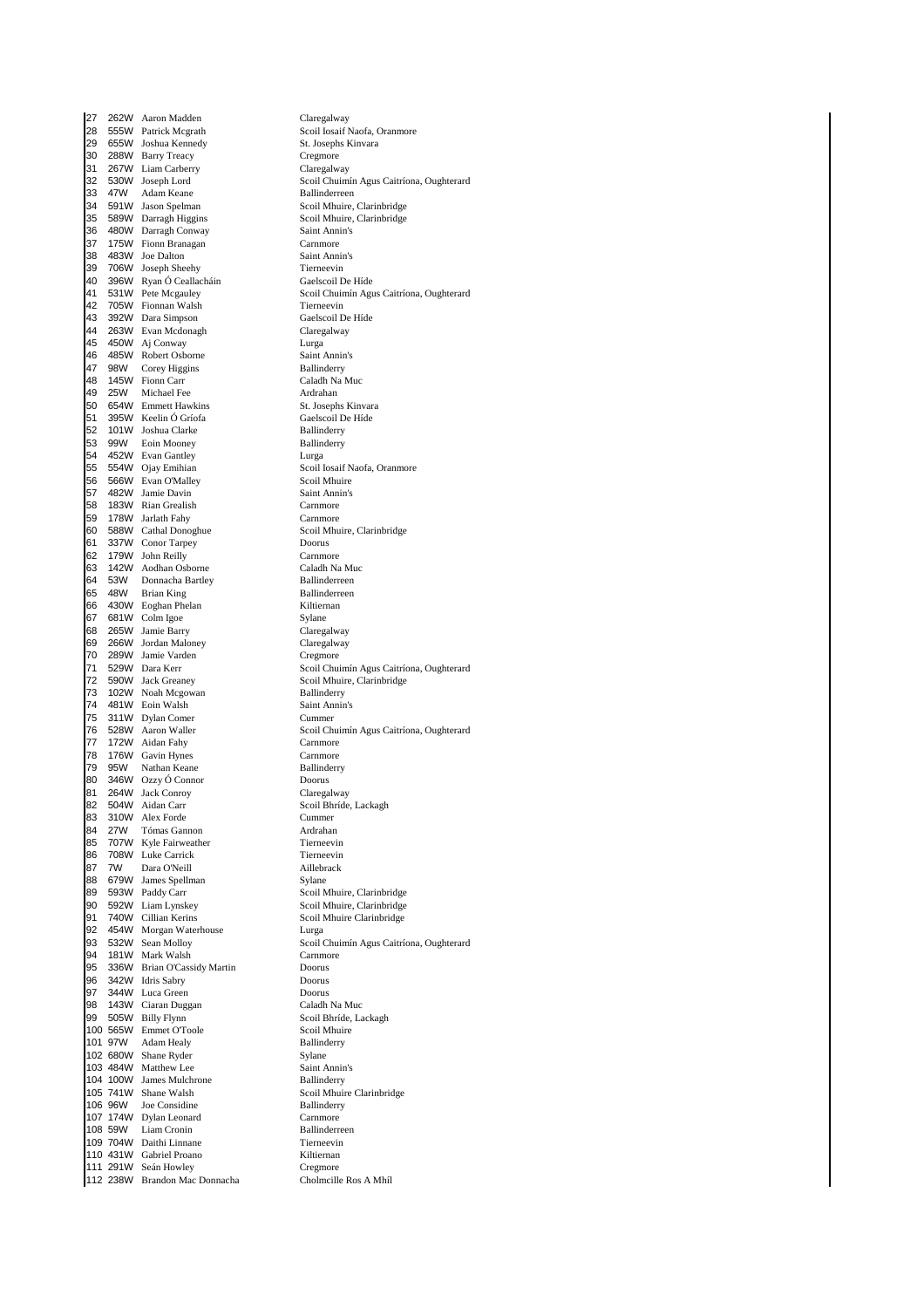| | | | |
|---|---|---|---|
| 27 | 262W | Aaron Madden | Claregalway |
| 28 | 555W | Patrick Mcgrath | Scoil Iosaif Naofa, Oranmore |
| 29 | 655W | Joshua Kennedy | St. Josephs Kinvara |
| 30 | 288W | Barry Treacy | Cregmore |
| 31 | 267W | Liam Carberry | Claregalway |
| 32 | 530W | Joseph Lord | Scoil Chuimín Agus Caitríona, Oughterard |
| 33 | 47W | Adam Keane | Ballinderreen |
| 34 | 591W | Jason Spelman | Scoil Mhuire, Clarinbridge |
| 35 | 589W | Darragh Higgins | Scoil Mhuire, Clarinbridge |
| 36 | 480W | Darragh Conway | Saint Annin's |
| 37 | 175W | Fionn Branagan | Carnmore |
| 38 | 483W | Joe Dalton | Saint Annin's |
| 39 | 706W | Joseph Sheehy | Tierneevin |
| 40 | 396W | Ryan Ó Ceallacháin | Gaelscoil De Híde |
| 41 | 531W | Pete Mcgauley | Scoil Chuimín Agus Caitríona, Oughterard |
| 42 | 705W | Fionnan Walsh | Tierneevin |
| 43 | 392W | Dara Simpson | Gaelscoil De Híde |
| 44 | 263W | Evan Mcdonagh | Claregalway |
| 45 | 450W | Aj Conway | Lurga |
| 46 | 485W | Robert Osborne | Saint Annin's |
| 47 | 98W | Corey Higgins | Ballinderry |
| 48 | 145W | Fionn Carr | Caladh Na Muc |
| 49 | 25W | Michael Fee | Ardrahan |
| 50 | 654W | Emmett Hawkins | St. Josephs Kinvara |
| 51 | 395W | Keelin Ó Gríofa | Gaelscoil De Híde |
| 52 | 101W | Joshua Clarke | Ballinderry |
| 53 | 99W | Eoin Mooney | Ballinderry |
| 54 | 452W | Evan Gantley | Lurga |
| 55 | 554W | Ojay Emihian | Scoil Iosaif Naofa, Oranmore |
| 56 | 566W | Evan O'Malley | Scoil Mhuire |
| 57 | 482W | Jamie Davin | Saint Annin's |
| 58 | 183W | Rian Grealish | Carnmore |
| 59 | 178W | Jarlath Fahy | Carnmore |
| 60 | 588W | Cathal Donoghue | Scoil Mhuire, Clarinbridge |
| 61 | 337W | Conor Tarpey | Doorus |
| 62 | 179W | John Reilly | Carnmore |
| 63 | 142W | Aodhan Osborne | Caladh Na Muc |
| 64 | 53W | Donnacha Bartley | Ballinderreen |
| 65 | 48W | Brian King | Ballinderreen |
| 66 | 430W | Eoghan Phelan | Kiltiernan |
| 67 | 681W | Colm Igoe | Sylane |
| 68 | 265W | Jamie Barry | Claregalway |
| 69 | 266W | Jordan Maloney | Claregalway |
| 70 | 289W | Jamie Varden | Cregmore |
| 71 | 529W | Dara Kerr | Scoil Chuimín Agus Caitríona, Oughterard |
| 72 | 590W | Jack Greaney | Scoil Mhuire, Clarinbridge |
| 73 | 102W | Noah Mcgowan | Ballinderry |
| 74 | 481W | Eoin Walsh | Saint Annin's |
| 75 | 311W | Dylan Comer | Cummer |
| 76 | 528W | Aaron Waller | Scoil Chuimín Agus Caitríona, Oughterard |
| 77 | 172W | Aidan Fahy | Carnmore |
| 78 | 176W | Gavin Hynes | Carnmore |
| 79 | 95W | Nathan Keane | Ballinderry |
| 80 | 346W | Ozzy Ó Connor | Doorus |
| 81 | 264W | Jack Conroy | Claregalway |
| 82 | 504W | Aidan Carr | Scoil Bhríde, Lackagh |
| 83 | 310W | Alex Forde | Cummer |
| 84 | 27W | Tómas Gannon | Ardrahan |
| 85 | 707W | Kyle Fairweather | Tierneevin |
| 86 | 708W | Luke Carrick | Tierneevin |
| 87 | 7W | Dara O'Neill | Aillebrack |
| 88 | 679W | James Spellman | Sylane |
| 89 | 593W | Paddy Carr | Scoil Mhuire, Clarinbridge |
| 90 | 592W | Liam Lynskey | Scoil Mhuire, Clarinbridge |
| 91 | 740W | Cillian Kerins | Scoil Mhuire Clarinbridge |
| 92 | 454W | Morgan Waterhouse | Lurga |
| 93 | 532W | Sean Molloy | Scoil Chuimín Agus Caitríona, Oughterard |
| 94 | 181W | Mark Walsh | Carnmore |
| 95 | 336W | Brian O'Cassidy Martin | Doorus |
| 96 | 342W | Idris Sabry | Doorus |
| 97 | 344W | Luca Green | Doorus |
| 98 | 143W | Ciaran Duggan | Caladh Na Muc |
| 99 | 505W | Billy Flynn | Scoil Bhríde, Lackagh |
| 100 | 565W | Emmet O'Toole | Scoil Mhuire |
| 101 | 97W | Adam Healy | Ballinderry |
| 102 | 680W | Shane Ryder | Sylane |
| 103 | 484W | Matthew Lee | Saint Annin's |
| 104 | 100W | James Mulchrone | Ballinderry |
| 105 | 741W | Shane Walsh | Scoil Mhuire Clarinbridge |
| 106 | 96W | Joe Considine | Ballinderry |
| 107 | 174W | Dylan Leonard | Carnmore |
| 108 | 59W | Liam Cronin | Ballinderreen |
| 109 | 704W | Daithi Linnane | Tierneevin |
| 110 | 431W | Gabriel Proano | Kiltiernan |
| 111 | 291W | Seán Howley | Cregmore |
| 112 | 238W | Brandon Mac Donnacha | Cholmcille Ros A Mhil |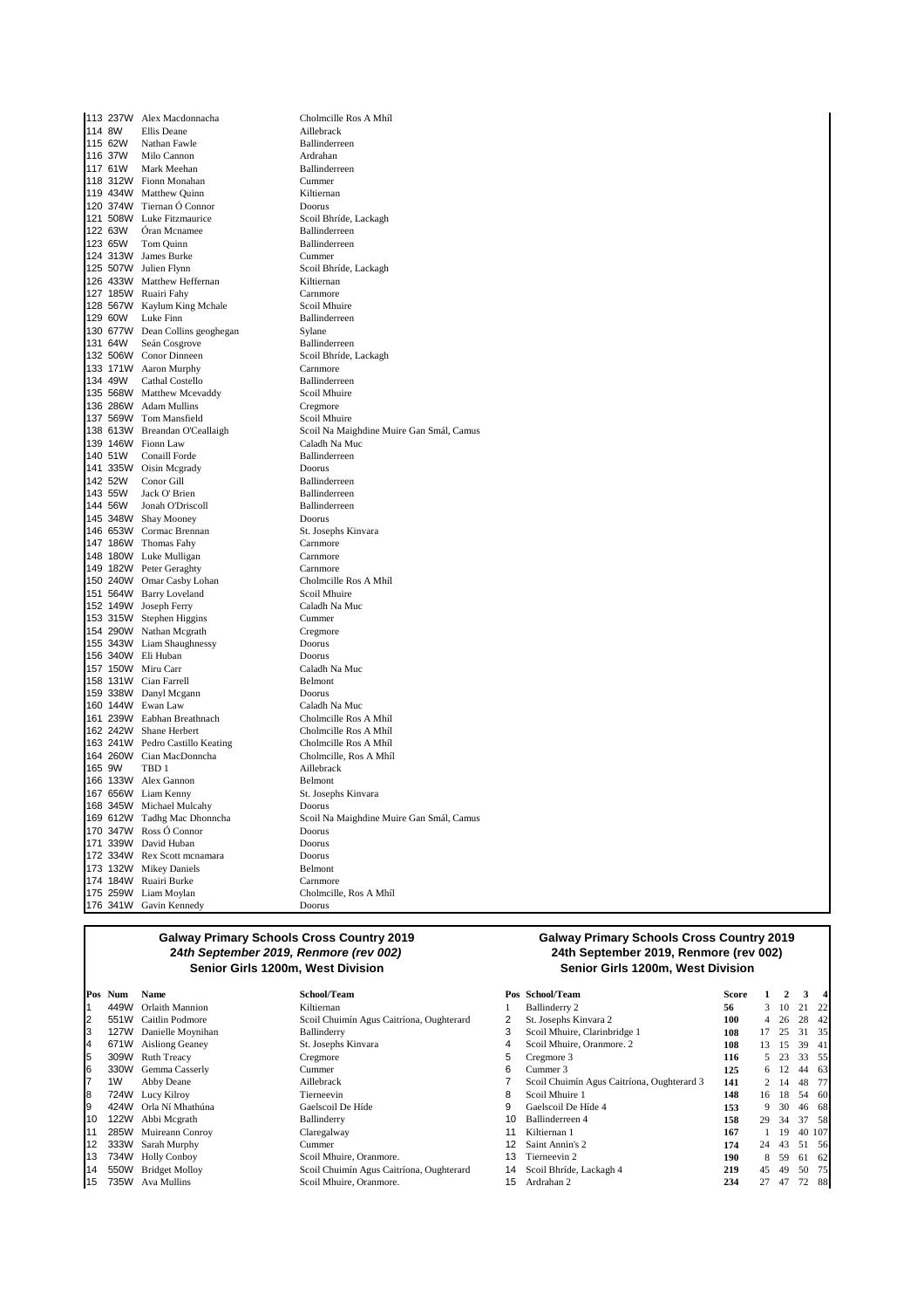| Pos | Num | Name | School/Team |
|---|---|---|---|
| 113 | 237W | Alex Macdonnacha | Cholmcille Ros A Mhíl |
| 114 | 8W | Ellis Deane | Aillebrack |
| 115 | 62W | Nathan Fawle | Ballinderreen |
| 116 | 37W | Milo Cannon | Ardrahan |
| 117 | 61W | Mark Meehan | Ballinderreen |
| 118 | 312W | Fionn Monahan | Cummer |
| 119 | 434W | Matthew Quinn | Kiltiernan |
| 120 | 374W | Tiernan Ó Connor | Doorus |
| 121 | 508W | Luke Fitzmaurice | Scoil Bhríde, Lackagh |
| 122 | 63W | Óran Mcnamee | Ballinderreen |
| 123 | 65W | Tom Quinn | Ballinderreen |
| 124 | 313W | James Burke | Cummer |
| 125 | 507W | Julien Flynn | Scoil Bhríde, Lackagh |
| 126 | 433W | Matthew Heffernan | Kiltiernan |
| 127 | 185W | Ruairi Fahy | Carnmore |
| 128 | 567W | Kaylum King Mchale | Scoil Mhuire |
| 129 | 60W | Luke Finn | Ballinderreen |
| 130 | 677W | Dean Collins geoghegan | Sylane |
| 131 | 64W | Seán Cosgrove | Ballinderreen |
| 132 | 506W | Conor Dinneen | Scoil Bhríde, Lackagh |
| 133 | 171W | Aaron Murphy | Carnmore |
| 134 | 49W | Cathal Costello | Ballinderreen |
| 135 | 568W | Matthew Mcevaddy | Scoil Mhuire |
| 136 | 286W | Adam Mullins | Cregmore |
| 137 | 569W | Tom Mansfield | Scoil Mhuire |
| 138 | 613W | Breandan O'Ceallaigh | Scoil Na Maighdine Muire Gan Smál, Camus |
| 139 | 146W | Fionn Law | Caladh Na Muc |
| 140 | 51W | Conaill Forde | Ballinderreen |
| 141 | 335W | Oisin Mcgrady | Doorus |
| 142 | 52W | Conor Gill | Ballinderreen |
| 143 | 55W | Jack O' Brien | Ballinderreen |
| 144 | 56W | Jonah O'Driscoll | Ballinderreen |
| 145 | 348W | Shay Mooney | Doorus |
| 146 | 653W | Cormac Brennan | St. Josephs Kinvara |
| 147 | 186W | Thomas Fahy | Carnmore |
| 148 | 180W | Luke Mulligan | Carnmore |
| 149 | 182W | Peter Geraghty | Carnmore |
| 150 | 240W | Omar Casby Lohan | Cholmcille Ros A Mhíl |
| 151 | 564W | Barry Loveland | Scoil Mhuire |
| 152 | 149W | Joseph Ferry | Caladh Na Muc |
| 153 | 315W | Stephen Higgins | Cummer |
| 154 | 290W | Nathan Mcgrath | Cregmore |
| 155 | 343W | Liam Shaughnessy | Doorus |
| 156 | 340W | Eli Huban | Doorus |
| 157 | 150W | Miru Carr | Caladh Na Muc |
| 158 | 131W | Cian Farrell | Belmont |
| 159 | 338W | Danyl Mcgann | Doorus |
| 160 | 144W | Ewan Law | Caladh Na Muc |
| 161 | 239W | Eabhan Breathnach | Cholmcille Ros A Mhíl |
| 162 | 242W | Shane Herbert | Cholmcille Ros A Mhíl |
| 163 | 241W | Pedro Castillo Keating | Cholmcille Ros A Mhíl |
| 164 | 260W | Cian MacDonncha | Cholmcille, Ros A Mhíl |
| 165 | 9W | TBD 1 | Aillebrack |
| 166 | 133W | Alex Gannon | Belmont |
| 167 | 656W | Liam Kenny | St. Josephs Kinvara |
| 168 | 345W | Michael Mulcahy | Doorus |
| 169 | 612W | Tadhg Mac Dhonncha | Scoil Na Maighdine Muire Gan Smál, Camus |
| 170 | 347W | Ross Ó Connor | Doorus |
| 171 | 339W | David Huban | Doorus |
| 172 | 334W | Rex Scott mcnamara | Doorus |
| 173 | 132W | Mikey Daniels | Belmont |
| 174 | 184W | Ruairi Burke | Carnmore |
| 175 | 259W | Liam Moylan | Cholmcille, Ros A Mhíl |
| 176 | 341W | Gavin Kennedy | Doorus |

## Galway Primary Schools Cross Country 2019
### *24th September 2019, Renmore (rev 002)*
### Senior Girls 1200m, West Division

| Pos | Num | Name | School/Team |
|---|---|---|---|
| 1 | 449W | Orlaith Mannion | Kiltiernan |
| 2 | 551W | Caitlin Podmore | Scoil Chuimín Agus Caitríona, Oughterard |
| 3 | 127W | Danielle Moynihan | Ballinderry |
| 4 | 671W | Aisliong Geaney | St. Josephs Kinvara |
| 5 | 309W | Ruth Treacy | Cregmore |
| 6 | 330W | Gemma Casserly | Cummer |
| 7 | 1W | Abby Deane | Aillebrack |
| 8 | 724W | Lucy Kilroy | Tierneevin |
| 9 | 424W | Orla Ní Mhathúna | Gaelscoil De Híde |
| 10 | 122W | Abbi Mcgrath | Ballinderry |
| 11 | 285W | Muireann Conroy | Claregalway |
| 12 | 333W | Sarah Murphy | Cummer |
| 13 | 734W | Holly Conboy | Scoil Mhuire, Oranmore. |
| 14 | 550W | Bridget Molloy | Scoil Chuimín Agus Caitríona, Oughterard |
| 15 | 735W | Ava Mullins | Scoil Mhuire, Oranmore. |

## Galway Primary Schools Cross Country 2019
### 24th September 2019, Renmore (rev 002)
### Senior Girls 1200m, West Division

| Pos | School/Team | Score | 1 | 2 | 3 | 4 |
|---|---|---|---|---|---|---|
| 1 | Ballinderry 2 | **56** | 3 | 10 | 21 | 22 |
| 2 | St. Josephs Kinvara 2 | **100** | 4 | 26 | 28 | 42 |
| 3 | Scoil Mhuire, Clarinbridge 1 | **108** | 17 | 25 | 31 | 35 |
| 4 | Scoil Mhuire, Oranmore. 2 | **108** | 13 | 15 | 39 | 41 |
| 5 | Cregmore 3 | **116** | 5 | 23 | 33 | 55 |
| 6 | Cummer 3 | **125** | 6 | 12 | 44 | 63 |
| 7 | Scoil Chuimín Agus Caitríona, Oughterard 3 | **141** | 2 | 14 | 48 | 77 |
| 8 | Scoil Mhuire 1 | **148** | 16 | 18 | 54 | 60 |
| 9 | Gaelscoil De Híde 4 | **153** | 9 | 30 | 46 | 68 |
| 10 | Ballinderreen 4 | **158** | 29 | 34 | 37 | 58 |
| 11 | Kiltiernan 1 | **167** | 1 | 19 | 40 | 107 |
| 12 | Saint Annin's 2 | **174** | 24 | 43 | 51 | 56 |
| 13 | Tierneevin 2 | **190** | 8 | 59 | 61 | 62 |
| 14 | Scoil Bhríde, Lackagh 4 | **219** | 45 | 49 | 50 | 75 |
| 15 | Ardrahan 2 | **234** | 27 | 47 | 72 | 88 |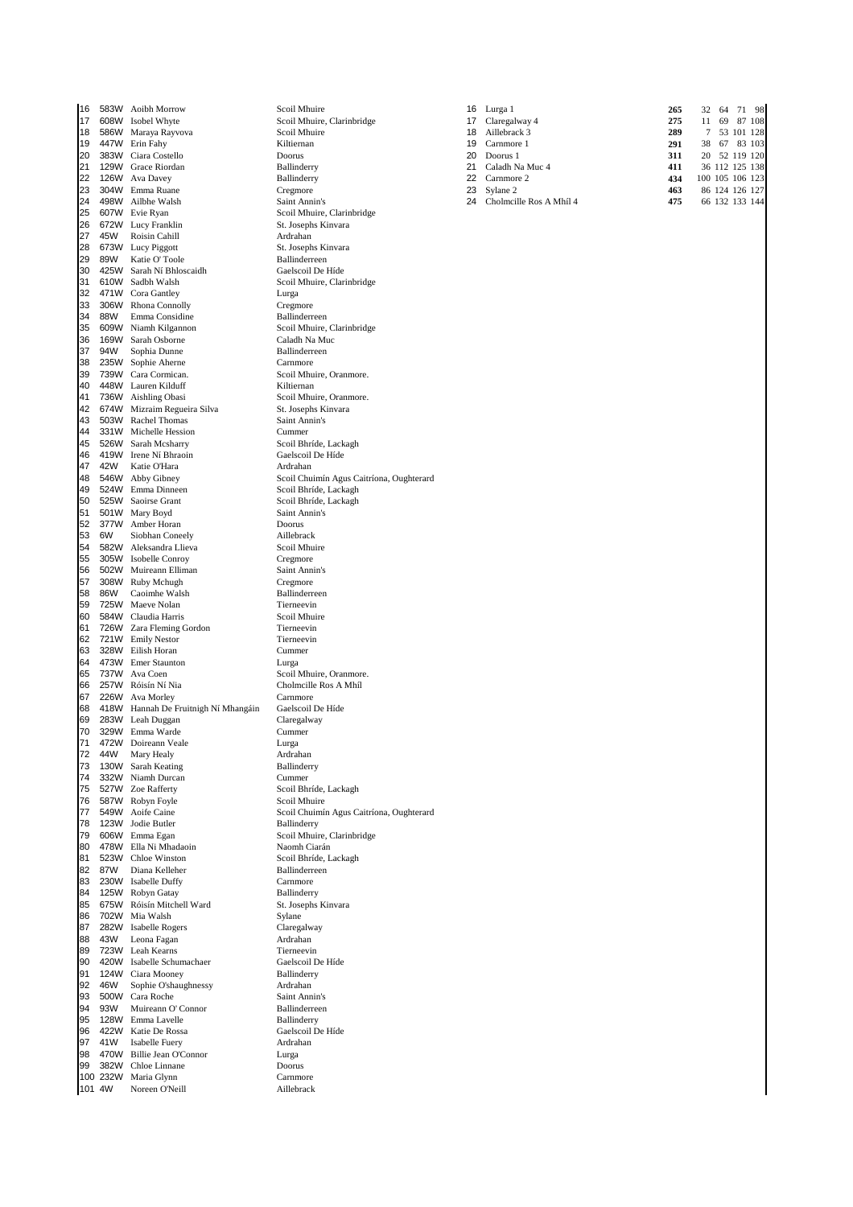| | | | |
|---|---|---|---|
| 16 | 583W | Aoibh Morrow | Scoil Mhuire |
| 17 | 608W | Isobel Whyte | Scoil Mhuire, Clarinbridge |
| 18 | 586W | Maraya Rayvova | Scoil Mhuire |
| 19 | 447W | Erin Fahy | Kiltiernan |
| 20 | 383W | Ciara Costello | Doorus |
| 21 | 129W | Grace Riordan | Ballinderry |
| 22 | 126W | Ava Davey | Ballinderry |
| 23 | 304W | Emma Ruane | Cregmore |
| 24 | 498W | Ailbhe Walsh | Saint Annin's |
| 25 | 607W | Evie Ryan | Scoil Mhuire, Clarinbridge |
| 26 | 672W | Lucy Franklin | St. Josephs Kinvara |
| 27 | 45W | Roisin Cahill | Ardrahan |
| 28 | 673W | Lucy Piggott | St. Josephs Kinvara |
| 29 | 89W | Katie O' Toole | Ballinderreen |
| 30 | 425W | Sarah Ní Bhloscaidh | Gaelscoil De Híde |
| 31 | 610W | Sadbh Walsh | Scoil Mhuire, Clarinbridge |
| 32 | 471W | Cora Gantley | Lurga |
| 33 | 306W | Rhona Connolly | Cregmore |
| 34 | 88W | Emma Considine | Ballinderreen |
| 35 | 609W | Niamh Kilgannon | Scoil Mhuire, Clarinbridge |
| 36 | 169W | Sarah Osborne | Caladh Na Muc |
| 37 | 94W | Sophia Dunne | Ballinderreen |
| 38 | 235W | Sophie Aherne | Carnmore |
| 39 | 739W | Cara Cormican. | Scoil Mhuire, Oranmore. |
| 40 | 448W | Lauren Kilduff | Kiltiernan |
| 41 | 736W | Aishling Obasi | Scoil Mhuire, Oranmore. |
| 42 | 674W | Mizraim Regueira Silva | St. Josephs Kinvara |
| 43 | 503W | Rachel Thomas | Saint Annin's |
| 44 | 331W | Michelle Hession | Cummer |
| 45 | 526W | Sarah Mcsharry | Scoil Bhríde, Lackagh |
| 46 | 419W | Irene Ní Bhraoin | Gaelscoil De Híde |
| 47 | 42W | Katie O'Hara | Ardrahan |
| 48 | 546W | Abby Gibney | Scoil Chuimín Agus Caitríona, Oughterard |
| 49 | 524W | Emma Dinneen | Scoil Bhríde, Lackagh |
| 50 | 525W | Saoirse Grant | Scoil Bhríde, Lackagh |
| 51 | 501W | Mary Boyd | Saint Annin's |
| 52 | 377W | Amber Horan | Doorus |
| 53 | 6W | Siobhan Coneely | Aillebrack |
| 54 | 582W | Aleksandra Llieva | Scoil Mhuire |
| 55 | 305W | Isobelle Conroy | Cregmore |
| 56 | 502W | Muireann Elliman | Saint Annin's |
| 57 | 308W | Ruby Mchugh | Cregmore |
| 58 | 86W | Caoimhe Walsh | Ballinderreen |
| 59 | 725W | Maeve Nolan | Tierneevin |
| 60 | 584W | Claudia Harris | Scoil Mhuire |
| 61 | 726W | Zara Fleming Gordon | Tierneevin |
| 62 | 721W | Emily Nestor | Tierneevin |
| 63 | 328W | Eilish Horan | Cummer |
| 64 | 473W | Emer Staunton | Lurga |
| 65 | 737W | Ava Coen | Scoil Mhuire, Oranmore. |
| 66 | 257W | Róisín Ní Nia | Cholmcille Ros A Mhíl |
| 67 | 226W | Ava Morley | Carnmore |
| 68 | 418W | Hannah De Fruitnigh Ní Mhangáin | Gaelscoil De Híde |
| 69 | 283W | Leah Duggan | Claregalway |
| 70 | 329W | Emma Warde | Cummer |
| 71 | 472W | Doireann Veale | Lurga |
| 72 | 44W | Mary Healy | Ardrahan |
| 73 | 130W | Sarah Keating | Ballinderry |
| 74 | 332W | Niamh Durcan | Cummer |
| 75 | 527W | Zoe Rafferty | Scoil Bhríde, Lackagh |
| 76 | 587W | Robyn Foyle | Scoil Mhuire |
| 77 | 549W | Aoife Caine | Scoil Chuimín Agus Caitríona, Oughterard |
| 78 | 123W | Jodie Butler | Ballinderry |
| 79 | 606W | Emma Egan | Scoil Mhuire, Clarinbridge |
| 80 | 478W | Ella Ni Mhadaoin | Naomh Ciarán |
| 81 | 523W | Chloe Winston | Scoil Bhríde, Lackagh |
| 82 | 87W | Diana Kelleher | Ballinderreen |
| 83 | 230W | Isabelle Duffy | Carnmore |
| 84 | 125W | Robyn Gatay | Ballinderry |
| 85 | 675W | Róisín Mitchell Ward | St. Josephs Kinvara |
| 86 | 702W | Mia Walsh | Sylane |
| 87 | 282W | Isabelle Rogers | Claregalway |
| 88 | 43W | Leona Fagan | Ardrahan |
| 89 | 723W | Leah Kearns | Tierneevin |
| 90 | 420W | Isabelle Schumachaer | Gaelscoil De Híde |
| 91 | 124W | Ciara Mooney | Ballinderry |
| 92 | 46W | Sophie O'shaughnessy | Ardrahan |
| 93 | 500W | Cara Roche | Saint Annin's |
| 94 | 93W | Muireann O' Connor | Ballinderreen |
| 95 | 128W | Emma Lavelle | Ballinderry |
| 96 | 422W | Katie De Rossa | Gaelscoil De Híde |
| 97 | 41W | Isabelle Fuery | Ardrahan |
| 98 | 470W | Billie Jean O'Connor | Lurga |
| 99 | 382W | Chloe Linnane | Doorus |
| 100 | 232W | Maria Glynn | Carnmore |
| 101 | 4W | Noreen O'Neill | Aillebrack |

| | | | | | | |
|---|---|---|---|---|---|---|
| 16 | Lurga 1 | **265** | 32 | 64 | 71 | 98 |
| 17 | Claregalway 4 | **275** | 11 | 69 | 87 | 108 |
| 18 | Aillebrack 3 | **289** | 7 | 53 | 101 | 128 |
| 19 | Carnmore 1 | **291** | 38 | 67 | 83 | 103 |
| 20 | Doorus 1 | **311** | 20 | 52 | 119 | 120 |
| 21 | Caladh Na Muc 4 | **411** | 36 | 112 | 125 | 138 |
| 22 | Carnmore 2 | **434** | 100 | 105 | 106 | 123 |
| 23 | Sylane 2 | **463** | 86 | 124 | 126 | 127 |
| 24 | Cholmcille Ros A Mhíl 4 | **475** | 66 | 132 | 133 | 144 |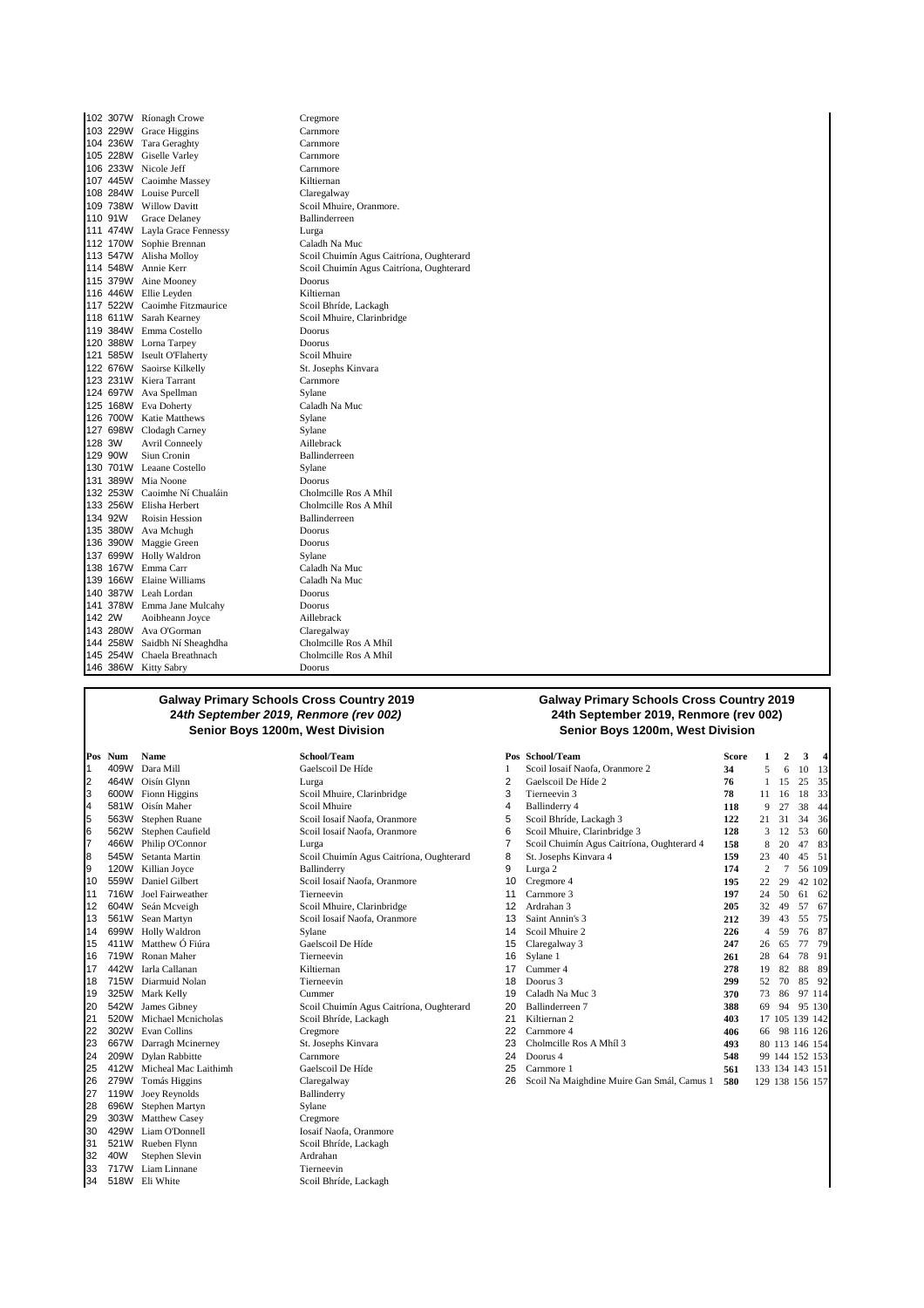| Pos | Num | Name | School/Team |
|---|---|---|---|
| 102 | 307W | Ríonagh Crowe | Cregmore |
| 103 | 229W | Grace Higgins | Carnmore |
| 104 | 236W | Tara Geraghty | Carnmore |
| 105 | 228W | Giselle Varley | Carnmore |
| 106 | 233W | Nicole Jeff | Carnmore |
| 107 | 445W | Caoimhe Massey | Kiltiernan |
| 108 | 284W | Louise Purcell | Claregalway |
| 109 | 738W | Willow Davitt | Scoil Mhuire, Oranmore. |
| 110 | 91W | Grace Delaney | Ballinderreen |
| 111 | 474W | Layla Grace Fennessy | Lurga |
| 112 | 170W | Sophie Brennan | Caladh Na Muc |
| 113 | 547W | Alisha Molloy | Scoil Chuimín Agus Caitríona, Oughterard |
| 114 | 548W | Annie Kerr | Scoil Chuimín Agus Caitríona, Oughterard |
| 115 | 379W | Aine Mooney | Doorus |
| 116 | 446W | Ellie Leyden | Kiltiernan |
| 117 | 522W | Caoimhe Fitzmaurice | Scoil Bhríde, Lackagh |
| 118 | 611W | Sarah Kearney | Scoil Mhuire, Clarinbridge |
| 119 | 384W | Emma Costello | Doorus |
| 120 | 388W | Lorna Tarpey | Doorus |
| 121 | 585W | Iseult O'Flaherty | Scoil Mhuire |
| 122 | 676W | Saoirse Kilkelly | St. Josephs Kinvara |
| 123 | 231W | Kiera Tarrant | Carnmore |
| 124 | 697W | Ava Spellman | Sylane |
| 125 | 168W | Eva Doherty | Caladh Na Muc |
| 126 | 700W | Katie Matthews | Sylane |
| 127 | 698W | Clodagh Carney | Sylane |
| 128 | 3W | Avril Conneely | Aillebrack |
| 129 | 90W | Siun Cronin | Ballinderreen |
| 130 | 701W | Leaane Costello | Sylane |
| 131 | 389W | Mia Noone | Doorus |
| 132 | 253W | Caoimhe Ní Chualáin | Cholmcille Ros A Mhíl |
| 133 | 256W | Elisha Herbert | Cholmcille Ros A Mhíl |
| 134 | 92W | Roisin Hession | Ballinderreen |
| 135 | 380W | Ava Mchugh | Doorus |
| 136 | 390W | Maggie Green | Doorus |
| 137 | 699W | Holly Waldron | Sylane |
| 138 | 167W | Emma Carr | Caladh Na Muc |
| 139 | 166W | Elaine Williams | Caladh Na Muc |
| 140 | 387W | Leah Lordan | Doorus |
| 141 | 378W | Emma Jane Mulcahy | Doorus |
| 142 | 2W | Aoibheann Joyce | Aillebrack |
| 143 | 280W | Ava O'Gorman | Claregalway |
| 144 | 258W | Saidbh Ní Sheaghdha | Cholmcille Ros A Mhíl |
| 145 | 254W | Chaela Breathnach | Cholmcille Ros A Mhíl |
| 146 | 386W | Kitty Sabry | Doorus |

## Galway Primary Schools Cross Country 2019
### *24th September 2019, Renmore (rev 002)*
### Senior Boys 1200m, West Division

| Pos | Num | Name | School/Team |
|---|---|---|---|
| 1 | 409W | Dara Mill | Gaelscoil De Híde |
| 2 | 464W | Oisín Glynn | Lurga |
| 3 | 600W | Fionn Higgins | Scoil Mhuire, Clarinbridge |
| 4 | 581W | Oisín Maher | Scoil Mhuire |
| 5 | 563W | Stephen Ruane | Scoil Iosaif Naofa, Oranmore |
| 6 | 562W | Stephen Caufield | Scoil Iosaif Naofa, Oranmore |
| 7 | 466W | Philip O'Connor | Lurga |
| 8 | 545W | Setanta Martin | Scoil Chuimín Agus Caitríona, Oughterard |
| 9 | 120W | Killian Joyce | Ballinderry |
| 10 | 559W | Daniel Gilbert | Scoil Iosaif Naofa, Oranmore |
| 11 | 716W | Joel Fairweather | Tierneevin |
| 12 | 604W | Seán Mcveigh | Scoil Mhuire, Clarinbridge |
| 13 | 561W | Sean Martyn | Scoil Iosaif Naofa, Oranmore |
| 14 | 699W | Holly Waldron | Sylane |
| 15 | 411W | Matthew Ó Fiúra | Gaelscoil De Híde |
| 16 | 719W | Ronan Maher | Tierneevin |
| 17 | 442W | Iarla Callanan | Kiltiernan |
| 18 | 715W | Diarmuid Nolan | Tierneevin |
| 19 | 325W | Mark Kelly | Cummer |
| 20 | 542W | James Gibney | Scoil Chuimín Agus Caitríona, Oughterard |
| 21 | 520W | Michael Mcnicholas | Scoil Bhríde, Lackagh |
| 22 | 302W | Evan Collins | Cregmore |
| 23 | 667W | Darragh Mcinerney | St. Josephs Kinvara |
| 24 | 209W | Dylan Rabbitte | Carnmore |
| 25 | 412W | Micheal Mac Laithimh | Gaelscoil De Híde |
| 26 | 279W | Tomás Higgins | Claregalway |
| 27 | 119W | Joey Reynolds | Ballinderry |
| 28 | 696W | Stephen Martyn | Sylane |
| 29 | 303W | Matthew Casey | Cregmore |
| 30 | 429W | Liam O'Donnell | Iosaif Naofa, Oranmore |
| 31 | 521W | Rueben Flynn | Scoil Bhríde, Lackagh |
| 32 | 40W | Stephen Slevin | Ardrahan |
| 33 | 717W | Liam Linnane | Tierneevin |
| 34 | 518W | Eli White | Scoil Bhríde, Lackagh |

## Galway Primary Schools Cross Country 2019
### 24th September 2019, Renmore (rev 002)
### Senior Boys 1200m, West Division

| Pos | School/Team | Score | 1 | 2 | 3 | 4 |
|---|---|---|---|---|---|---|
| 1 | Scoil Iosaif Naofa, Oranmore 2 | **34** | 5 | 6 | 10 | 13 |
| 2 | Gaelscoil De Híde 2 | **76** | 1 | 15 | 25 | 35 |
| 3 | Tierneevin 3 | **78** | 11 | 16 | 18 | 33 |
| 4 | Ballinderry 4 | **118** | 9 | 27 | 38 | 44 |
| 5 | Scoil Bhríde, Lackagh 3 | **122** | 21 | 31 | 34 | 36 |
| 6 | Scoil Mhuire, Clarinbridge 3 | **128** | 3 | 12 | 53 | 60 |
| 7 | Scoil Chuimín Agus Caitríona, Oughterard 4 | **158** | 8 | 20 | 47 | 83 |
| 8 | St. Josephs Kinvara 4 | **159** | 23 | 40 | 45 | 51 |
| 9 | Lurga 2 | **174** | 2 | 7 | 56 | 109 |
| 10 | Cregmore 4 | **195** | 22 | 29 | 42 | 102 |
| 11 | Carnmore 3 | **197** | 24 | 50 | 61 | 62 |
| 12 | Ardrahan 3 | **205** | 32 | 49 | 57 | 67 |
| 13 | Saint Annin's 3 | **212** | 39 | 43 | 55 | 75 |
| 14 | Scoil Mhuire 2 | **226** | 4 | 59 | 76 | 87 |
| 15 | Claregalway 3 | **247** | 26 | 65 | 77 | 79 |
| 16 | Sylane 1 | **261** | 28 | 64 | 78 | 91 |
| 17 | Cummer 4 | **278** | 19 | 82 | 88 | 89 |
| 18 | Doorus 3 | **299** | 52 | 70 | 85 | 92 |
| 19 | Caladh Na Muc 3 | **370** | 73 | 86 | 97 | 114 |
| 20 | Ballinderreen 7 | **388** | 69 | 94 | 95 | 130 |
| 21 | Kiltiernan 2 | **403** | 17 | 105 | 139 | 142 |
| 22 | Carnmore 4 | **406** | 66 | 98 | 116 | 126 |
| 23 | Cholmcille Ros A Mhíl 3 | **493** | 80 | 113 | 146 | 154 |
| 24 | Doorus 4 | **548** | 99 | 144 | 152 | 153 |
| 25 | Carnmore 1 | **561** | 133 | 134 | 143 | 151 |
| 26 | Scoil Na Maighdine Muire Gan Smál, Camus 1 | **580** | 129 | 138 | 156 | 157 |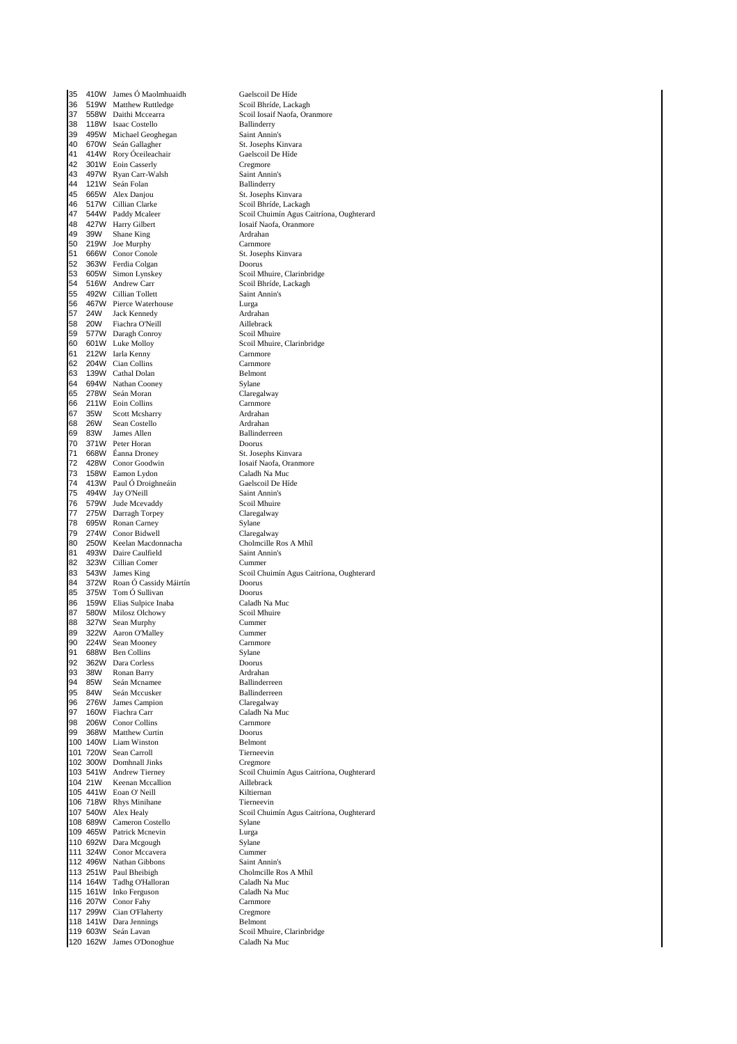| | | | |
|---|---|---|---|
| 35 | 410W | James Ó Maolmhuaidh | Gaelscoil De Híde |
| 36 | 519W | Matthew Ruttledge | Scoil Bhríde, Lackagh |
| 37 | 558W | Daithi Mccearra | Scoil Iosaif Naofa, Oranmore |
| 38 | 118W | Isaac Costello | Ballinderry |
| 39 | 495W | Michael Geoghegan | Saint Annin's |
| 40 | 670W | Seán Gallagher | St. Josephs Kinvara |
| 41 | 414W | Rory Óceileachair | Gaelscoil De Híde |
| 42 | 301W | Eoin Casserly | Cregmore |
| 43 | 497W | Ryan Carr-Walsh | Saint Annin's |
| 44 | 121W | Seán Folan | Ballinderry |
| 45 | 665W | Alex Danjou | St. Josephs Kinvara |
| 46 | 517W | Cillian Clarke | Scoil Bhríde, Lackagh |
| 47 | 544W | Paddy Mcaleer | Scoil Chuimín Agus Caitríona, Oughterard |
| 48 | 427W | Harry Gilbert | Iosaif Naofa, Oranmore |
| 49 | 39W | Shane King | Ardrahan |
| 50 | 219W | Joe Murphy | Carnmore |
| 51 | 666W | Conor Conole | St. Josephs Kinvara |
| 52 | 363W | Ferdia Colgan | Doorus |
| 53 | 605W | Simon Lynskey | Scoil Mhuire, Clarinbridge |
| 54 | 516W | Andrew Carr | Scoil Bhríde, Lackagh |
| 55 | 492W | Cillian Tollett | Saint Annin's |
| 56 | 467W | Pierce Waterhouse | Lurga |
| 57 | 24W | Jack Kennedy | Ardrahan |
| 58 | 20W | Fiachra O'Neill | Aillebrack |
| 59 | 577W | Daragh Conroy | Scoil Mhuire |
| 60 | 601W | Luke Molloy | Scoil Mhuire, Clarinbridge |
| 61 | 212W | Iarla Kenny | Carnmore |
| 62 | 204W | Cian Collins | Carnmore |
| 63 | 139W | Cathal Dolan | Belmont |
| 64 | 694W | Nathan Cooney | Sylane |
| 65 | 278W | Seán Moran | Claregalway |
| 66 | 211W | Eoin Collins | Carnmore |
| 67 | 35W | Scott Mcsharry | Ardrahan |
| 68 | 26W | Sean Costello | Ardrahan |
| 69 | 83W | James Allen | Ballinderreen |
| 70 | 371W | Peter Horan | Doorus |
| 71 | 668W | Éanna Droney | St. Josephs Kinvara |
| 72 | 428W | Conor Goodwin | Iosaif Naofa, Oranmore |
| 73 | 158W | Eamon Lydon | Caladh Na Muc |
| 74 | 413W | Paul Ó Droighneáin | Gaelscoil De Híde |
| 75 | 494W | Jay O'Neill | Saint Annin's |
| 76 | 579W | Jude Mcevaddy | Scoil Mhuire |
| 77 | 275W | Darragh Torpey | Claregalway |
| 78 | 695W | Ronan Carney | Sylane |
| 79 | 274W | Conor Bidwell | Claregalway |
| 80 | 250W | Keelan Macdonnacha | Cholmcille Ros A Mhíl |
| 81 | 493W | Daire Caulfield | Saint Annin's |
| 82 | 323W | Cillian Comer | Cummer |
| 83 | 543W | James King | Scoil Chuimín Agus Caitríona, Oughterard |
| 84 | 372W | Roan Ó Cassidy Máirtín | Doorus |
| 85 | 375W | Tom Ó Sullivan | Doorus |
| 86 | 159W | Elias Sulpice Inaba | Caladh Na Muc |
| 87 | 580W | Milosz Olchowy | Scoil Mhuire |
| 88 | 327W | Sean Murphy | Cummer |
| 89 | 322W | Aaron O'Malley | Cummer |
| 90 | 224W | Sean Mooney | Carnmore |
| 91 | 688W | Ben Collins | Sylane |
| 92 | 362W | Dara Corless | Doorus |
| 93 | 38W | Ronan Barry | Ardrahan |
| 94 | 85W | Seán Mcnamee | Ballinderreen |
| 95 | 84W | Seán Mccusker | Ballinderreen |
| 96 | 276W | James Campion | Claregalway |
| 97 | 160W | Fiachra Carr | Caladh Na Muc |
| 98 | 206W | Conor Collins | Carnmore |
| 99 | 368W | Matthew Curtin | Doorus |
| 100 | 140W | Liam Winston | Belmont |
| 101 | 720W | Sean Carroll | Tierneevin |
| 102 | 300W | Domhnall Jinks | Cregmore |
| 103 | 541W | Andrew Tierney | Scoil Chuimín Agus Caitríona, Oughterard |
| 104 | 21W | Keenan Mccallion | Aillebrack |
| 105 | 441W | Eoan O' Neill | Kiltiernan |
| 106 | 718W | Rhys Minihane | Tierneevin |
| 107 | 540W | Alex Healy | Scoil Chuimín Agus Caitríona, Oughterard |
| 108 | 689W | Cameron Costello | Sylane |
| 109 | 465W | Patrick Mcnevin | Lurga |
| 110 | 692W | Dara Mcgough | Sylane |
| 111 | 324W | Conor Mccavera | Cummer |
| 112 | 496W | Nathan Gibbons | Saint Annin's |
| 113 | 251W | Paul Bheibigh | Cholmcille Ros A Mhíl |
| 114 | 164W | Tadhg O'Halloran | Caladh Na Muc |
| 115 | 161W | Inko Ferguson | Caladh Na Muc |
| 116 | 207W | Conor Fahy | Carnmore |
| 117 | 299W | Cian O'Flaherty | Cregmore |
| 118 | 141W | Dara Jennings | Belmont |
| 119 | 603W | Seán Lavan | Scoil Mhuire, Clarinbridge |
| 120 | 162W | James O'Donoghue | Caladh Na Muc |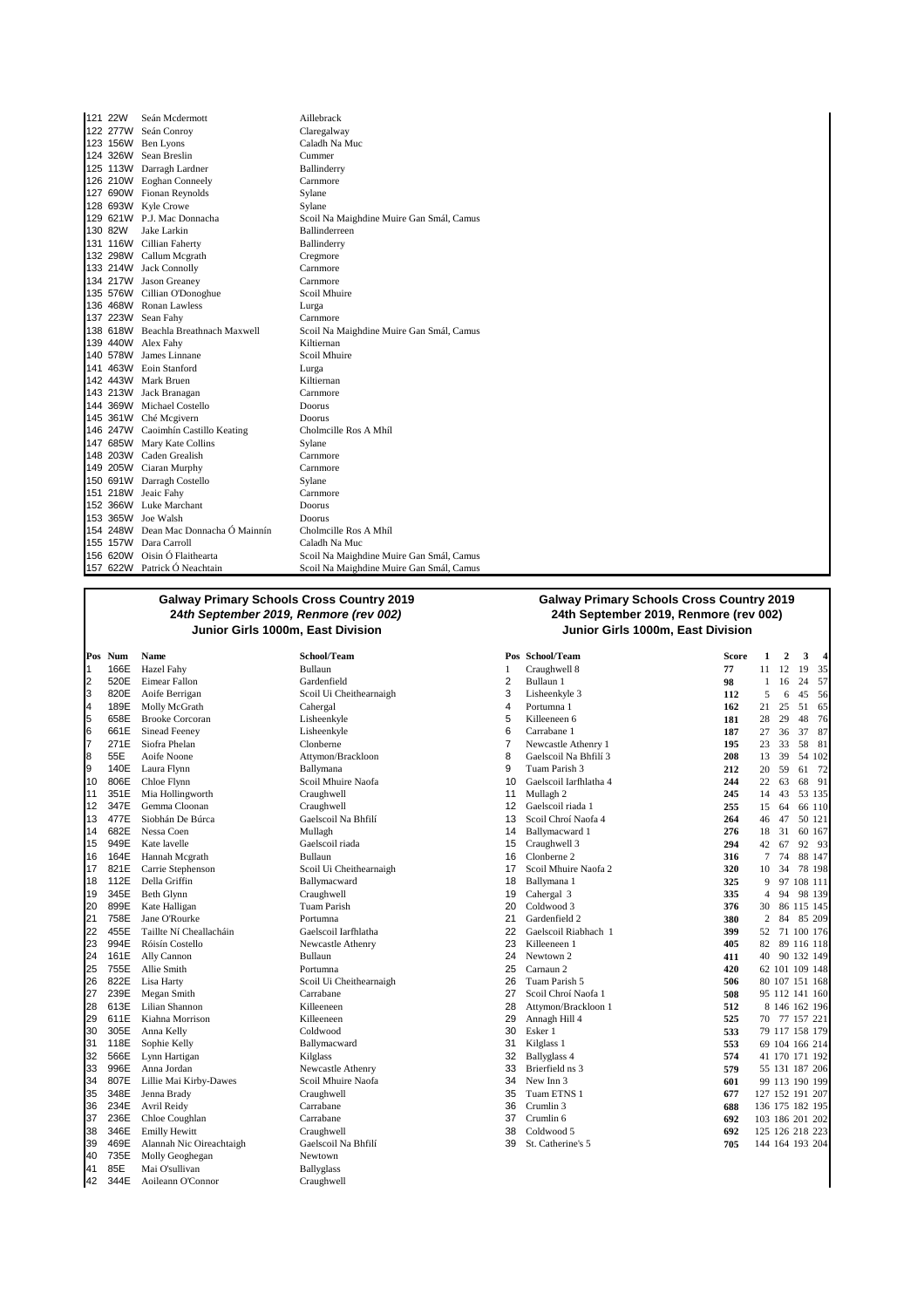| | | | |
|---|---|---|---|
| 121 | 22W | Seán Mcdermott | Aillebrack |
| 122 | 277W | Seán Conroy | Claregalway |
| 123 | 156W | Ben Lyons | Caladh Na Muc |
| 124 | 326W | Sean Breslin | Cummer |
| 125 | 113W | Darragh Lardner | Ballinderry |
| 126 | 210W | Eoghan Conneely | Carnmore |
| 127 | 690W | Fionan Reynolds | Sylane |
| 128 | 693W | Kyle Crowe | Sylane |
| 129 | 621W | P.J. Mac Donnacha | Scoil Na Maighdine Muire Gan Smál, Camus |
| 130 | 82W | Jake Larkin | Ballinderreen |
| 131 | 116W | Cillian Faherty | Ballinderry |
| 132 | 298W | Callum Mcgrath | Cregmore |
| 133 | 214W | Jack Connolly | Carnmore |
| 134 | 217W | Jason Greaney | Carnmore |
| 135 | 576W | Cillian O'Donoghue | Scoil Mhuire |
| 136 | 468W | Ronan Lawless | Lurga |
| 137 | 223W | Sean Fahy | Carnmore |
| 138 | 618W | Beachla Breathnach Maxwell | Scoil Na Maighdine Muire Gan Smál, Camus |
| 139 | 440W | Alex Fahy | Kiltiernan |
| 140 | 578W | James Linnane | Scoil Mhuire |
| 141 | 463W | Eoin Stanford | Lurga |
| 142 | 443W | Mark Bruen | Kiltiernan |
| 143 | 213W | Jack Branagan | Carnmore |
| 144 | 369W | Michael Costello | Doorus |
| 145 | 361W | Ché Mcgivern | Doorus |
| 146 | 247W | Caoimhín Castillo Keating | Cholmcille Ros A Mhíl |
| 147 | 685W | Mary Kate Collins | Sylane |
| 148 | 203W | Caden Grealish | Carnmore |
| 149 | 205W | Ciaran Murphy | Carnmore |
| 150 | 691W | Darragh Costello | Sylane |
| 151 | 218W | Jeaic Fahy | Carnmore |
| 152 | 366W | Luke Marchant | Doorus |
| 153 | 365W | Joe Walsh | Doorus |
| 154 | 248W | Dean Mac Donnacha Ó Mainnín | Cholmcille Ros A Mhíl |
| 155 | 157W | Dara Carroll | Caladh Na Muc |
| 156 | 620W | Oisin Ó Flaithearta | Scoil Na Maighdine Muire Gan Smál, Camus |
| 157 | 622W | Patrick Ó Neachtain | Scoil Na Maighdine Muire Gan Smál, Camus |

## Galway Primary Schools Cross Country 2019
### *24th September 2019, Renmore (rev 002)*
### Junior Girls 1000m, East Division

| Pos | Num | Name | School/Team |
|---|---|---|---|
| 1 | 166E | Hazel Fahy | Bullaun |
| 2 | 520E | Eimear Fallon | Gardenfield |
| 3 | 820E | Aoife Berrigan | Scoil Ui Cheithearnaigh |
| 4 | 189E | Molly McGrath | Cahergal |
| 5 | 658E | Brooke Corcoran | Lisheenkyle |
| 6 | 661E | Sinead Feeney | Lisheenkyle |
| 7 | 271E | Siofra Phelan | Clonberne |
| 8 | 55E | Aoife Noone | Attymon/Brackloon |
| 9 | 140E | Laura Flynn | Ballymana |
| 10 | 806E | Chloe Flynn | Scoil Mhuire Naofa |
| 11 | 351E | Mia Hollingworth | Craughwell |
| 12 | 347E | Gemma Cloonan | Craughwell |
| 13 | 477E | Siobhán De Búrca | Gaelscoil Na Bhfilí |
| 14 | 682E | Nessa Coen | Mullagh |
| 15 | 949E | Kate lavelle | Gaelscoil riada |
| 16 | 164E | Hannah Mcgrath | Bullaun |
| 17 | 821E | Carrie Stephenson | Scoil Ui Cheithearnaigh |
| 18 | 112E | Della Griffin | Ballymacward |
| 19 | 345E | Beth Glynn | Craughwell |
| 20 | 899E | Kate Halligan | Tuam Parish |
| 21 | 758E | Jane O'Rourke | Portumna |
| 22 | 455E | Taillte Ní Cheallacháin | Gaelscoil Iarfhlatha |
| 23 | 994E | Róisín Costello | Newcastle Athenry |
| 24 | 161E | Ally Cannon | Bullaun |
| 25 | 755E | Allie Smith | Portumna |
| 26 | 822E | Lisa Harty | Scoil Ui Cheithearnaigh |
| 27 | 239E | Megan Smith | Carrabane |
| 28 | 613E | Lilian Shannon | Killeeneen |
| 29 | 611E | Kiahna Morrison | Killeeneen |
| 30 | 305E | Anna Kelly | Coldwood |
| 31 | 118E | Sophie Kelly | Ballymacward |
| 32 | 566E | Lynn Hartigan | Kilglass |
| 33 | 996E | Anna Jordan | Newcastle Athenry |
| 34 | 807E | Lillie Mai Kirby-Dawes | Scoil Mhuire Naofa |
| 35 | 348E | Jenna Brady | Craughwell |
| 36 | 234E | Avril Reidy | Carrabane |
| 37 | 236E | Chloe Coughlan | Carrabane |
| 38 | 346E | Emilly Hewitt | Craughwell |
| 39 | 469E | Alannah Nic Oireachtaigh | Gaelscoil Na Bhfilí |
| 40 | 735E | Molly Geoghegan | Newtown |
| 41 | 85E | Mai O'sullivan | Ballyglass |
| 42 | 344E | Aoileann O'Connor | Craughwell |

## Galway Primary Schools Cross Country 2019
### 24th September 2019, Renmore (rev 002)
### Junior Girls 1000m, East Division

| Pos | School/Team | Score | 1 | 2 | 3 | 4 |
|---|---|---|---|---|---|---|
| 1 | Craughwell 8 | **77** | 11 | 12 | 19 | 35 |
| 2 | Bullaun 1 | **98** | 1 | 16 | 24 | 57 |
| 3 | Lisheenkyle 3 | **112** | 5 | 6 | 45 | 56 |
| 4 | Portumna 1 | **162** | 21 | 25 | 51 | 65 |
| 5 | Killeeneen 6 | **181** | 28 | 29 | 48 | 76 |
| 6 | Carrabane 1 | **187** | 27 | 36 | 37 | 87 |
| 7 | Newcastle Athenry 1 | **195** | 23 | 33 | 58 | 81 |
| 8 | Gaelscoil Na Bhfilí 3 | **208** | 13 | 39 | 54 | 102 |
| 9 | Tuam Parish 3 | **212** | 20 | 59 | 61 | 72 |
| 10 | Gaelscoil Iarfhlatha 4 | **244** | 22 | 63 | 68 | 91 |
| 11 | Mullagh 2 | **245** | 14 | 43 | 53 | 135 |
| 12 | Gaelscoil riada 1 | **255** | 15 | 64 | 66 | 110 |
| 13 | Scoil Chroí Naofa 4 | **264** | 46 | 47 | 50 | 121 |
| 14 | Ballymacward 1 | **276** | 18 | 31 | 60 | 167 |
| 15 | Craughwell 3 | **294** | 42 | 67 | 92 | 93 |
| 16 | Clonberne 2 | **316** | 7 | 74 | 88 | 147 |
| 17 | Scoil Mhuire Naofa 2 | **320** | 10 | 34 | 78 | 198 |
| 18 | Ballymana 1 | **325** | 9 | 97 | 108 | 111 |
| 19 | Cahergal 3 | **335** | 4 | 94 | 98 | 139 |
| 20 | Coldwood 3 | **376** | 30 | 86 | 115 | 145 |
| 21 | Gardenfield 2 | **380** | 2 | 84 | 85 | 209 |
| 22 | Gaelscoil Riabhach 1 | **399** | 52 | 71 | 100 | 176 |
| 23 | Killeeneen 1 | **405** | 82 | 89 | 116 | 118 |
| 24 | Newtown 2 | **411** | 40 | 90 | 132 | 149 |
| 25 | Carnaun 2 | **420** | 62 | 101 | 109 | 148 |
| 26 | Tuam Parish 5 | **506** | 80 | 107 | 151 | 168 |
| 27 | Scoil Chroí Naofa 1 | **508** | 95 | 112 | 141 | 160 |
| 28 | Attymon/Brackloon 1 | **512** | 8 | 146 | 162 | 196 |
| 29 | Annagh Hill 4 | **525** | 70 | 77 | 157 | 221 |
| 30 | Esker 1 | **533** | 79 | 117 | 158 | 179 |
| 31 | Kilglass 1 | **553** | 69 | 104 | 166 | 214 |
| 32 | Ballyglass 4 | **574** | 41 | 170 | 171 | 192 |
| 33 | Brierfield ns 3 | **579** | 55 | 131 | 187 | 206 |
| 34 | New Inn 3 | **601** | 99 | 113 | 190 | 199 |
| 35 | Tuam ETNS 1 | **677** | 127 | 152 | 191 | 207 |
| 36 | Crumlin 3 | **688** | 136 | 175 | 182 | 195 |
| 37 | Crumlin 6 | **692** | 103 | 186 | 201 | 202 |
| 38 | Coldwood 5 | **692** | 125 | 126 | 218 | 223 |
| 39 | St. Catherine's 5 | **705** | 144 | 164 | 193 | 204 |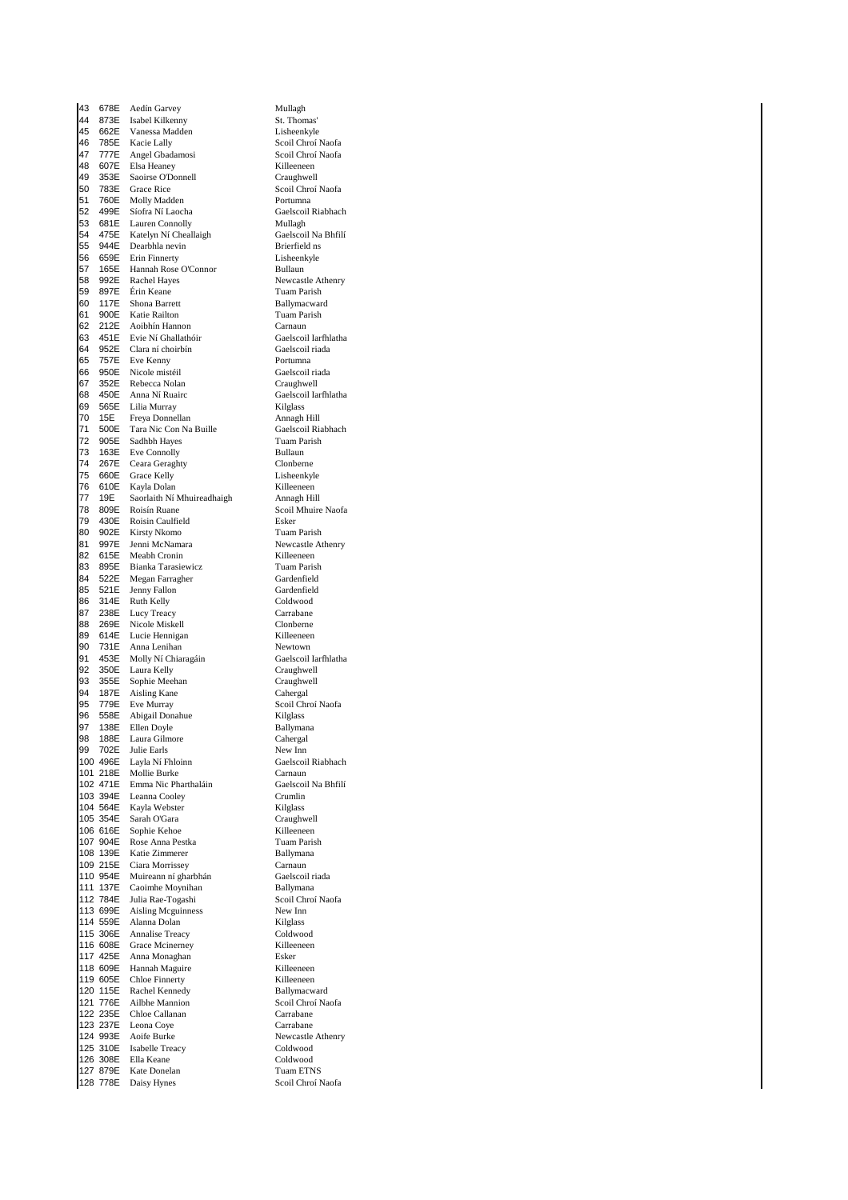| | | | |
|---|---|---|---|
| 43 | 678E | Aedín Garvey | Mullagh |
| 44 | 873E | Isabel Kilkenny | St. Thomas' |
| 45 | 662E | Vanessa Madden | Lisheenkyle |
| 46 | 785E | Kacie Lally | Scoil Chroí Naofa |
| 47 | 777E | Angel Gbadamosi | Scoil Chroí Naofa |
| 48 | 607E | Elsa Heaney | Killeeneen |
| 49 | 353E | Saoirse O'Donnell | Craughwell |
| 50 | 783E | Grace Rice | Scoil Chroí Naofa |
| 51 | 760E | Molly Madden | Portumna |
| 52 | 499E | Síofra Ní Laocha | Gaelscoil Riabhach |
| 53 | 681E | Lauren Connolly | Mullagh |
| 54 | 475E | Katelyn Ní Cheallaigh | Gaelscoil Na Bhfilí |
| 55 | 944E | Dearbhla nevin | Brierfield ns |
| 56 | 659E | Erin Finnerty | Lisheenkyle |
| 57 | 165E | Hannah Rose O'Connor | Bullaun |
| 58 | 992E | Rachel Hayes | Newcastle Athenry |
| 59 | 897E | Érin Keane | Tuam Parish |
| 60 | 117E | Shona Barrett | Ballymacward |
| 61 | 900E | Katie Railton | Tuam Parish |
| 62 | 212E | Aoibhín Hannon | Carnaun |
| 63 | 451E | Evie Ní Ghallathóir | Gaelscoil Iarfhlatha |
| 64 | 952E | Clara ní choirbín | Gaelscoil riada |
| 65 | 757E | Eve Kenny | Portumna |
| 66 | 950E | Nicole mistéil | Gaelscoil riada |
| 67 | 352E | Rebecca Nolan | Craughwell |
| 68 | 450E | Anna Ní Ruairc | Gaelscoil Iarfhlatha |
| 69 | 565E | Lilia Murray | Kilglass |
| 70 | 15E | Freya Donnellan | Annagh Hill |
| 71 | 500E | Tara Nic Con Na Buille | Gaelscoil Riabhach |
| 72 | 905E | Sadhbh Hayes | Tuam Parish |
| 73 | 163E | Eve Connolly | Bullaun |
| 74 | 267E | Ceara Geraghty | Clonberne |
| 75 | 660E | Grace Kelly | Lisheenkyle |
| 76 | 610E | Kayla Dolan | Killeeneen |
| 77 | 19E | Saorlaith Ní Mhuireadhaigh | Annagh Hill |
| 78 | 809E | Roisín Ruane | Scoil Mhuire Naofa |
| 79 | 430E | Roisin Caulfield | Esker |
| 80 | 902E | Kirsty Nkomo | Tuam Parish |
| 81 | 997E | Jenni McNamara | Newcastle Athenry |
| 82 | 615E | Meabh Cronin | Killeeneen |
| 83 | 895E | Bianka Tarasiewicz | Tuam Parish |
| 84 | 522E | Megan Farragher | Gardenfield |
| 85 | 521E | Jenny Fallon | Gardenfield |
| 86 | 314E | Ruth Kelly | Coldwood |
| 87 | 238E | Lucy Treacy | Carrabane |
| 88 | 269E | Nicole Miskell | Clonberne |
| 89 | 614E | Lucie Hennigan | Killeeneen |
| 90 | 731E | Anna Lenihan | Newtown |
| 91 | 453E | Molly Ní Chiaragáin | Gaelscoil Iarfhlatha |
| 92 | 350E | Laura Kelly | Craughwell |
| 93 | 355E | Sophie Meehan | Craughwell |
| 94 | 187E | Aisling Kane | Cahergal |
| 95 | 779E | Eve Murray | Scoil Chroí Naofa |
| 96 | 558E | Abigail Donahue | Kilglass |
| 97 | 138E | Ellen Doyle | Ballymana |
| 98 | 188E | Laura Gilmore | Cahergal |
| 99 | 702E | Julie Earls | New Inn |
| 100 | 496E | Layla Ní Fhloinn | Gaelscoil Riabhach |
| 101 | 218E | Mollie Burke | Carnaun |
| 102 | 471E | Emma Nic Pharthaláin | Gaelscoil Na Bhfilí |
| 103 | 394E | Leanna Cooley | Crumlin |
| 104 | 564E | Kayla Webster | Kilglass |
| 105 | 354E | Sarah O'Gara | Craughwell |
| 106 | 616E | Sophie Kehoe | Killeeneen |
| 107 | 904E | Rose Anna Pestka | Tuam Parish |
| 108 | 139E | Katie Zimmerer | Ballymana |
| 109 | 215E | Ciara Morrissey | Carnaun |
| 110 | 954E | Muireann ní gharbhán | Gaelscoil riada |
| 111 | 137E | Caoimhe Moynihan | Ballymana |
| 112 | 784E | Julia Rae-Togashi | Scoil Chroí Naofa |
| 113 | 699E | Aisling Mcguinness | New Inn |
| 114 | 559E | Alanna Dolan | Kilglass |
| 115 | 306E | Annalise Treacy | Coldwood |
| 116 | 608E | Grace Mcinerney | Killeeneen |
| 117 | 425E | Anna Monaghan | Esker |
| 118 | 609E | Hannah Maguire | Killeeneen |
| 119 | 605E | Chloe Finnerty | Killeeneen |
| 120 | 115E | Rachel Kennedy | Ballymacward |
| 121 | 776E | Ailbhe Mannion | Scoil Chroí Naofa |
| 122 | 235E | Chloe Callanan | Carrabane |
| 123 | 237E | Leona Coye | Carrabane |
| 124 | 993E | Aoife Burke | Newcastle Athenry |
| 125 | 310E | Isabelle Treacy | Coldwood |
| 126 | 308E | Ella Keane | Coldwood |
| 127 | 879E | Kate Donelan | Tuam ETNS |
| 128 | 778E | Daisy Hynes | Scoil Chroí Naofa |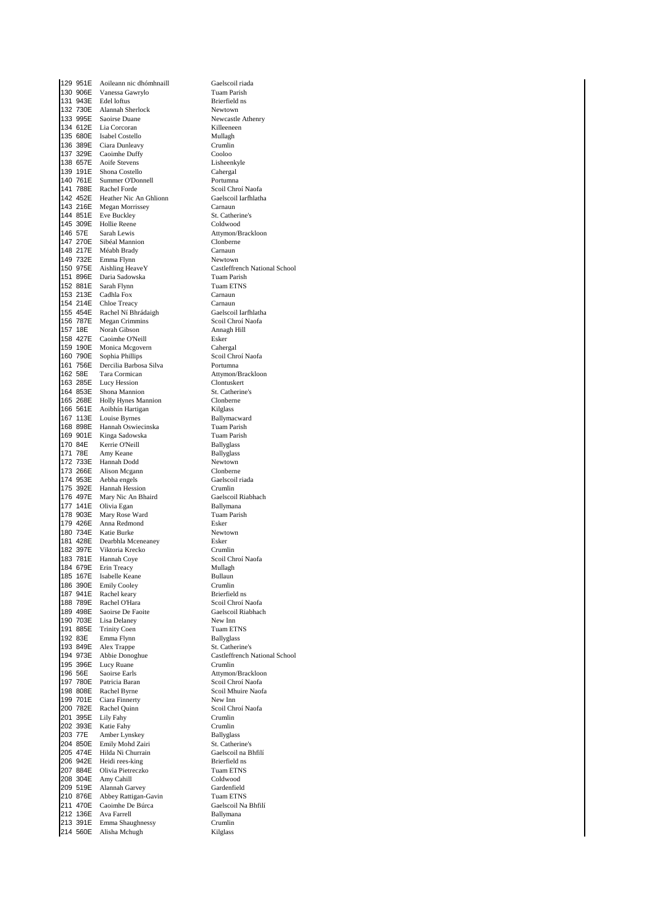| | | | |
|---|---|---|---|
| 129 | 951E | Aoileann nic dhómhnaill | Gaelscoil riada |
| 130 | 906E | Vanessa Gawrylo | Tuam Parish |
| 131 | 943E | Edel loftus | Brierfield ns |
| 132 | 730E | Alannah Sherlock | Newtown |
| 133 | 995E | Saoirse Duane | Newcastle Athenry |
| 134 | 612E | Lia Corcoran | Killeeneen |
| 135 | 680E | Isabel Costello | Mullagh |
| 136 | 389E | Ciara Dunleavy | Crumlin |
| 137 | 329E | Caoimhe Duffy | Cooloo |
| 138 | 657E | Aoife Stevens | Lisheenkyle |
| 139 | 191E | Shona Costello | Cahergal |
| 140 | 761E | Summer O'Donnell | Portumna |
| 141 | 788E | Rachel Forde | Scoil Chroí Naofa |
| 142 | 452E | Heather Nic An Ghlionn | Gaelscoil Iarfhlatha |
| 143 | 216E | Megan Morrissey | Carnaun |
| 144 | 851E | Eve Buckley | St. Catherine's |
| 145 | 309E | Hollie Reene | Coldwood |
| 146 | 57E | Sarah Lewis | Attymon/Brackloon |
| 147 | 270E | Sibéal Mannion | Clonberne |
| 148 | 217E | Méabh Brady | Carnaun |
| 149 | 732E | Emma Flynn | Newtown |
| 150 | 975E | Aishling HeaveY | Castleffrench National School |
| 151 | 896E | Daria Sadowska | Tuam Parish |
| 152 | 881E | Sarah Flynn | Tuam ETNS |
| 153 | 213E | Cadhla Fox | Carnaun |
| 154 | 214E | Chloe Treacy | Carnaun |
| 155 | 454E | Rachel Ní Bhrádaigh | Gaelscoil Iarfhlatha |
| 156 | 787E | Megan Crimmins | Scoil Chroí Naofa |
| 157 | 18E | Norah Gibson | Annagh Hill |
| 158 | 427E | Caoimhe O'Neill | Esker |
| 159 | 190E | Monica Mcgovern | Cahergal |
| 160 | 790E | Sophia Phillips | Scoil Chroí Naofa |
| 161 | 756E | Dercilia Barbosa Silva | Portumna |
| 162 | 58E | Tara Cormican | Attymon/Brackloon |
| 163 | 285E | Lucy Hession | Clontuskert |
| 164 | 853E | Shona Mannion | St. Catherine's |
| 165 | 268E | Holly Hynes Mannion | Clonberne |
| 166 | 561E | Aoibhín Hartigan | Kilglass |
| 167 | 113E | Louise Byrnes | Ballymacward |
| 168 | 898E | Hannah Oswiecinska | Tuam Parish |
| 169 | 901E | Kinga Sadowska | Tuam Parish |
| 170 | 84E | Kerrie O'Neill | Ballyglass |
| 171 | 78E | Amy Keane | Ballyglass |
| 172 | 733E | Hannah Dodd | Newtown |
| 173 | 266E | Alison Mcgann | Clonberne |
| 174 | 953E | Aebha engels | Gaelscoil riada |
| 175 | 392E | Hannah Hession | Crumlin |
| 176 | 497E | Mary Nic An Bhaird | Gaelscoil Riabhach |
| 177 | 141E | Olivia Egan | Ballymana |
| 178 | 903E | Mary Rose Ward | Tuam Parish |
| 179 | 426E | Anna Redmond | Esker |
| 180 | 734E | Katie Burke | Newtown |
| 181 | 428E | Dearbhla Mceneaney | Esker |
| 182 | 397E | Viktoria Krecko | Crumlin |
| 183 | 781E | Hannah Coye | Scoil Chroí Naofa |
| 184 | 679E | Erin Treacy | Mullagh |
| 185 | 167E | Isabelle Keane | Bullaun |
| 186 | 390E | Emily Cooley | Crumlin |
| 187 | 941E | Rachel keary | Brierfield ns |
| 188 | 789E | Rachel O'Hara | Scoil Chroí Naofa |
| 189 | 498E | Saoirse De Faoite | Gaelscoil Riabhach |
| 190 | 703E | Lisa Delaney | New Inn |
| 191 | 885E | Trinity Coen | Tuam ETNS |
| 192 | 83E | Emma Flynn | Ballyglass |
| 193 | 849E | Alex Trappe | St. Catherine's |
| 194 | 973E | Abbie Donoghue | Castleffrench National School |
| 195 | 396E | Lucy Ruane | Crumlin |
| 196 | 56E | Saoirse Earls | Attymon/Brackloon |
| 197 | 780E | Patricia Baran | Scoil Chroí Naofa |
| 198 | 808E | Rachel Byrne | Scoil Mhuire Naofa |
| 199 | 701E | Ciara Finnerty | New Inn |
| 200 | 782E | Rachel Quinn | Scoil Chroí Naofa |
| 201 | 395E | Lily Fahy | Crumlin |
| 202 | 393E | Katie Fahy | Crumlin |
| 203 | 77E | Amber Lynskey | Ballyglass |
| 204 | 850E | Emily Mohd Zairi | St. Catherine's |
| 205 | 474E | Hilda Ni Churrain | Gaelscoil na Bhfilí |
| 206 | 942E | Heidi rees-king | Brierfield ns |
| 207 | 884E | Olivia Pietreczko | Tuam ETNS |
| 208 | 304E | Amy Cahill | Coldwood |
| 209 | 519E | Alannah Garvey | Gardenfield |
| 210 | 876E | Abbey Rattigan-Gavin | Tuam ETNS |
| 211 | 470E | Caoimhe De Búrca | Gaelscoil Na Bhfilí |
| 212 | 136E | Ava Farrell | Ballymana |
| 213 | 391E | Emma Shaughnessy | Crumlin |
| 214 | 560E | Alisha Mchugh | Kilglass |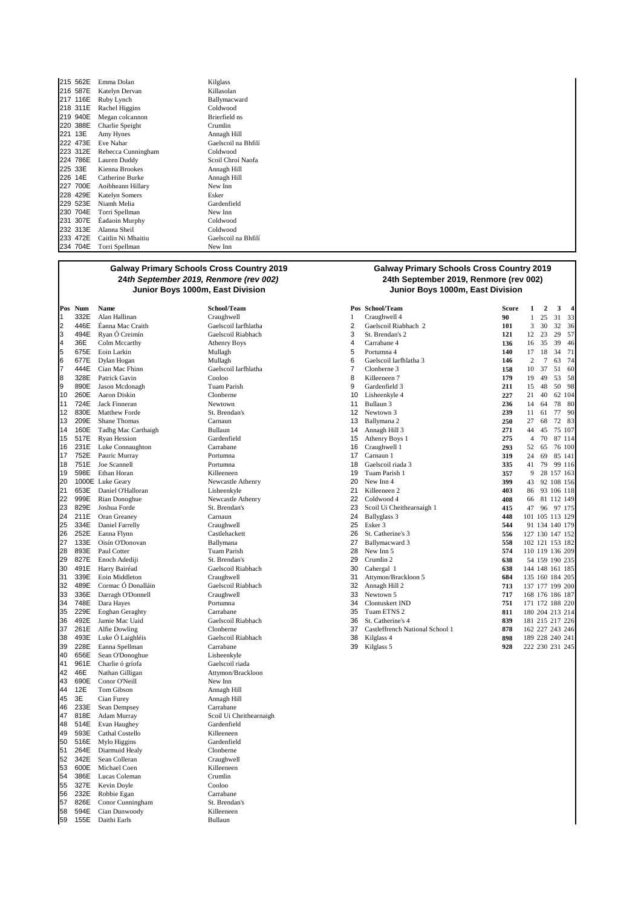| Pos | Num | Name | School/Team |
|---|---|---|---|
| 215 | 562E | Emma Dolan | Kilglass |
| 216 | 587E | Katelyn Dervan | Killasolan |
| 217 | 116E | Ruby Lynch | Ballymacward |
| 218 | 311E | Rachel Higgins | Coldwood |
| 219 | 940E | Megan colcannon | Brierfield ns |
| 220 | 388E | Charlie Speight | Crumlin |
| 221 | 13E | Amy Hynes | Annagh Hill |
| 222 | 473E | Eve Nahar | Gaelscoil na Bhfilí |
| 223 | 312E | Rebecca Cunningham | Coldwood |
| 224 | 786E | Lauren Duddy | Scoil Chroí Naofa |
| 225 | 33E | Kienna Brookes | Annagh Hill |
| 226 | 14E | Catherine Burke | Annagh Hill |
| 227 | 700E | Aoibheann Hillary | New Inn |
| 228 | 429E | Katelyn Somers | Esker |
| 229 | 523E | Niamh Melia | Gardenfield |
| 230 | 704E | Torri Spellman | New Inn |
| 231 | 307E | Éadaoin Murphy | Coldwood |
| 232 | 313E | Alanna Sheil | Coldwood |
| 233 | 472E | Caitlin Ni Mhaitiu | Gaelscoil na Bhfilí |
| 234 | 704E | Torri Spellman | New Inn |

## Galway Primary Schools Cross Country 2019
### *24th September 2019, Renmore (rev 002)*
### Junior Boys 1000m, East Division

| Pos | Num | Name | School/Team |
|---|---|---|---|
| 1 | 332E | Alan Hallinan | Craughwell |
| 2 | 446E | Éanna Mac Craith | Gaelscoil Iarfhlatha |
| 3 | 494E | Ryan Ó Creimín | Gaelscoil Riabhach |
| 4 | 36E | Colm Mccarthy | Athenry Boys |
| 5 | 675E | Eoin Larkin | Mullagh |
| 6 | 677E | Dylan Hogan | Mullagh |
| 7 | 444E | Cian Mac Fhinn | Gaelscoil Iarfhlatha |
| 8 | 328E | Patrick Gavin | Cooloo |
| 9 | 890E | Jason Mcdonagh | Tuam Parish |
| 10 | 260E | Aaron Diskin | Clonberne |
| 11 | 724E | Jack Finneran | Newtown |
| 12 | 830E | Matthew Forde | St. Brendan's |
| 13 | 209E | Shane Thomas | Carnaun |
| 14 | 160E | Tadhg Mac Carthaigh | Bullaun |
| 15 | 517E | Ryan Hession | Gardenfield |
| 16 | 231E | Luke Connaughton | Carrabane |
| 17 | 752E | Pauric Murray | Portumna |
| 18 | 751E | Joe Scannell | Portumna |
| 19 | 598E | Ethan Horan | Killeeneen |
| 20 | 1000E | Luke Geary | Newcastle Athenry |
| 21 | 653E | Daniel O'Halloran | Lisheenkyle |
| 22 | 999E | Rian Donoghue | Newcastle Athenry |
| 23 | 829E | Joshua Forde | St. Brendan's |
| 24 | 211E | Oran Greaney | Carnaun |
| 25 | 334E | Daniel Farrelly | Craughwell |
| 26 | 252E | Eanna Flynn | Castlehackett |
| 27 | 133E | Oisín O'Donovan | Ballymana |
| 28 | 893E | Paul Cotter | Tuam Parish |
| 29 | 827E | Enoch Adediji | St. Brendan's |
| 30 | 491E | Harry Bairéad | Gaelscoil Riabhach |
| 31 | 339E | Eoin Middleton | Craughwell |
| 32 | 489E | Cormac Ó Donalláin | Gaelscoil Riabhach |
| 33 | 336E | Darragh O'Donnell | Craughwell |
| 34 | 748E | Dara Hayes | Portumna |
| 35 | 229E | Eoghan Geraghty | Carrabane |
| 36 | 492E | Jamie Mac Uaid | Gaelscoil Riabhach |
| 37 | 261E | Alfie Dowling | Clonberne |
| 38 | 493E | Luke Ó Laighléis | Gaelscoil Riabhach |
| 39 | 228E | Eanna Spellman | Carrabane |
| 40 | 656E | Sean O'Donoghue | Lisheenkyle |
| 41 | 961E | Charlie ó gríofa | Gaelscoil riada |
| 42 | 46E | Nathan Gilligan | Attymon/Brackloon |
| 43 | 690E | Conor O'Neill | New Inn |
| 44 | 12E | Tom Gibson | Annagh Hill |
| 45 | 3E | Cian Furey | Annagh Hill |
| 46 | 233E | Sean Dempsey | Carrabane |
| 47 | 818E | Adam Murray | Scoil Ui Cheithearnaigh |
| 48 | 514E | Evan Haughey | Gardenfield |
| 49 | 593E | Cathal Costello | Killeeneen |
| 50 | 516E | Mylo Higgins | Gardenfield |
| 51 | 264E | Diarmuid Healy | Clonberne |
| 52 | 342E | Sean Colleran | Craughwell |
| 53 | 600E | Michael Coen | Killeeneen |
| 54 | 386E | Lucas Coleman | Crumlin |
| 55 | 327E | Kevin Doyle | Cooloo |
| 56 | 232E | Robbie Egan | Carrabane |
| 57 | 826E | Conor Cunningham | St. Brendan's |
| 58 | 594E | Cian Dunwoody | Killeeneen |
| 59 | 155E | Daithi Earls | Bullaun |

## Galway Primary Schools Cross Country 2019
### 24th September 2019, Renmore (rev 002)
### Junior Boys 1000m, East Division

| Pos | School/Team | Score | 1 | 2 | 3 | 4 |
|---|---|---|---|---|---|---|
| 1 | Craughwell 4 | **90** | 1 | 25 | 31 | 33 |
| 2 | Gaelscoil Riabhach 2 | **101** | 3 | 30 | 32 | 36 |
| 3 | St. Brendan's 2 | **121** | 12 | 23 | 29 | 57 |
| 4 | Carrabane 4 | **136** | 16 | 35 | 39 | 46 |
| 5 | Portumna 4 | **140** | 17 | 18 | 34 | 71 |
| 6 | Gaelscoil Iarfhlatha 3 | **146** | 2 | 7 | 63 | 74 |
| 7 | Clonberne 3 | **158** | 10 | 37 | 51 | 60 |
| 8 | Killeeneen 7 | **179** | 19 | 49 | 53 | 58 |
| 9 | Gardenfield 3 | **211** | 15 | 48 | 50 | 98 |
| 10 | Lisheenkyle 4 | **227** | 21 | 40 | 62 | 104 |
| 11 | Bullaun 3 | **236** | 14 | 64 | 78 | 80 |
| 12 | Newtown 3 | **239** | 11 | 61 | 77 | 90 |
| 13 | Ballymana 2 | **250** | 27 | 68 | 72 | 83 |
| 14 | Annagh Hill 3 | **271** | 44 | 45 | 75 | 107 |
| 15 | Athenry Boys 1 | **275** | 4 | 70 | 87 | 114 |
| 16 | Craughwell 1 | **293** | 52 | 65 | 76 | 100 |
| 17 | Carnaun 1 | **319** | 24 | 69 | 85 | 141 |
| 18 | Gaelscoil riada 3 | **335** | 41 | 79 | 99 | 116 |
| 19 | Tuam Parish 1 | **357** | 9 | 28 | 157 | 163 |
| 20 | New Inn 4 | **399** | 43 | 92 | 108 | 156 |
| 21 | Killeeneen 2 | **403** | 86 | 93 | 106 | 118 |
| 22 | Coldwood 4 | **408** | 66 | 81 | 112 | 149 |
| 23 | Scoil Ui Cheithearnaigh 1 | **415** | 47 | 96 | 97 | 175 |
| 24 | Ballyglass 3 | **448** | 101 | 105 | 113 | 129 |
| 25 | Esker 3 | **544** | 91 | 134 | 140 | 179 |
| 26 | St. Catherine's 3 | **556** | 127 | 130 | 147 | 152 |
| 27 | Ballymacward 3 | **558** | 102 | 121 | 153 | 182 |
| 28 | New Inn 5 | **574** | 110 | 119 | 136 | 209 |
| 29 | Crumlin 2 | **638** | 54 | 159 | 190 | 235 |
| 30 | Cahergal 1 | **638** | 144 | 148 | 161 | 185 |
| 31 | Attymon/Brackloon 5 | **684** | 135 | 160 | 184 | 205 |
| 32 | Annagh Hill 2 | **713** | 137 | 177 | 199 | 200 |
| 33 | Newtown 5 | **717** | 168 | 176 | 186 | 187 |
| 34 | Clontuskert IND | **751** | 171 | 172 | 188 | 220 |
| 35 | Tuam ETNS 2 | **811** | 180 | 204 | 213 | 214 |
| 36 | St. Catherine's 4 | **839** | 181 | 215 | 217 | 226 |
| 37 | Castleffrench National School 1 | **878** | 162 | 227 | 243 | 246 |
| 38 | Kilglass 4 | **898** | 189 | 228 | 240 | 241 |
| 39 | Kilglass 5 | **928** | 222 | 230 | 231 | 245 |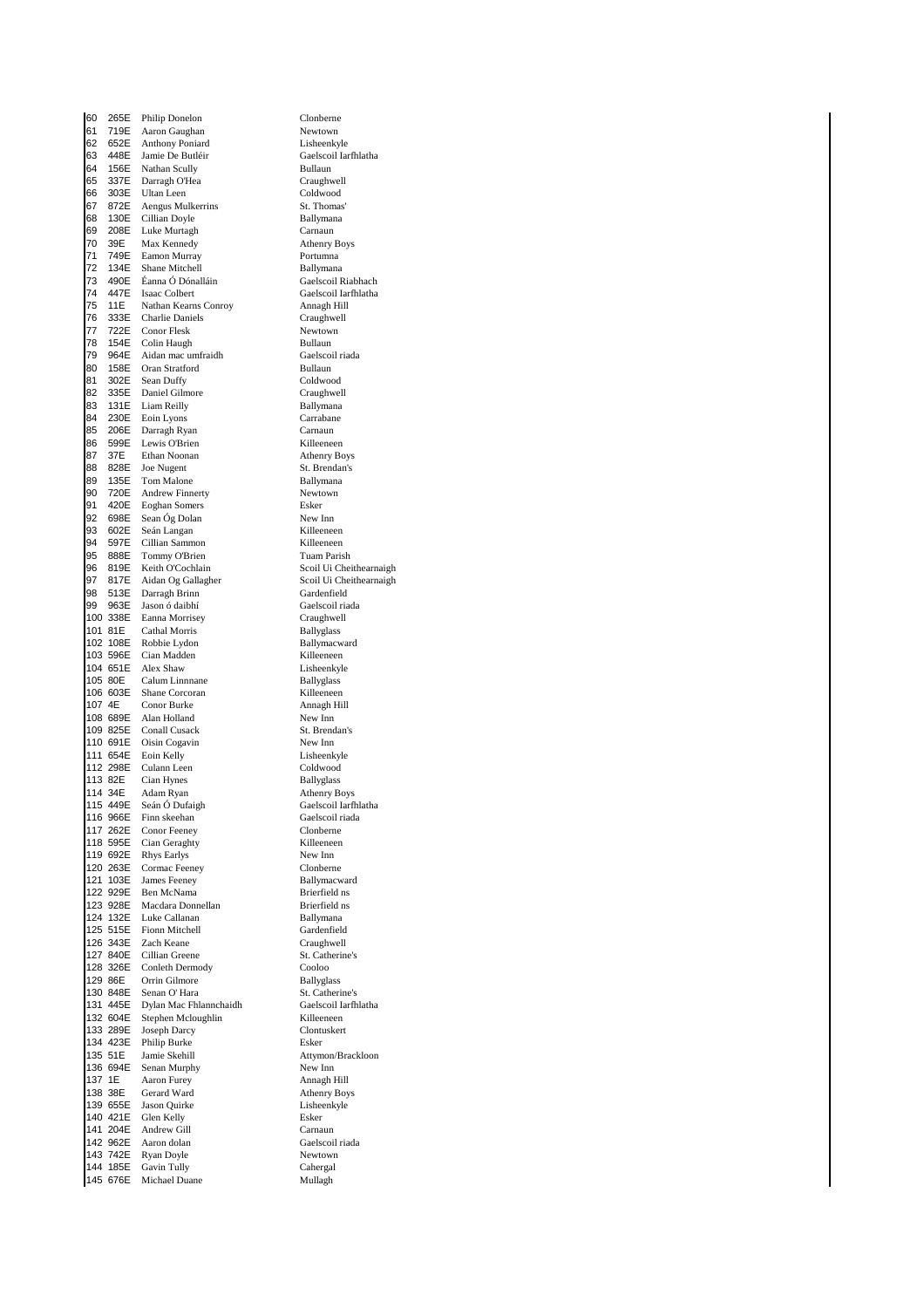| | | | |
|---|---|---|---|
| 60 | 265E | Philip Donelon | Clonberne |
| 61 | 719E | Aaron Gaughan | Newtown |
| 62 | 652E | Anthony Poniard | Lisheenkyle |
| 63 | 448E | Jamie De Butléir | Gaelscoil Iarfhlatha |
| 64 | 156E | Nathan Scully | Bullaun |
| 65 | 337E | Darragh O'Hea | Craughwell |
| 66 | 303E | Ultan Leen | Coldwood |
| 67 | 872E | Aengus Mulkerrins | St. Thomas' |
| 68 | 130E | Cillian Doyle | Ballymana |
| 69 | 208E | Luke Murtagh | Carnaun |
| 70 | 39E | Max Kennedy | Athenry Boys |
| 71 | 749E | Eamon Murray | Portumna |
| 72 | 134E | Shane Mitchell | Ballymana |
| 73 | 490E | Éanna Ó Dónalláin | Gaelscoil Riabhach |
| 74 | 447E | Isaac Colbert | Gaelscoil Iarfhlatha |
| 75 | 11E | Nathan Kearns Conroy | Annagh Hill |
| 76 | 333E | Charlie Daniels | Craughwell |
| 77 | 722E | Conor Flesk | Newtown |
| 78 | 154E | Colin Haugh | Bullaun |
| 79 | 964E | Aidan mac umfraidh | Gaelscoil riada |
| 80 | 158E | Oran Stratford | Bullaun |
| 81 | 302E | Sean Duffy | Coldwood |
| 82 | 335E | Daniel Gilmore | Craughwell |
| 83 | 131E | Liam Reilly | Ballymana |
| 84 | 230E | Eoin Lyons | Carrabane |
| 85 | 206E | Darragh Ryan | Carnaun |
| 86 | 599E | Lewis O'Brien | Killeeneen |
| 87 | 37E | Ethan Noonan | Athenry Boys |
| 88 | 828E | Joe Nugent | St. Brendan's |
| 89 | 135E | Tom Malone | Ballymana |
| 90 | 720E | Andrew Finnerty | Newtown |
| 91 | 420E | Eoghan Somers | Esker |
| 92 | 698E | Sean Óg Dolan | New Inn |
| 93 | 602E | Seán Langan | Killeeneen |
| 94 | 597E | Cillian Sammon | Killeeneen |
| 95 | 888E | Tommy O'Brien | Tuam Parish |
| 96 | 819E | Keith O'Cochlain | Scoil Ui Cheithearnaigh |
| 97 | 817E | Aidan Og Gallagher | Scoil Ui Cheithearnaigh |
| 98 | 513E | Darragh Brinn | Gardenfield |
| 99 | 963E | Jason ó daibhí | Gaelscoil riada |
| 100 | 338E | Eanna Morrisey | Craughwell |
| 101 | 81E | Cathal Morris | Ballyglass |
| 102 | 108E | Robbie Lydon | Ballymacward |
| 103 | 596E | Cian Madden | Killeeneen |
| 104 | 651E | Alex Shaw | Lisheenkyle |
| 105 | 80E | Calum Linnnane | Ballyglass |
| 106 | 603E | Shane Corcoran | Killeeneen |
| 107 | 4E | Conor Burke | Annagh Hill |
| 108 | 689E | Alan Holland | New Inn |
| 109 | 825E | Conall Cusack | St. Brendan's |
| 110 | 691E | Oisin Cogavin | New Inn |
| 111 | 654E | Eoin Kelly | Lisheenkyle |
| 112 | 298E | Culann Leen | Coldwood |
| 113 | 82E | Cian Hynes | Ballyglass |
| 114 | 34E | Adam Ryan | Athenry Boys |
| 115 | 449E | Seán Ó Dufaigh | Gaelscoil Iarfhlatha |
| 116 | 966E | Finn skeehan | Gaelscoil riada |
| 117 | 262E | Conor Feeney | Clonberne |
| 118 | 595E | Cian Geraghty | Killeeneen |
| 119 | 692E | Rhys Earlys | New Inn |
| 120 | 263E | Cormac Feeney | Clonberne |
| 121 | 103E | James Feeney | Ballymacward |
| 122 | 929E | Ben McNama | Brierfield ns |
| 123 | 928E | Macdara Donnellan | Brierfield ns |
| 124 | 132E | Luke Callanan | Ballymana |
| 125 | 515E | Fionn Mitchell | Gardenfield |
| 126 | 343E | Zach Keane | Craughwell |
| 127 | 840E | Cillian Greene | St. Catherine's |
| 128 | 326E | Conleth Dermody | Cooloo |
| 129 | 86E | Orrin Gilmore | Ballyglass |
| 130 | 848E | Senan O' Hara | St. Catherine's |
| 131 | 445E | Dylan Mac Fhlannchaidh | Gaelscoil Iarfhlatha |
| 132 | 604E | Stephen Mcloughlin | Killeeneen |
| 133 | 289E | Joseph Darcy | Clontuskert |
| 134 | 423E | Philip Burke | Esker |
| 135 | 51E | Jamie Skehill | Attymon/Brackloon |
| 136 | 694E | Senan Murphy | New Inn |
| 137 | 1E | Aaron Furey | Annagh Hill |
| 138 | 38E | Gerard Ward | Athenry Boys |
| 139 | 655E | Jason Quirke | Lisheenkyle |
| 140 | 421E | Glen Kelly | Esker |
| 141 | 204E | Andrew Gill | Carnaun |
| 142 | 962E | Aaron dolan | Gaelscoil riada |
| 143 | 742E | Ryan Doyle | Newtown |
| 144 | 185E | Gavin Tully | Cahergal |
| 145 | 676E | Michael Duane | Mullagh |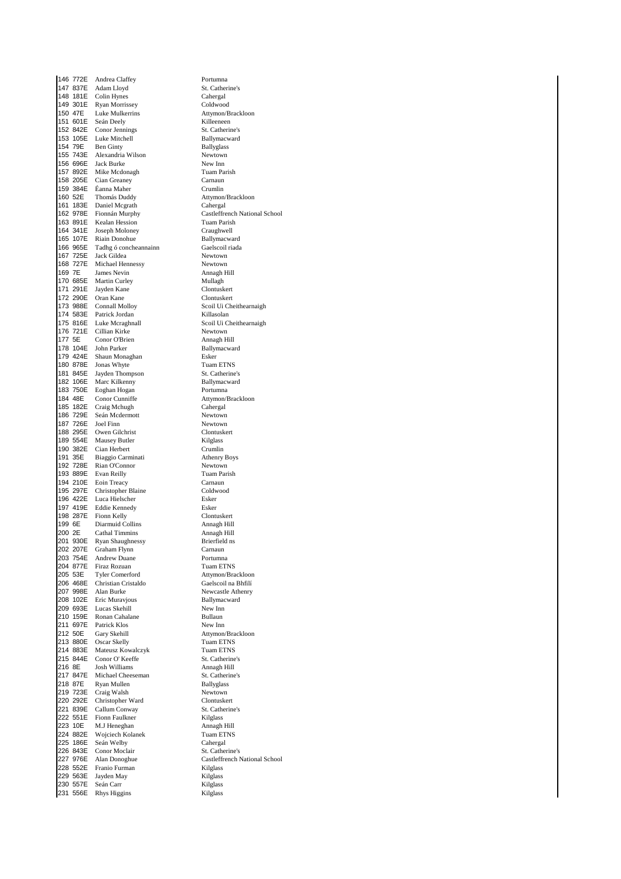| | | | |
|---|---|---|---|
| 146 | 772E | Andrea Claffey | Portumna |
| 147 | 837E | Adam Lloyd | St. Catherine's |
| 148 | 181E | Colin Hynes | Cahergal |
| 149 | 301E | Ryan Morrissey | Coldwood |
| 150 | 47E | Luke Mulkerrins | Attymon/Brackloon |
| 151 | 601E | Seán Deely | Killeeneen |
| 152 | 842E | Conor Jennings | St. Catherine's |
| 153 | 105E | Luke Mitchell | Ballymacward |
| 154 | 79E | Ben Ginty | Ballyglass |
| 155 | 743E | Alexandria Wilson | Newtown |
| 156 | 696E | Jack Burke | New Inn |
| 157 | 892E | Mike Mcdonagh | Tuam Parish |
| 158 | 205E | Cian Greaney | Carnaun |
| 159 | 384E | Éanna Maher | Crumlin |
| 160 | 52E | Thomás Duddy | Attymon/Brackloon |
| 161 | 183E | Daniel Mcgrath | Cahergal |
| 162 | 978E | Fionnán Murphy | Castleffrench National School |
| 163 | 891E | Kealan Hession | Tuam Parish |
| 164 | 341E | Joseph Moloney | Craughwell |
| 165 | 107E | Riain Donohue | Ballymacward |
| 166 | 965E | Tadhg ó concheannainn | Gaelscoil riada |
| 167 | 725E | Jack Gildea | Newtown |
| 168 | 727E | Michael Hennessy | Newtown |
| 169 | 7E | James Nevin | Annagh Hill |
| 170 | 685E | Martin Curley | Mullagh |
| 171 | 291E | Jayden Kane | Clontuskert |
| 172 | 290E | Oran Kane | Clontuskert |
| 173 | 988E | Connall Molloy | Scoil Ui Cheithearnaigh |
| 174 | 583E | Patrick Jordan | Killasolan |
| 175 | 816E | Luke Mcraghnall | Scoil Ui Cheithearnaigh |
| 176 | 721E | Cillian Kirke | Newtown |
| 177 | 5E | Conor O'Brien | Annagh Hill |
| 178 | 104E | John Parker | Ballymacward |
| 179 | 424E | Shaun Monaghan | Esker |
| 180 | 878E | Jonas Whyte | Tuam ETNS |
| 181 | 845E | Jayden Thompson | St. Catherine's |
| 182 | 106E | Marc Kilkenny | Ballymacward |
| 183 | 750E | Eoghan Hogan | Portumna |
| 184 | 48E | Conor Cunniffe | Attymon/Brackloon |
| 185 | 182E | Craig Mchugh | Cahergal |
| 186 | 729E | Seán Mcdermott | Newtown |
| 187 | 726E | Joel Finn | Newtown |
| 188 | 295E | Owen Gilchrist | Clontuskert |
| 189 | 554E | Mausey Butler | Kilglass |
| 190 | 382E | Cian Herbert | Crumlin |
| 191 | 35E | Biaggio Carminati | Athenry Boys |
| 192 | 728E | Rian O'Connor | Newtown |
| 193 | 889E | Evan Reilly | Tuam Parish |
| 194 | 210E | Eoin Treacy | Carnaun |
| 195 | 297E | Christopher Blaine | Coldwood |
| 196 | 422E | Luca Hielscher | Esker |
| 197 | 419E | Eddie Kennedy | Esker |
| 198 | 287E | Fionn Kelly | Clontuskert |
| 199 | 6E | Diarmuid Collins | Annagh Hill |
| 200 | 2E | Cathal Timmins | Annagh Hill |
| 201 | 930E | Ryan Shaughnessy | Brierfield ns |
| 202 | 207E | Graham Flynn | Carnaun |
| 203 | 754E | Andrew Duane | Portumna |
| 204 | 877E | Firaz Rozuan | Tuam ETNS |
| 205 | 53E | Tyler Comerford | Attymon/Brackloon |
| 206 | 468E | Christian Cristaldo | Gaelscoil na Bhfilí |
| 207 | 998E | Alan Burke | Newcastle Athenry |
| 208 | 102E | Eric Muravjous | Ballymacward |
| 209 | 693E | Lucas Skehill | New Inn |
| 210 | 159E | Ronan Cahalane | Bullaun |
| 211 | 697E | Patrick Klos | New Inn |
| 212 | 50E | Gary Skehill | Attymon/Brackloon |
| 213 | 880E | Oscar Skelly | Tuam ETNS |
| 214 | 883E | Mateusz Kowalczyk | Tuam ETNS |
| 215 | 844E | Conor O' Keeffe | St. Catherine's |
| 216 | 8E | Josh Williams | Annagh Hill |
| 217 | 847E | Michael Cheeseman | St. Catherine's |
| 218 | 87E | Ryan Mullen | Ballyglass |
| 219 | 723E | Craig Walsh | Newtown |
| 220 | 292E | Christopher Ward | Clontuskert |
| 221 | 839E | Callum Conway | St. Catherine's |
| 222 | 551E | Fionn Faulkner | Kilglass |
| 223 | 10E | M.J Heneghan | Annagh Hill |
| 224 | 882E | Wojciech Kolanek | Tuam ETNS |
| 225 | 186E | Seán Welby | Cahergal |
| 226 | 843E | Conor Moclair | St. Catherine's |
| 227 | 976E | Alan Donoghue | Castleffrench National School |
| 228 | 552E | Franio Furman | Kilglass |
| 229 | 563E | Jayden May | Kilglass |
| 230 | 557E | Seán Carr | Kilglass |
| 231 | 556E | Rhys Higgins | Kilglass |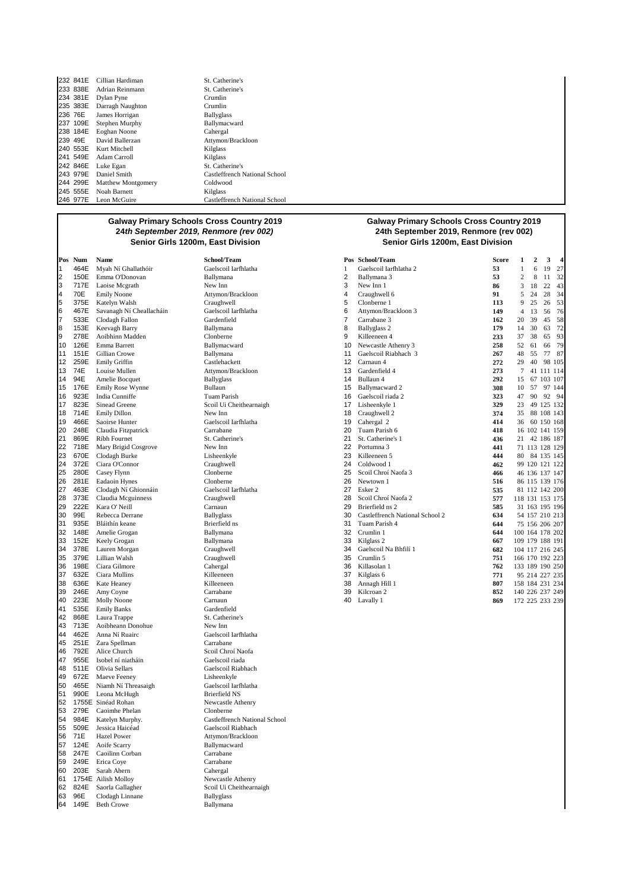| Pos | Num | Name | School/Team |
|---|---|---|---|
| 232 | 841E | Cillian Hardiman | St. Catherine's |
| 233 | 838E | Adrian Reinmann | St. Catherine's |
| 234 | 381E | Dylan Pyne | Crumlin |
| 235 | 383E | Darragh Naughton | Crumlin |
| 236 | 76E | James Horrigan | Ballyglass |
| 237 | 109E | Stephen Murphy | Ballymacward |
| 238 | 184E | Eoghan Noone | Cahergal |
| 239 | 49E | David Ballerzan | Attymon/Brackloon |
| 240 | 553E | Kurt Mitchell | Kilglass |
| 241 | 549E | Adam Carroll | Kilglass |
| 242 | 846E | Luke Egan | St. Catherine's |
| 243 | 979E | Daniel Smith | Castleffrench National School |
| 244 | 299E | Matthew Montgomery | Coldwood |
| 245 | 555E | Noah Barnett | Kilglass |
| 246 | 977E | Leon McGuire | Castleffrench National School |

## Galway Primary Schools Cross Country 2019

### *24th September 2019, Renmore (rev 002)*

### Senior Girls 1200m, East Division

| Pos | Num | Name | School/Team |
|---|---|---|---|
| 1 | 464E | Myah Ní Ghallathóir | Gaelscoil Iarfhlatha |
| 2 | 150E | Emma O'Donovan | Ballymana |
| 3 | 717E | Laoise Mcgrath | New Inn |
| 4 | 70E | Emily Noone | Attymon/Brackloon |
| 5 | 375E | Katelyn Walsh | Craughwell |
| 6 | 467E | Savanagh Ní Cheallacháin | Gaelscoil Iarfhlatha |
| 7 | 533E | Clodagh Fallon | Gardenfield |
| 8 | 153E | Keevagh Barry | Ballymana |
| 9 | 278E | Aoibhinn Madden | Clonberne |
| 10 | 126E | Emma Barrett | Ballymacward |
| 11 | 151E | Gillian Crowe | Ballymana |
| 12 | 259E | Emily Griffin | Castlehackett |
| 13 | 74E | Louise Mullen | Attymon/Brackloon |
| 14 | 94E | Amelie Bocquet | Ballyglass |
| 15 | 176E | Emily Rose Wynne | Bullaun |
| 16 | 923E | India Cunniffe | Tuam Parish |
| 17 | 823E | Sinead Greene | Scoil Ui Cheithearnaigh |
| 18 | 714E | Emily Dillon | New Inn |
| 19 | 466E | Saoirse Hunter | Gaelscoil Iarfhlatha |
| 20 | 248E | Claudia Fitzpatrick | Carrabane |
| 21 | 869E | Ríbh Fournet | St. Catherine's |
| 22 | 718E | Mary Brigid Cosgrove | New Inn |
| 23 | 670E | Clodagh Burke | Lisheenkyle |
| 24 | 372E | Ciara O'Connor | Craughwell |
| 25 | 280E | Casey Flynn | Clonberne |
| 26 | 281E | Eadaoin Hynes | Clonberne |
| 27 | 463E | Clodagh Ní Ghionnáin | Gaelscoil Iarfhlatha |
| 28 | 373E | Claudia Mcguinness | Craughwell |
| 29 | 222E | Kara O' Neill | Carnaun |
| 30 | 99E | Rebecca Derrane | Ballyglass |
| 31 | 935E | Bláithín keane | Brierfield ns |
| 32 | 148E | Amelie Grogan | Ballymana |
| 33 | 152E | Keely Grogan | Ballymana |
| 34 | 378E | Lauren Morgan | Craughwell |
| 35 | 379E | Lillian Walsh | Craughwell |
| 36 | 198E | Ciara Gilmore | Cahergal |
| 37 | 632E | Ciara Mullins | Killeeneen |
| 38 | 636E | Kate Heaney | Killeeneen |
| 39 | 246E | Amy Coyne | Carrabane |
| 40 | 223E | Molly Noone | Carnaun |
| 41 | 535E | Emily Banks | Gardenfield |
| 42 | 868E | Laura Trappe | St. Catherine's |
| 43 | 713E | Aoibheann Donohue | New Inn |
| 44 | 462E | Anna Ní Ruairc | Gaelscoil Iarfhlatha |
| 45 | 251E | Zara Spellman | Carrabane |
| 46 | 792E | Alice Church | Scoil Chroí Naofa |
| 47 | 955E | Isobel ní niatháin | Gaelscoil riada |
| 48 | 511E | Olivia Sellars | Gaelscoil Riabhach |
| 49 | 672E | Maeve Feeney | Lisheenkyle |
| 50 | 465E | Niamh Ní Threasaigh | Gaelscoil Iarfhlatha |
| 51 | 990E | Leona McHugh | Brierfield NS |
| 52 | 1755E | Sinéad Rohan | Newcastle Athenry |
| 53 | 279E | Caoimhe Phelan | Clonberne |
| 54 | 984E | Katelyn Murphy. | Castleffrench National School |
| 55 | 509E | Jessica Haicéad | Gaelscoil Riabhach |
| 56 | 71E | Hazel Power | Attymon/Brackloon |
| 57 | 124E | Aoife Scarry | Ballymacward |
| 58 | 247E | Caoilinn Corban | Carrabane |
| 59 | 249E | Erica Coye | Carrabane |
| 60 | 203E | Sarah Ahern | Cahergal |
| 61 | 1754E | Ailish Molloy | Newcastle Athenry |
| 62 | 824E | Saorla Gallagher | Scoil Ui Cheithearnaigh |
| 63 | 96E | Clodagh Linnane | Ballyglass |
| 64 | 149E | Beth Crowe | Ballymana |

## Galway Primary Schools Cross Country 2019

### 24th September 2019, Renmore (rev 002)

### Senior Girls 1200m, East Division

| Pos | School/Team | Score | 1 | 2 | 3 | 4 |
|---|---|---|---|---|---|---|
| 1 | Gaelscoil Iarfhlatha 2 | 53 | 1 | 6 | 19 | 27 |
| 2 | Ballymana 3 | 53 | 2 | 8 | 11 | 32 |
| 3 | New Inn 1 | 86 | 3 | 18 | 22 | 43 |
| 4 | Craughwell 6 | 91 | 5 | 24 | 28 | 34 |
| 5 | Clonberne 1 | 113 | 9 | 25 | 26 | 53 |
| 6 | Attymon/Brackloon 3 | 149 | 4 | 13 | 56 | 76 |
| 7 | Carrabane 3 | 162 | 20 | 39 | 45 | 58 |
| 8 | Ballyglass 2 | 179 | 14 | 30 | 63 | 72 |
| 9 | Killeeneen 4 | 233 | 37 | 38 | 65 | 93 |
| 10 | Newcastle Athenry 3 | 258 | 52 | 61 | 66 | 79 |
| 11 | Gaelscoil Riabhach 3 | 267 | 48 | 55 | 77 | 87 |
| 12 | Carnaun 4 | 272 | 29 | 40 | 98 | 105 |
| 13 | Gardenfield 4 | 273 | 7 | 41 | 111 | 114 |
| 14 | Bullaun 4 | 292 | 15 | 67 | 103 | 107 |
| 15 | Ballymacward 2 | 308 | 10 | 57 | 97 | 144 |
| 16 | Gaelscoil riada 2 | 323 | 47 | 90 | 92 | 94 |
| 17 | Lisheenkyle 1 | 329 | 23 | 49 | 125 | 132 |
| 18 | Craughwell 2 | 374 | 35 | 88 | 108 | 143 |
| 19 | Cahergal 2 | 414 | 36 | 60 | 150 | 168 |
| 20 | Tuam Parish 6 | 418 | 16 | 102 | 141 | 159 |
| 21 | St. Catherine's 1 | 436 | 21 | 42 | 186 | 187 |
| 22 | Portumna 3 | 441 | 71 | 113 | 128 | 129 |
| 23 | Killeeneen 5 | 444 | 80 | 84 | 135 | 145 |
| 24 | Coldwood 1 | 462 | 99 | 120 | 121 | 122 |
| 25 | Scoil Chroí Naofa 3 | 466 | 46 | 136 | 137 | 147 |
| 26 | Newtown 1 | 516 | 86 | 115 | 139 | 176 |
| 27 | Esker 2 | 535 | 81 | 112 | 142 | 200 |
| 28 | Scoil Chroí Naofa 2 | 577 | 118 | 131 | 153 | 175 |
| 29 | Brierfield ns 2 | 585 | 31 | 163 | 195 | 196 |
| 30 | Castleffrench National School 2 | 634 | 54 | 157 | 210 | 213 |
| 31 | Tuam Parish 4 | 644 | 75 | 156 | 206 | 207 |
| 32 | Crumlin 1 | 644 | 100 | 164 | 178 | 202 |
| 33 | Kilglass 2 | 667 | 109 | 179 | 188 | 191 |
| 34 | Gaelscoil Na Bhfilí 1 | 682 | 104 | 117 | 216 | 245 |
| 35 | Crumlin 5 | 751 | 166 | 170 | 192 | 223 |
| 36 | Killasolan 1 | 762 | 133 | 189 | 190 | 250 |
| 37 | Kilglass 6 | 771 | 95 | 214 | 227 | 235 |
| 38 | Annagh Hill 1 | 807 | 158 | 184 | 231 | 234 |
| 39 | Kilcroan 2 | 852 | 140 | 226 | 237 | 249 |
| 40 | Lavally 1 | 869 | 172 | 225 | 233 | 239 |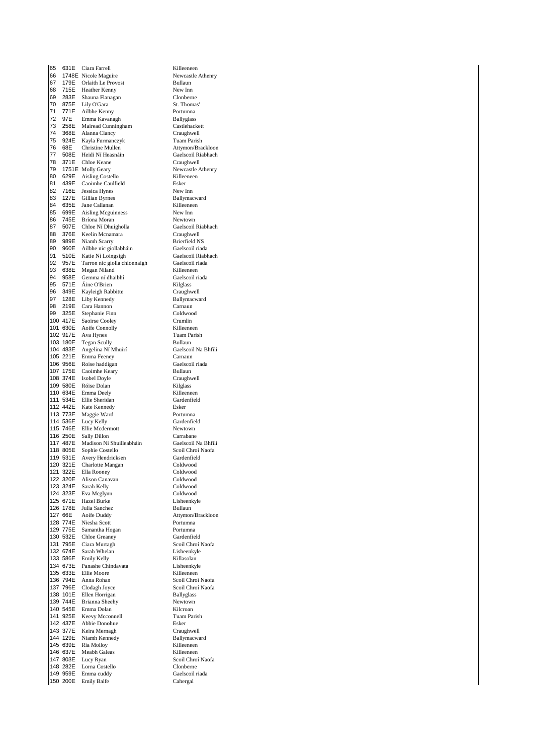| | | | |
|---|---|---|---|
| 65 | 631E | Ciara Farrell | Killeeneen |
| 66 | 1748E | Nicole Maguire | Newcastle Athenry |
| 67 | 179E | Orlaith Le Provost | Bullaun |
| 68 | 715E | Heather Kenny | New Inn |
| 69 | 283E | Shauna Flanagan | Clonberne |
| 70 | 875E | Lily O'Gara | St. Thomas' |
| 71 | 771E | Ailbhe Kenny | Portumna |
| 72 | 97E | Emma Kavanagh | Ballyglass |
| 73 | 258E | Mairead Cunningham | Castlehackett |
| 74 | 368E | Alanna Clancy | Craughwell |
| 75 | 924E | Kayla Furmanczyk | Tuam Parish |
| 76 | 68E | Christine Mullen | Attymon/Brackloon |
| 77 | 508E | Heidi Ní Heasnáin | Gaelscoil Riabhach |
| 78 | 371E | Chloe Keane | Craughwell |
| 79 | 1751E | Molly Geary | Newcastle Athenry |
| 80 | 629E | Aisling Costello | Killeeneen |
| 81 | 439E | Caoimhe Caulfield | Esker |
| 82 | 716E | Jessica Hynes | New Inn |
| 83 | 127E | Gillian Byrnes | Ballymacward |
| 84 | 635E | Jane Callanan | Killeeneen |
| 85 | 699E | Aisling Mcguinness | New Inn |
| 86 | 745E | Bríona Moran | Newtown |
| 87 | 507E | Chloe Ní Dhuígholla | Gaelscoil Riabhach |
| 88 | 376E | Keelin Mcnamara | Craughwell |
| 89 | 989E | Niamh Scarry | Brierfield NS |
| 90 | 960E | Ailbhe nic giollabháin | Gaelscoil riada |
| 91 | 510E | Katie Ní Loingsigh | Gaelscoil Riabhach |
| 92 | 957E | Tarron nic giolla chionnaigh | Gaelscoil riada |
| 93 | 638E | Megan Niland | Killeeneen |
| 94 | 958E | Gemma ní dhaibhí | Gaelscoil riada |
| 95 | 571E | Áine O'Brien | Kilglass |
| 96 | 349E | Kayleigh Rabbitte | Craughwell |
| 97 | 128E | Liby Kennedy | Ballymacward |
| 98 | 219E | Cara Hannon | Carnaun |
| 99 | 325E | Stephanie Finn | Coldwood |
| 100 | 417E | Saoirse Cooley | Crumlin |
| 101 | 630E | Aoife Connolly | Killeeneen |
| 102 | 917E | Ava Hynes | Tuam Parish |
| 103 | 180E | Tegan Scully | Bullaun |
| 104 | 483E | Angelina Ní Mhuirí | Gaelscoil Na Bhfilí |
| 105 | 221E | Emma Feeney | Carnaun |
| 106 | 956E | Roise haddigan | Gaelscoil riada |
| 107 | 175E | Caoimhe Keary | Bullaun |
| 108 | 374E | Isobel Doyle | Craughwell |
| 109 | 580E | Róise Dolan | Kilglass |
| 110 | 634E | Emma Deely | Killeeneen |
| 111 | 534E | Ellie Sheridan | Gardenfield |
| 112 | 442E | Kate Kennedy | Esker |
| 113 | 773E | Maggie Ward | Portumna |
| 114 | 536E | Lucy Kelly | Gardenfield |
| 115 | 746E | Ellie Mcdermott | Newtown |
| 116 | 250E | Sally Dillon | Carrabane |
| 117 | 487E | Madison Ní Shuilleabháin | Gaelscoil Na Bhfilí |
| 118 | 805E | Sophie Costello | Scoil Chroí Naofa |
| 119 | 531E | Avery Hendricksen | Gardenfield |
| 120 | 321E | Charlotte Mangan | Coldwood |
| 121 | 322E | Ella Rooney | Coldwood |
| 122 | 320E | Alison Canavan | Coldwood |
| 123 | 324E | Sarah Kelly | Coldwood |
| 124 | 323E | Eva Mcglynn | Coldwood |
| 125 | 671E | Hazel Burke | Lisheenkyle |
| 126 | 178E | Julia Sanchez | Bullaun |
| 127 | 66E | Aoife Duddy | Attymon/Brackloon |
| 128 | 774E | Niesha Scott | Portumna |
| 129 | 775E | Samantha Hogan | Portumna |
| 130 | 532E | Chloe Greaney | Gardenfield |
| 131 | 795E | Ciara Murtagh | Scoil Chroí Naofa |
| 132 | 674E | Sarah Whelan | Lisheenkyle |
| 133 | 586E | Emily Kelly | Killasolan |
| 134 | 673E | Panashe Chindavata | Lisheenkyle |
| 135 | 633E | Ellie Moore | Killeeneen |
| 136 | 794E | Anna Rohan | Scoil Chroí Naofa |
| 137 | 796E | Clodagh Joyce | Scoil Chroí Naofa |
| 138 | 101E | Ellen Horrigan | Ballyglass |
| 139 | 744E | Brianna Sheehy | Newtown |
| 140 | 545E | Emma Dolan | Kilcroan |
| 141 | 925E | Keevy Mcconnell | Tuam Parish |
| 142 | 437E | Abbie Donohue | Esker |
| 143 | 377E | Keira Mernagh | Craughwell |
| 144 | 129E | Niamh Kennedy | Ballymacward |
| 145 | 639E | Ria Molloy | Killeeneen |
| 146 | 637E | Meabh Galeas | Killeeneen |
| 147 | 803E | Lucy Ryan | Scoil Chroí Naofa |
| 148 | 282E | Lorna Costello | Clonberne |
| 149 | 959E | Emma cuddy | Gaelscoil riada |
| 150 | 200E | Emily Balfe | Cahergal |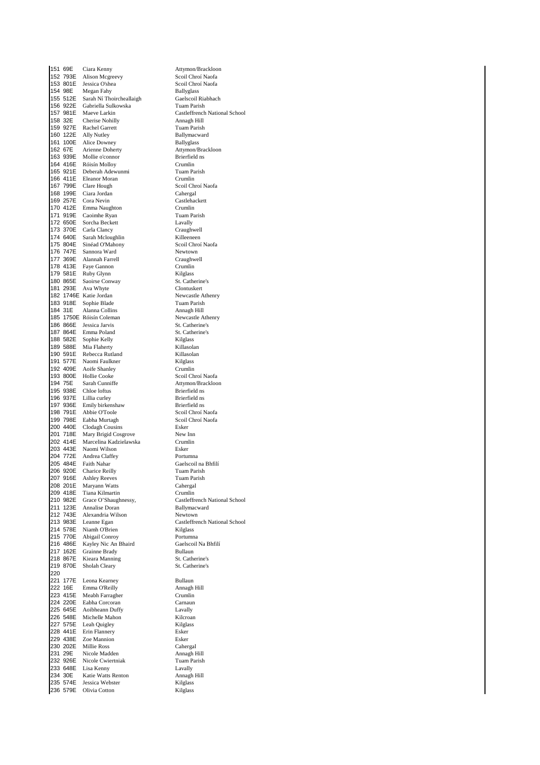| | | | |
|---|---|---|---|
| 151 | 69E | Ciara Kenny | Attymon/Brackloon |
| 152 | 793E | Alison Mcgreevy | Scoil Chroí Naofa |
| 153 | 801E | Jessica O'shea | Scoil Chroí Naofa |
| 154 | 98E | Megan Fahy | Ballyglass |
| 155 | 512E | Sarah Ní Thoircheallaigh | Gaelscoil Riabhach |
| 156 | 922E | Gabriella Sulkowska | Tuam Parish |
| 157 | 981E | Maeve Larkin | Castleffrench National School |
| 158 | 32E | Cherise Nohilly | Annagh Hill |
| 159 | 927E | Rachel Garrett | Tuam Parish |
| 160 | 122E | Ally Nutley | Ballymacward |
| 161 | 100E | Alice Downey | Ballyglass |
| 162 | 67E | Arienne Doherty | Attymon/Brackloon |
| 163 | 939E | Mollie o'connor | Brierfield ns |
| 164 | 416E | Róisín Molloy | Crumlin |
| 165 | 921E | Deberah Adewunmi | Tuam Parish |
| 166 | 411E | Eleanor Moran | Crumlin |
| 167 | 799E | Clare Hough | Scoil Chroí Naofa |
| 168 | 199E | Ciara Jordan | Cahergal |
| 169 | 257E | Cora Nevin | Castlehackett |
| 170 | 412E | Emma Naughton | Crumlin |
| 171 | 919E | Caoimhe Ryan | Tuam Parish |
| 172 | 650E | Sorcha Beckett | Lavally |
| 173 | 370E | Carla Clancy | Craughwell |
| 174 | 640E | Sarah Mcloughlin | Killeeneen |
| 175 | 804E | Sinéad O'Mahony | Scoil Chroí Naofa |
| 176 | 747E | Sannora Ward | Newtown |
| 177 | 369E | Alannah Farrell | Craughwell |
| 178 | 413E | Faye Gannon | Crumlin |
| 179 | 581E | Ruby Glynn | Kilglass |
| 180 | 865E | Saoirse Conway | St. Catherine's |
| 181 | 293E | Ava Whyte | Clontuskert |
| 182 | 1746E | Katie Jordan | Newcastle Athenry |
| 183 | 918E | Sophie Blade | Tuam Parish |
| 184 | 31E | Alanna Collins | Annagh Hill |
| 185 | 1750E | Róisín Coleman | Newcastle Athenry |
| 186 | 866E | Jessica Jarvis | St. Catherine's |
| 187 | 864E | Emma Poland | St. Catherine's |
| 188 | 582E | Sophie Kelly | Kilglass |
| 189 | 588E | Mia Flaherty | Killasolan |
| 190 | 591E | Rebecca Rutland | Killasolan |
| 191 | 577E | Naomi Faulkner | Kilglass |
| 192 | 409E | Aoife Shanley | Crumlin |
| 193 | 800E | Hollie Cooke | Scoil Chroí Naofa |
| 194 | 75E | Sarah Cunniffe | Attymon/Brackloon |
| 195 | 938E | Chloe loftus | Brierfield ns |
| 196 | 937E | Lillia curley | Brierfield ns |
| 197 | 936E | Emily birkenshaw | Brierfield ns |
| 198 | 791E | Abbie O'Toole | Scoil Chroí Naofa |
| 199 | 798E | Eabha Murtagh | Scoil Chroí Naofa |
| 200 | 440E | Clodagh Cousins | Esker |
| 201 | 718E | Mary Brigid Cosgrove | New Inn |
| 202 | 414E | Marcelina Kadzielawska | Crumlin |
| 203 | 443E | Naomi Wilson | Esker |
| 204 | 772E | Andrea Claffey | Portumna |
| 205 | 484E | Faith Nahar | Gaelscoil na Bhfilí |
| 206 | 920E | Charice Reilly | Tuam Parish |
| 207 | 916E | Ashley Reeves | Tuam Parish |
| 208 | 201E | Maryann Watts | Cahergal |
| 209 | 418E | Tiana Kilmartin | Crumlin |
| 210 | 982E | Grace O'Shaughnessy, | Castleffrench National School |
| 211 | 123E | Annalise Doran | Ballymacward |
| 212 | 743E | Alexandria Wilson | Newtown |
| 213 | 983E | Leanne Egan | Castleffrench National School |
| 214 | 578E | Niamh O'Brien | Kilglass |
| 215 | 770E | Abigail Conroy | Portumna |
| 216 | 486E | Kayley Nic An Bhaird | Gaelscoil Na Bhfilí |
| 217 | 162E | Grainne Brady | Bullaun |
| 218 | 867E | Kieara Manning | St. Catherine's |
| 219 | 870E | Sholah Cleary | St. Catherine's |
| 220 | | | |
| 221 | 177E | Leona Kearney | Bullaun |
| 222 | 16E | Emma O'Reilly | Annagh Hill |
| 223 | 415E | Meabh Farragher | Crumlin |
| 224 | 220E | Eabha Corcoran | Carnaun |
| 225 | 645E | Aoibheann Duffy | Lavally |
| 226 | 548E | Michelle Mahon | Kilcroan |
| 227 | 575E | Leah Quigley | Kilglass |
| 228 | 441E | Erin Flannery | Esker |
| 229 | 438E | Zoe Mannion | Esker |
| 230 | 202E | Millie Ross | Cahergal |
| 231 | 29E | Nicole Madden | Annagh Hill |
| 232 | 926E | Nicole Cwiertniak | Tuam Parish |
| 233 | 648E | Lisa Kenny | Lavally |
| 234 | 30E | Katie Watts Renton | Annagh Hill |
| 235 | 574E | Jessica Webster | Kilglass |
| 236 | 579E | Olivia Cotton | Kilglass |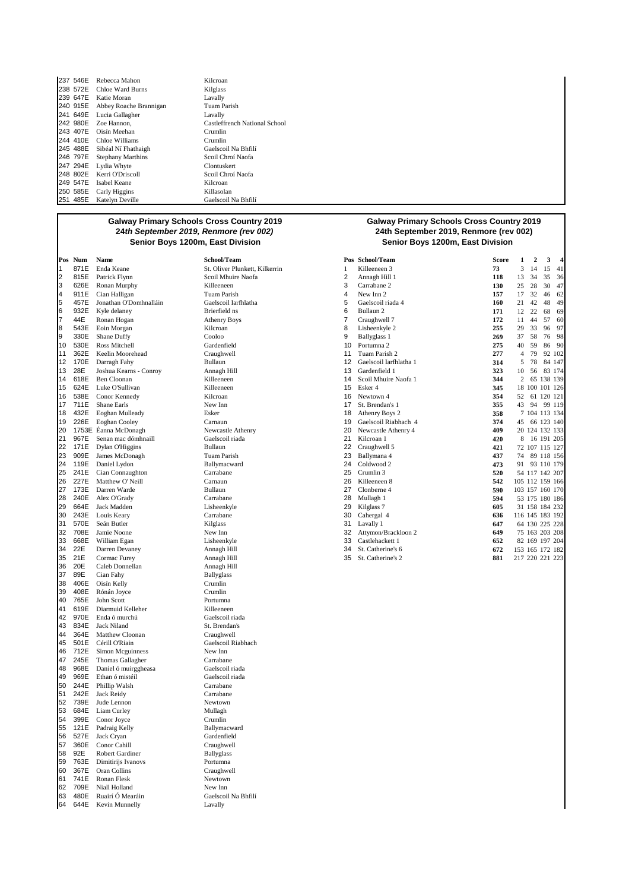| Pos | Num | Name | School/Team |
|---|---|---|---|
| 237 | 546E | Rebecca Mahon | Kilcroan |
| 238 | 572E | Chloe Ward Burns | Kilglass |
| 239 | 647E | Katie Moran | Lavally |
| 240 | 915E | Abbey Roache Brannigan | Tuam Parish |
| 241 | 649E | Lucia Gallagher | Lavally |
| 242 | 980E | Zoe Hannon, | Castleffrench National School |
| 243 | 407E | Oisín Meehan | Crumlin |
| 244 | 410E | Chloe Williams | Crumlin |
| 245 | 488E | Sibéal Ní Fhathaigh | Gaelscoil Na Bhfilí |
| 246 | 797E | Stephany Marthins | Scoil Chroí Naofa |
| 247 | 294E | Lydia Whyte | Clontuskert |
| 248 | 802E | Kerri O'Driscoll | Scoil Chroí Naofa |
| 249 | 547E | Isabel Keane | Kilcroan |
| 250 | 585E | Carly Higgins | Killasolan |
| 251 | 485E | Katelyn Deville | Gaelscoil Na Bhfilí |

## Galway Primary Schools Cross Country 2019

### *24th September 2019, Renmore (rev 002)*

### Senior Boys 1200m, East Division

| Pos | Num | Name | School/Team |
|---|---|---|---|
| 1 | 871E | Enda Keane | St. Oliver Plunkett, Kilkerrin |
| 2 | 815E | Patrick Flynn | Scoil Mhuire Naofa |
| 3 | 626E | Ronan Murphy | Killeeneen |
| 4 | 911E | Cian Halligan | Tuam Parish |
| 5 | 457E | Jonathan O'Domhnalláin | Gaelscoil Iarfhlatha |
| 6 | 932E | Kyle delaney | Brierfield ns |
| 7 | 44E | Ronan Hogan | Athenry Boys |
| 8 | 543E | Eoin Morgan | Kilcroan |
| 9 | 330E | Shane Duffy | Cooloo |
| 10 | 530E | Ross Mitchell | Gardenfield |
| 11 | 362E | Keelin Moorehead | Craughwell |
| 12 | 170E | Darragh Fahy | Bullaun |
| 13 | 28E | Joshua Kearns - Conroy | Annagh Hill |
| 14 | 618E | Ben Cloonan | Killeeneen |
| 15 | 624E | Luke O'Sullivan | Killeeneen |
| 16 | 538E | Conor Kennedy | Kilcroan |
| 17 | 711E | Shane Earls | New Inn |
| 18 | 432E | Eoghan Mulleady | Esker |
| 19 | 226E | Eoghan Cooley | Carnaun |
| 20 | 1753E | Éanna McDonagh | Newcastle Athenry |
| 21 | 967E | Senan mac dómhnaill | Gaelscoil riada |
| 22 | 171E | Dylan O'Higgins | Bullaun |
| 23 | 909E | James McDonagh | Tuam Parish |
| 24 | 119E | Daniel Lydon | Ballymacward |
| 25 | 241E | Cian Connaughton | Carrabane |
| 26 | 227E | Matthew O' Neill | Carnaun |
| 27 | 173E | Darren Warde | Bullaun |
| 28 | 240E | Alex O'Grady | Carrabane |
| 29 | 664E | Jack Madden | Lisheenkyle |
| 30 | 243E | Louis Keary | Carrabane |
| 31 | 570E | Seán Butler | Kilglass |
| 32 | 708E | Jamie Noone | New Inn |
| 33 | 668E | William Egan | Lisheenkyle |
| 34 | 22E | Darren Devaney | Annagh Hill |
| 35 | 21E | Cormac Furey | Annagh Hill |
| 36 | 20E | Caleb Donnellan | Annagh Hill |
| 37 | 89E | Cian Fahy | Ballyglass |
| 38 | 406E | Oisín Kelly | Crumlin |
| 39 | 408E | Rónán Joyce | Crumlin |
| 40 | 765E | John Scott | Portumna |
| 41 | 619E | Diarmuid Kelleher | Killeeneen |
| 42 | 970E | Enda ó murchú | Gaelscoil riada |
| 43 | 834E | Jack Niland | St. Brendan's |
| 44 | 364E | Matthew Cloonan | Craughwell |
| 45 | 501E | Cérill O'Riain | Gaelscoil Riabhach |
| 46 | 712E | Simon Mcguinness | New Inn |
| 47 | 245E | Thomas Gallagher | Carrabane |
| 48 | 968E | Daniel ó muirggheasa | Gaelscoil riada |
| 49 | 969E | Ethan ó mistéil | Gaelscoil riada |
| 50 | 244E | Phillip Walsh | Carrabane |
| 51 | 242E | Jack Reidy | Carrabane |
| 52 | 739E | Jude Lennon | Newtown |
| 53 | 684E | Liam Curley | Mullagh |
| 54 | 399E | Conor Joyce | Crumlin |
| 55 | 121E | Padraig Kelly | Ballymacward |
| 56 | 527E | Jack Cryan | Gardenfield |
| 57 | 360E | Conor Cahill | Craughwell |
| 58 | 92E | Robert Gardiner | Ballyglass |
| 59 | 763E | Dimitirijs Ivanovs | Portumna |
| 60 | 367E | Oran Collins | Craughwell |
| 61 | 741E | Ronan Flesk | Newtown |
| 62 | 709E | Niall Holland | New Inn |
| 63 | 480E | Ruairí Ó Mearáin | Gaelscoil Na Bhfilí |
| 64 | 644E | Kevin Munnelly | Lavally |

## Galway Primary Schools Cross Country 2019

### 24th September 2019, Renmore (rev 002)

### Senior Boys 1200m, East Division

| Pos | School/Team | Score | 1 | 2 | 3 | 4 |
|---|---|---|---|---|---|---|
| 1 | Killeeneen 3 | **73** | 3 | 14 | 15 | 41 |
| 2 | Annagh Hill 1 | **118** | 13 | 34 | 35 | 36 |
| 3 | Carrabane 2 | **130** | 25 | 28 | 30 | 47 |
| 4 | New Inn 2 | **157** | 17 | 32 | 46 | 62 |
| 5 | Gaelscoil riada 4 | **160** | 21 | 42 | 48 | 49 |
| 6 | Bullaun 2 | **171** | 12 | 22 | 68 | 69 |
| 7 | Craughwell 7 | **172** | 11 | 44 | 57 | 60 |
| 8 | Lisheenkyle 2 | **255** | 29 | 33 | 96 | 97 |
| 9 | Ballyglass 1 | **269** | 37 | 58 | 76 | 98 |
| 10 | Portumna 2 | **275** | 40 | 59 | 86 | 90 |
| 11 | Tuam Parish 2 | **277** | 4 | 79 | 92 | 102 |
| 12 | Gaelscoil Iarfhlatha 1 | **314** | 5 | 78 | 84 | 147 |
| 13 | Gardenfield 1 | **323** | 10 | 56 | 83 | 174 |
| 14 | Scoil Mhuire Naofa 1 | **344** | 2 | 65 | 138 | 139 |
| 15 | Esker 4 | **345** | 18 | 100 | 101 | 126 |
| 16 | Newtown 4 | **354** | 52 | 61 | 120 | 121 |
| 17 | St. Brendan's 1 | **355** | 43 | 94 | 99 | 119 |
| 18 | Athenry Boys 2 | **358** | 7 | 104 | 113 | 134 |
| 19 | Gaelscoil Riabhach 4 | **374** | 45 | 66 | 123 | 140 |
| 20 | Newcastle Athenry 4 | **409** | 20 | 124 | 132 | 133 |
| 21 | Kilcroan 1 | **420** | 8 | 16 | 191 | 205 |
| 22 | Craughwell 5 | **421** | 72 | 107 | 115 | 127 |
| 23 | Ballymana 4 | **437** | 74 | 89 | 118 | 156 |
| 24 | Coldwood 2 | **473** | 91 | 93 | 110 | 179 |
| 25 | Crumlin 3 | **520** | 54 | 117 | 142 | 207 |
| 26 | Killeeneen 8 | **542** | 105 | 112 | 159 | 166 |
| 27 | Clonberne 4 | **590** | 103 | 157 | 160 | 170 |
| 28 | Mullagh 1 | **594** | 53 | 175 | 180 | 186 |
| 29 | Kilglass 7 | **605** | 31 | 158 | 184 | 232 |
| 30 | Cahergal 4 | **636** | 116 | 145 | 183 | 192 |
| 31 | Lavally 1 | **647** | 64 | 130 | 225 | 228 |
| 32 | Attymon/Brackloon 2 | **649** | 75 | 163 | 203 | 208 |
| 33 | Castlehackett 1 | **652** | 82 | 169 | 197 | 204 |
| 34 | St. Catherine's 6 | **672** | 153 | 165 | 172 | 182 |
| 35 | St. Catherine's 2 | **881** | 217 | 220 | 221 | 223 |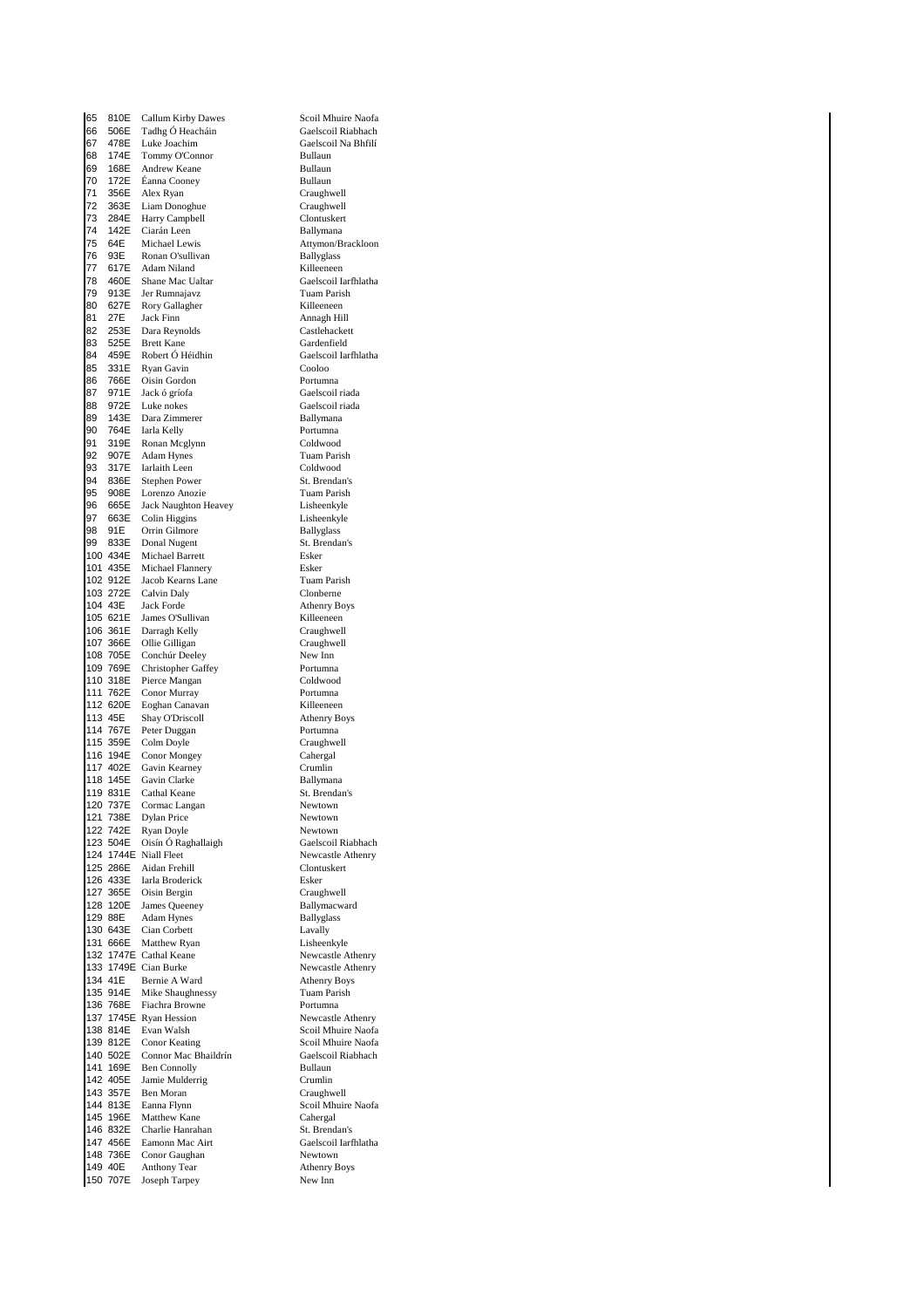| | | | |
|---|---|---|---|
| 65 | 810E | Callum Kirby Dawes | Scoil Mhuire Naofa |
| 66 | 506E | Tadhg Ó Heacháin | Gaelscoil Riabhach |
| 67 | 478E | Luke Joachim | Gaelscoil Na Bhfilí |
| 68 | 174E | Tommy O'Connor | Bullaun |
| 69 | 168E | Andrew Keane | Bullaun |
| 70 | 172E | Éanna Cooney | Bullaun |
| 71 | 356E | Alex Ryan | Craughwell |
| 72 | 363E | Liam Donoghue | Craughwell |
| 73 | 284E | Harry Campbell | Clontuskert |
| 74 | 142E | Ciarán Leen | Ballymana |
| 75 | 64E | Michael Lewis | Attymon/Brackloon |
| 76 | 93E | Ronan O'sullivan | Ballyglass |
| 77 | 617E | Adam Niland | Killeeneen |
| 78 | 460E | Shane Mac Ualtar | Gaelscoil Iarfhlatha |
| 79 | 913E | Jer Rumnajavz | Tuam Parish |
| 80 | 627E | Rory Gallagher | Killeeneen |
| 81 | 27E | Jack Finn | Annagh Hill |
| 82 | 253E | Dara Reynolds | Castlehackett |
| 83 | 525E | Brett Kane | Gardenfield |
| 84 | 459E | Robert Ó Héidhin | Gaelscoil Iarfhlatha |
| 85 | 331E | Ryan Gavin | Cooloo |
| 86 | 766E | Oisin Gordon | Portumna |
| 87 | 971E | Jack ó gríofa | Gaelscoil riada |
| 88 | 972E | Luke nokes | Gaelscoil riada |
| 89 | 143E | Dara Zimmerer | Ballymana |
| 90 | 764E | Iarla Kelly | Portumna |
| 91 | 319E | Ronan Mcglynn | Coldwood |
| 92 | 907E | Adam Hynes | Tuam Parish |
| 93 | 317E | Iarlaith Leen | Coldwood |
| 94 | 836E | Stephen Power | St. Brendan's |
| 95 | 908E | Lorenzo Anozie | Tuam Parish |
| 96 | 665E | Jack Naughton Heavey | Lisheenkyle |
| 97 | 663E | Colin Higgins | Lisheenkyle |
| 98 | 91E | Orrin Gilmore | Ballyglass |
| 99 | 833E | Donal Nugent | St. Brendan's |
| 100 | 434E | Michael Barrett | Esker |
| 101 | 435E | Michael Flannery | Esker |
| 102 | 912E | Jacob Kearns Lane | Tuam Parish |
| 103 | 272E | Calvin Daly | Clonberne |
| 104 | 43E | Jack Forde | Athenry Boys |
| 105 | 621E | James O'Sullivan | Killeeneen |
| 106 | 361E | Darragh Kelly | Craughwell |
| 107 | 366E | Ollie Gilligan | Craughwell |
| 108 | 705E | Conchúr Deeley | New Inn |
| 109 | 769E | Christopher Gaffey | Portumna |
| 110 | 318E | Pierce Mangan | Coldwood |
| 111 | 762E | Conor Murray | Portumna |
| 112 | 620E | Eoghan Canavan | Killeeneen |
| 113 | 45E | Shay O'Driscoll | Athenry Boys |
| 114 | 767E | Peter Duggan | Portumna |
| 115 | 359E | Colm Doyle | Craughwell |
| 116 | 194E | Conor Mongey | Cahergal |
| 117 | 402E | Gavin Kearney | Crumlin |
| 118 | 145E | Gavin Clarke | Ballymana |
| 119 | 831E | Cathal Keane | St. Brendan's |
| 120 | 737E | Cormac Langan | Newtown |
| 121 | 738E | Dylan Price | Newtown |
| 122 | 742E | Ryan Doyle | Newtown |
| 123 | 504E | Oisín Ó Raghallaigh | Gaelscoil Riabhach |
| 124 | 1744E | Niall Fleet | Newcastle Athenry |
| 125 | 286E | Aidan Frehill | Clontuskert |
| 126 | 433E | Iarla Broderick | Esker |
| 127 | 365E | Oisin Bergin | Craughwell |
| 128 | 120E | James Queeney | Ballymacward |
| 129 | 88E | Adam Hynes | Ballyglass |
| 130 | 643E | Cian Corbett | Lavally |
| 131 | 666E | Matthew Ryan | Lisheenkyle |
| 132 | 1747E | Cathal Keane | Newcastle Athenry |
| 133 | 1749E | Cian Burke | Newcastle Athenry |
| 134 | 41E | Bernie A Ward | Athenry Boys |
| 135 | 914E | Mike Shaughnessy | Tuam Parish |
| 136 | 768E | Fiachra Browne | Portumna |
| 137 | 1745E | Ryan Hession | Newcastle Athenry |
| 138 | 814E | Evan Walsh | Scoil Mhuire Naofa |
| 139 | 812E | Conor Keating | Scoil Mhuire Naofa |
| 140 | 502E | Connor Mac Bhaildrín | Gaelscoil Riabhach |
| 141 | 169E | Ben Connolly | Bullaun |
| 142 | 405E | Jamie Mulderrig | Crumlin |
| 143 | 357E | Ben Moran | Craughwell |
| 144 | 813E | Eanna Flynn | Scoil Mhuire Naofa |
| 145 | 196E | Matthew Kane | Cahergal |
| 146 | 832E | Charlie Hanrahan | St. Brendan's |
| 147 | 456E | Eamonn Mac Airt | Gaelscoil Iarfhlatha |
| 148 | 736E | Conor Gaughan | Newtown |
| 149 | 40E | Anthony Tear | Athenry Boys |
| 150 | 707E | Joseph Tarpey | New Inn |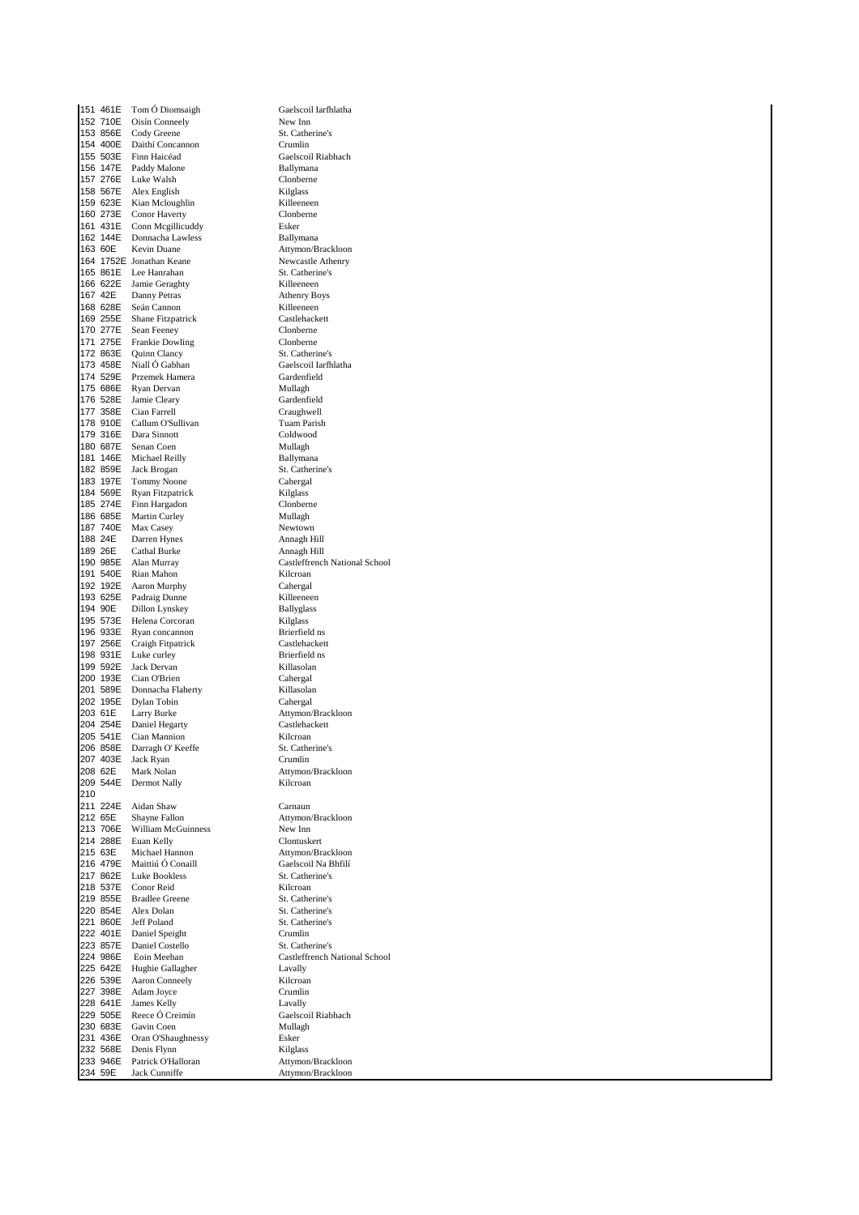| | | | |
|---|---|---|---|
| 151 | 461E | Tom Ó Diomsaigh | Gaelscoil Iarfhlatha |
| 152 | 710E | Oisín Conneely | New Inn |
| 153 | 856E | Cody Greene | St. Catherine's |
| 154 | 400E | Daithí Concannon | Crumlin |
| 155 | 503E | Finn Haicéad | Gaelscoil Riabhach |
| 156 | 147E | Paddy Malone | Ballymana |
| 157 | 276E | Luke Walsh | Clonberne |
| 158 | 567E | Alex English | Kilglass |
| 159 | 623E | Kian Mcloughlin | Killeeneen |
| 160 | 273E | Conor Haverty | Clonberne |
| 161 | 431E | Conn Mcgillicuddy | Esker |
| 162 | 144E | Donnacha Lawless | Ballymana |
| 163 | 60E | Kevin Duane | Attymon/Brackloon |
| 164 | 1752E | Jonathan Keane | Newcastle Athenry |
| 165 | 861E | Lee Hanrahan | St. Catherine's |
| 166 | 622E | Jamie Geraghty | Killeeneen |
| 167 | 42E | Danny Petras | Athenry Boys |
| 168 | 628E | Seán Cannon | Killeeneen |
| 169 | 255E | Shane Fitzpatrick | Castlehackett |
| 170 | 277E | Sean Feeney | Clonberne |
| 171 | 275E | Frankie Dowling | Clonberne |
| 172 | 863E | Quinn Clancy | St. Catherine's |
| 173 | 458E | Niall Ó Gabhan | Gaelscoil Iarfhlatha |
| 174 | 529E | Przemek Hamera | Gardenfield |
| 175 | 686E | Ryan Dervan | Mullagh |
| 176 | 528E | Jamie Cleary | Gardenfield |
| 177 | 358E | Cian Farrell | Craughwell |
| 178 | 910E | Callum O'Sullivan | Tuam Parish |
| 179 | 316E | Dara Sinnott | Coldwood |
| 180 | 687E | Senan Coen | Mullagh |
| 181 | 146E | Michael Reilly | Ballymana |
| 182 | 859E | Jack Brogan | St. Catherine's |
| 183 | 197E | Tommy Noone | Cahergal |
| 184 | 569E | Ryan Fitzpatrick | Kilglass |
| 185 | 274E | Finn Hargadon | Clonberne |
| 186 | 685E | Martin Curley | Mullagh |
| 187 | 740E | Max Casey | Newtown |
| 188 | 24E | Darren Hynes | Annagh Hill |
| 189 | 26E | Cathal Burke | Annagh Hill |
| 190 | 985E | Alan Murray | Castleffrench National School |
| 191 | 540E | Rian Mahon | Kilcroan |
| 192 | 192E | Aaron Murphy | Cahergal |
| 193 | 625E | Padraig Dunne | Killeeneen |
| 194 | 90E | Dillon Lynskey | Ballyglass |
| 195 | 573E | Helena Corcoran | Kilglass |
| 196 | 933E | Ryan concannon | Brierfield ns |
| 197 | 256E | Craigh Fitpatrick | Castlehackett |
| 198 | 931E | Luke curley | Brierfield ns |
| 199 | 592E | Jack Dervan | Killasolan |
| 200 | 193E | Cian O'Brien | Cahergal |
| 201 | 589E | Donnacha Flaherty | Killasolan |
| 202 | 195E | Dylan Tobin | Cahergal |
| 203 | 61E | Larry Burke | Attymon/Brackloon |
| 204 | 254E | Daniel Hegarty | Castlehackett |
| 205 | 541E | Cian Mannion | Kilcroan |
| 206 | 858E | Darragh O' Keeffe | St. Catherine's |
| 207 | 403E | Jack Ryan | Crumlin |
| 208 | 62E | Mark Nolan | Attymon/Brackloon |
| 209 | 544E | Dermot Nally | Kilcroan |
| 210 | | | |
| 211 | 224E | Aidan Shaw | Carnaun |
| 212 | 65E | Shayne Fallon | Attymon/Brackloon |
| 213 | 706E | William McGuinness | New Inn |
| 214 | 288E | Euan Kelly | Clontuskert |
| 215 | 63E | Michael Hannon | Attymon/Brackloon |
| 216 | 479E | Maittiú Ó Conaill | Gaelscoil Na Bhfilí |
| 217 | 862E | Luke Bookless | St. Catherine's |
| 218 | 537E | Conor Reid | Kilcroan |
| 219 | 855E | Bradlee Greene | St. Catherine's |
| 220 | 854E | Alex Dolan | St. Catherine's |
| 221 | 860E | Jeff Poland | St. Catherine's |
| 222 | 401E | Daniel Speight | Crumlin |
| 223 | 857E | Daniel Costello | St. Catherine's |
| 224 | 986E | Eoin Meehan | Castleffrench National School |
| 225 | 642E | Hughie Gallagher | Lavally |
| 226 | 539E | Aaron Conneely | Kilcroan |
| 227 | 398E | Adam Joyce | Crumlin |
| 228 | 641E | James Kelly | Lavally |
| 229 | 505E | Reece Ó Creimín | Gaelscoil Riabhach |
| 230 | 683E | Gavin Coen | Mullagh |
| 231 | 436E | Oran O'Shaughnessy | Esker |
| 232 | 568E | Denis Flynn | Kilglass |
| 233 | 946E | Patrick O'Halloran | Attymon/Brackloon |
| 234 | 59E | Jack Cunniffe | Attymon/Brackloon |